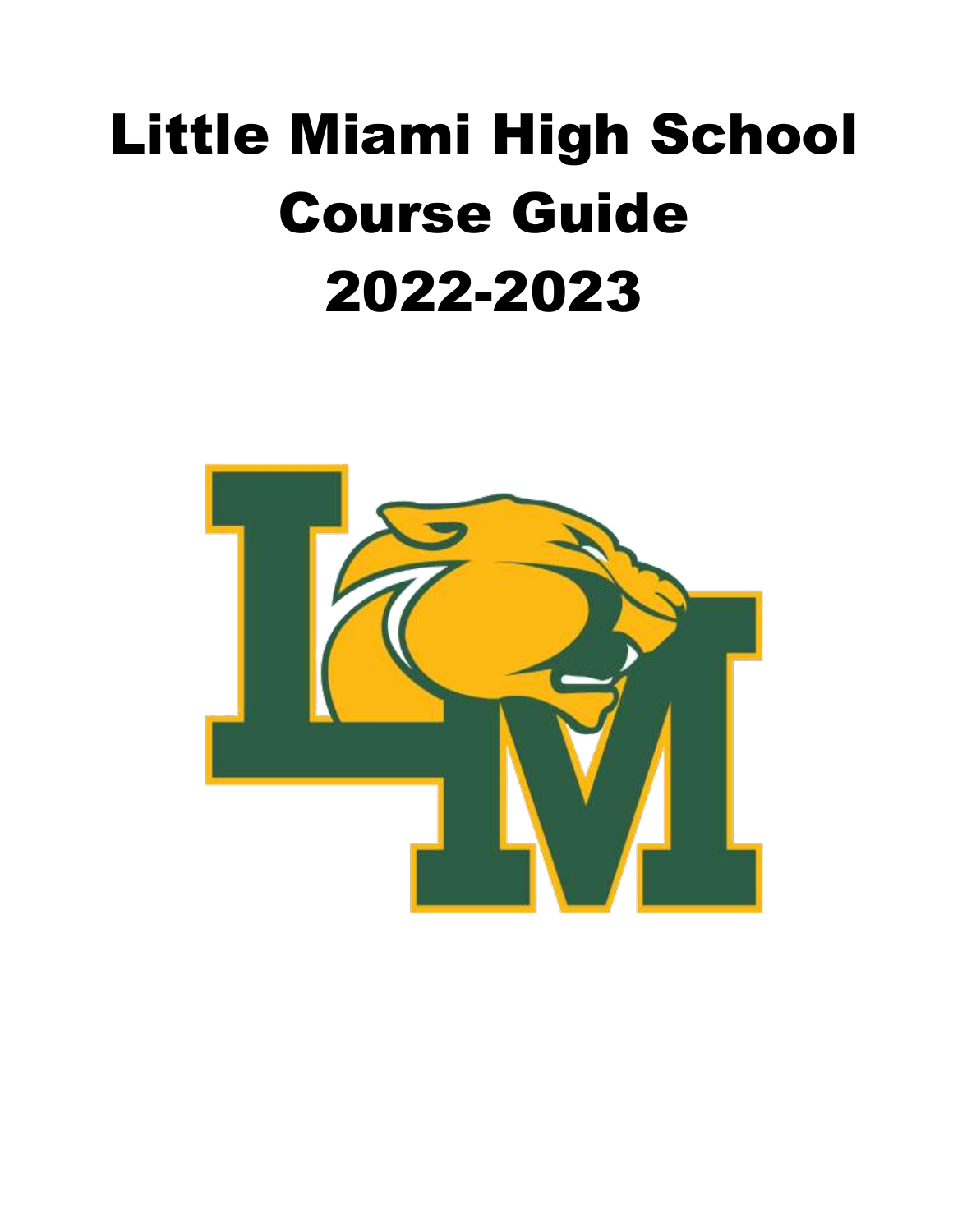# Little Miami High School Course Guide 2022-2023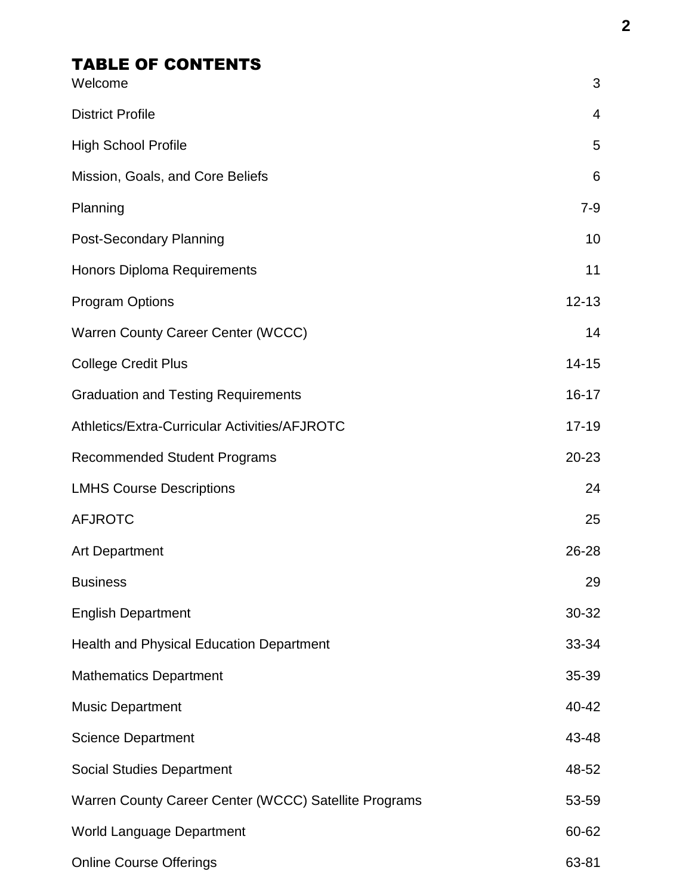## TABLE OF CONTENTS

| | |
|---|---|
| Welcome | 3 |
| District Profile | 4 |
| High School Profile | 5 |
| Mission, Goals, and Core Beliefs | 6 |
| Planning | 7-9 |
| Post-Secondary Planning | 10 |
| Honors Diploma Requirements | 11 |
| Program Options | 12-13 |
| Warren County Career Center (WCCC) | 14 |
| College Credit Plus | 14-15 |
| Graduation and Testing Requirements | 16-17 |
| Athletics/Extra-Curricular Activities/AFJROTC | 17-19 |
| Recommended Student Programs | 20-23 |
| LMHS Course Descriptions | 24 |
| AFJROTC | 25 |
| Art Department | 26-28 |
| Business | 29 |
| English Department | 30-32 |
| Health and Physical Education Department | 33-34 |
| Mathematics Department | 35-39 |
| Music Department | 40-42 |
| Science Department | 43-48 |
| Social Studies Department | 48-52 |
| Warren County Career Center (WCCC) Satellite Programs | 53-59 |
| World Language Department | 60-62 |
| Online Course Offerings | 63-81 |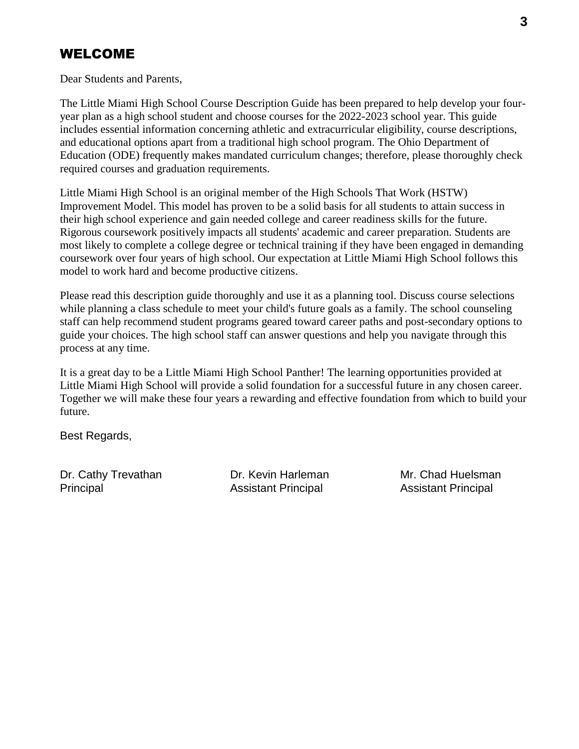# WELCOME

Dear Students and Parents,

The Little Miami High School Course Description Guide has been prepared to help develop your four-year plan as a high school student and choose courses for the 2022-2023 school year. This guide includes essential information concerning athletic and extracurricular eligibility, course descriptions, and educational options apart from a traditional high school program. The Ohio Department of Education (ODE) frequently makes mandated curriculum changes; therefore, please thoroughly check required courses and graduation requirements.

Little Miami High School is an original member of the High Schools That Work (HSTW) Improvement Model. This model has proven to be a solid basis for all students to attain success in their high school experience and gain needed college and career readiness skills for the future. Rigorous coursework positively impacts all students' academic and career preparation. Students are most likely to complete a college degree or technical training if they have been engaged in demanding coursework over four years of high school. Our expectation at Little Miami High School follows this model to work hard and become productive citizens.

Please read this description guide thoroughly and use it as a planning tool. Discuss course selections while planning a class schedule to meet your child's future goals as a family. The school counseling staff can help recommend student programs geared toward career paths and post-secondary options to guide your choices. The high school staff can answer questions and help you navigate through this process at any time.

It is a great day to be a Little Miami High School Panther! The learning opportunities provided at Little Miami High School will provide a solid foundation for a successful future in any chosen career. Together we will make these four years a rewarding and effective foundation from which to build your future.

Best Regards,

Dr. Cathy Trevathan
Principal

Dr. Kevin Harleman
Assistant Principal

Mr. Chad Huelsman
Assistant Principal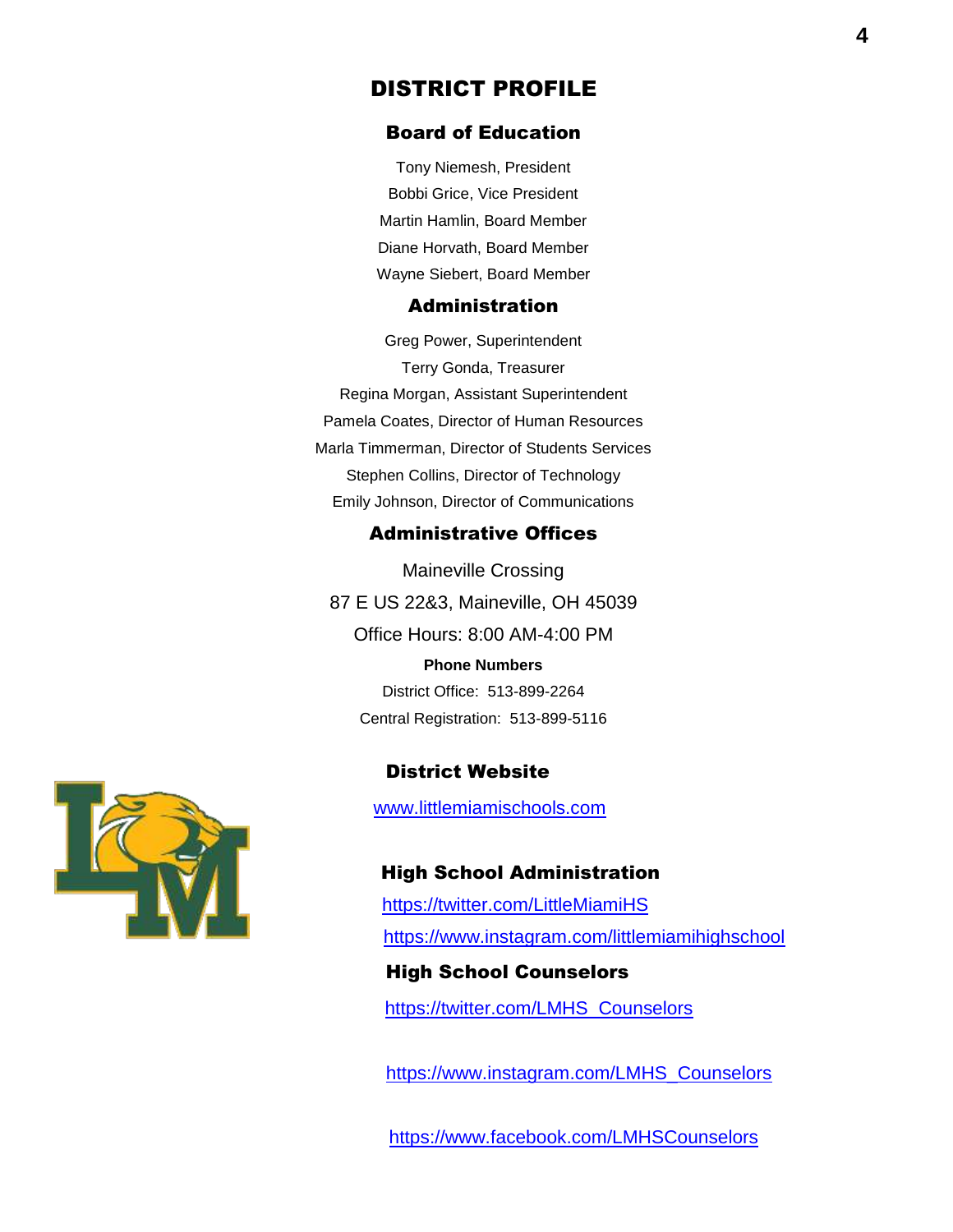# DISTRICT PROFILE

## Board of Education

Tony Niemesh, President

Bobbi Grice, Vice President

Martin Hamlin, Board Member

Diane Horvath, Board Member

Wayne Siebert, Board Member

## Administration

Greg Power, Superintendent

Terry Gonda, Treasurer

Regina Morgan, Assistant Superintendent

Pamela Coates, Director of Human Resources

Marla Timmerman, Director of Students Services

Stephen Collins, Director of Technology

Emily Johnson, Director of Communications

## Administrative Offices

Maineville Crossing

87 E US 22&3, Maineville, OH 45039

Office Hours: 8:00 AM-4:00 PM

**Phone Numbers**

District Office: 513-899-2264

Central Registration: 513-899-5116

## District Website

www.littlemiamischools.com

## High School Administration

https://twitter.com/LittleMiamiHS

https://www.instagram.com/littlemiamihighschool

## High School Counselors

https://twitter.com/LMHS_Counselors

https://www.instagram.com/LMHS_Counselors

https://www.facebook.com/LMHSCounselors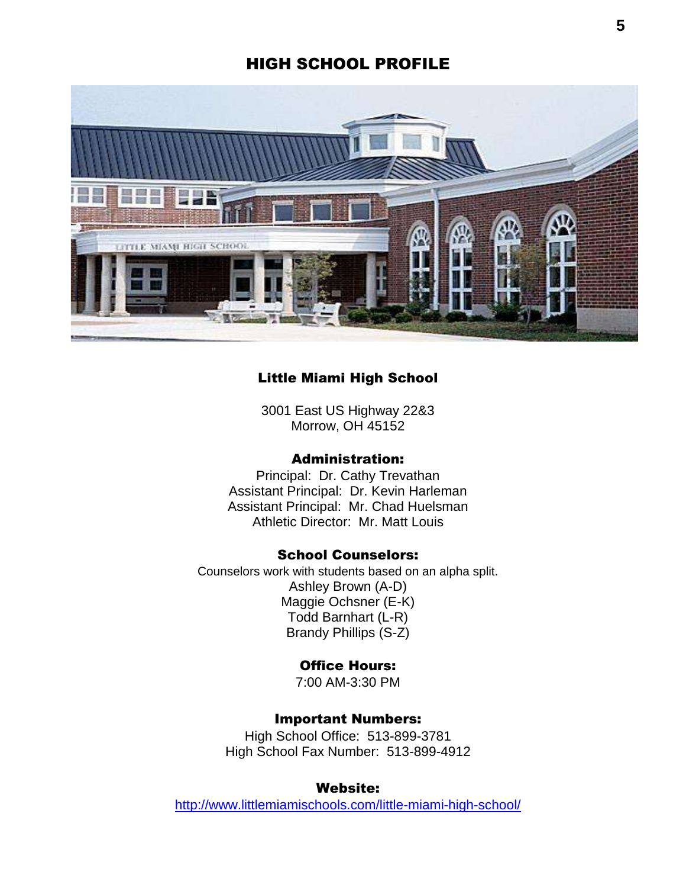# HIGH SCHOOL PROFILE

## Little Miami High School

3001 East US Highway 22&3
Morrow, OH 45152

### Administration:

Principal: Dr. Cathy Trevathan
Assistant Principal: Dr. Kevin Harleman
Assistant Principal: Mr. Chad Huelsman
Athletic Director: Mr. Matt Louis

### School Counselors:

Counselors work with students based on an alpha split.
Ashley Brown (A-D)
Maggie Ochsner (E-K)
Todd Barnhart (L-R)
Brandy Phillips (S-Z)

### Office Hours:

7:00 AM-3:30 PM

### Important Numbers:

High School Office: 513-899-3781
High School Fax Number: 513-899-4912

### Website:

http://www.littlemiamischools.com/little-miami-high-school/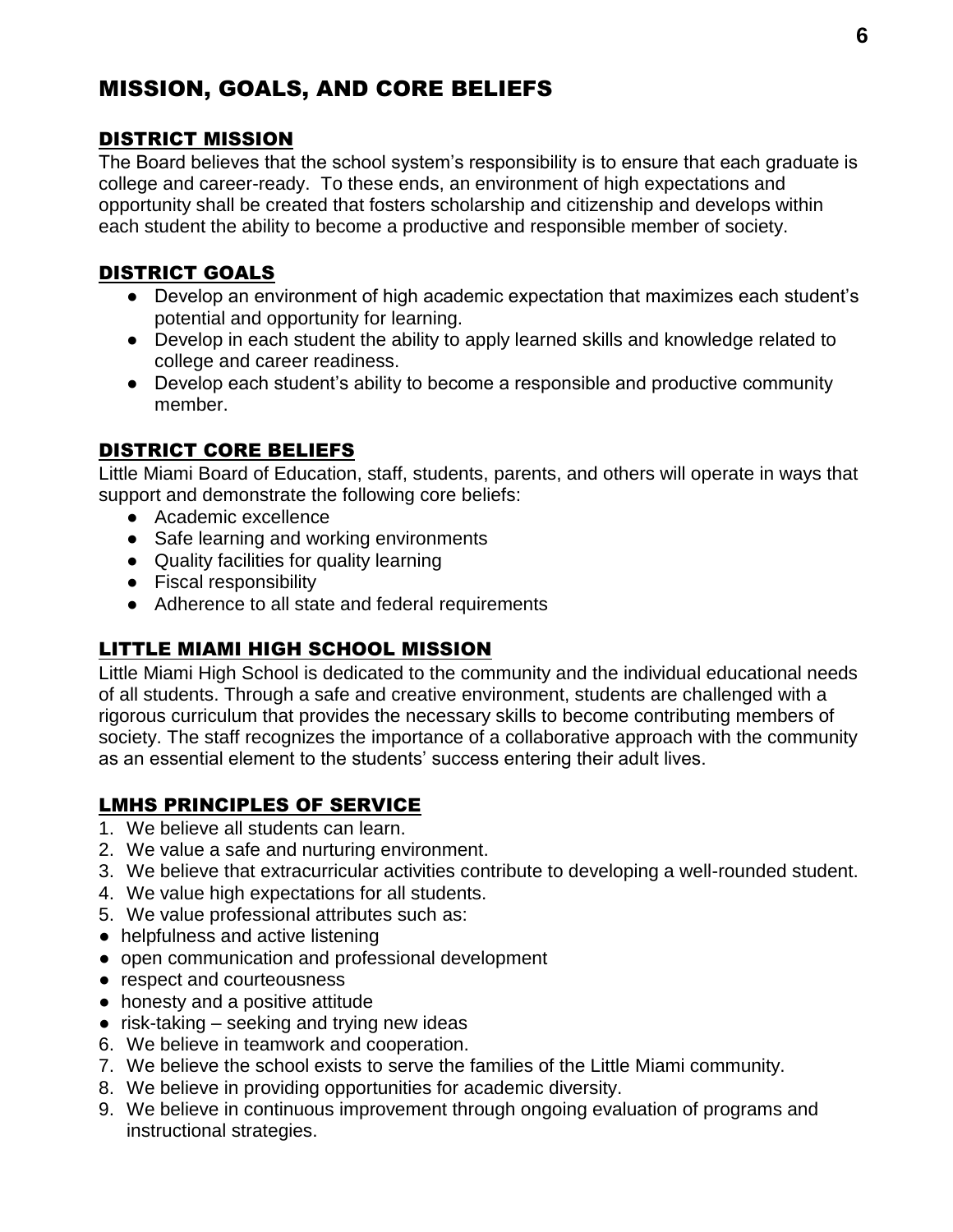# MISSION, GOALS, AND CORE BELIEFS

## DISTRICT MISSION

The Board believes that the school system's responsibility is to ensure that each graduate is college and career-ready. To these ends, an environment of high expectations and opportunity shall be created that fosters scholarship and citizenship and develops within each student the ability to become a productive and responsible member of society.

## DISTRICT GOALS

- Develop an environment of high academic expectation that maximizes each student's potential and opportunity for learning.
- Develop in each student the ability to apply learned skills and knowledge related to college and career readiness.
- Develop each student's ability to become a responsible and productive community member.

## DISTRICT CORE BELIEFS

Little Miami Board of Education, staff, students, parents, and others will operate in ways that support and demonstrate the following core beliefs:

- Academic excellence
- Safe learning and working environments
- Quality facilities for quality learning
- Fiscal responsibility
- Adherence to all state and federal requirements

## LITTLE MIAMI HIGH SCHOOL MISSION

Little Miami High School is dedicated to the community and the individual educational needs of all students. Through a safe and creative environment, students are challenged with a rigorous curriculum that provides the necessary skills to become contributing members of society. The staff recognizes the importance of a collaborative approach with the community as an essential element to the students' success entering their adult lives.

## LMHS PRINCIPLES OF SERVICE

1. We believe all students can learn.
2. We value a safe and nurturing environment.
3. We believe that extracurricular activities contribute to developing a well-rounded student.
4. We value high expectations for all students.
5. We value professional attributes such as:

- helpfulness and active listening
- open communication and professional development
- respect and courteousness
- honesty and a positive attitude
- risk-taking – seeking and trying new ideas

6. We believe in teamwork and cooperation.
7. We believe the school exists to serve the families of the Little Miami community.
8. We believe in providing opportunities for academic diversity.
9. We believe in continuous improvement through ongoing evaluation of programs and instructional strategies.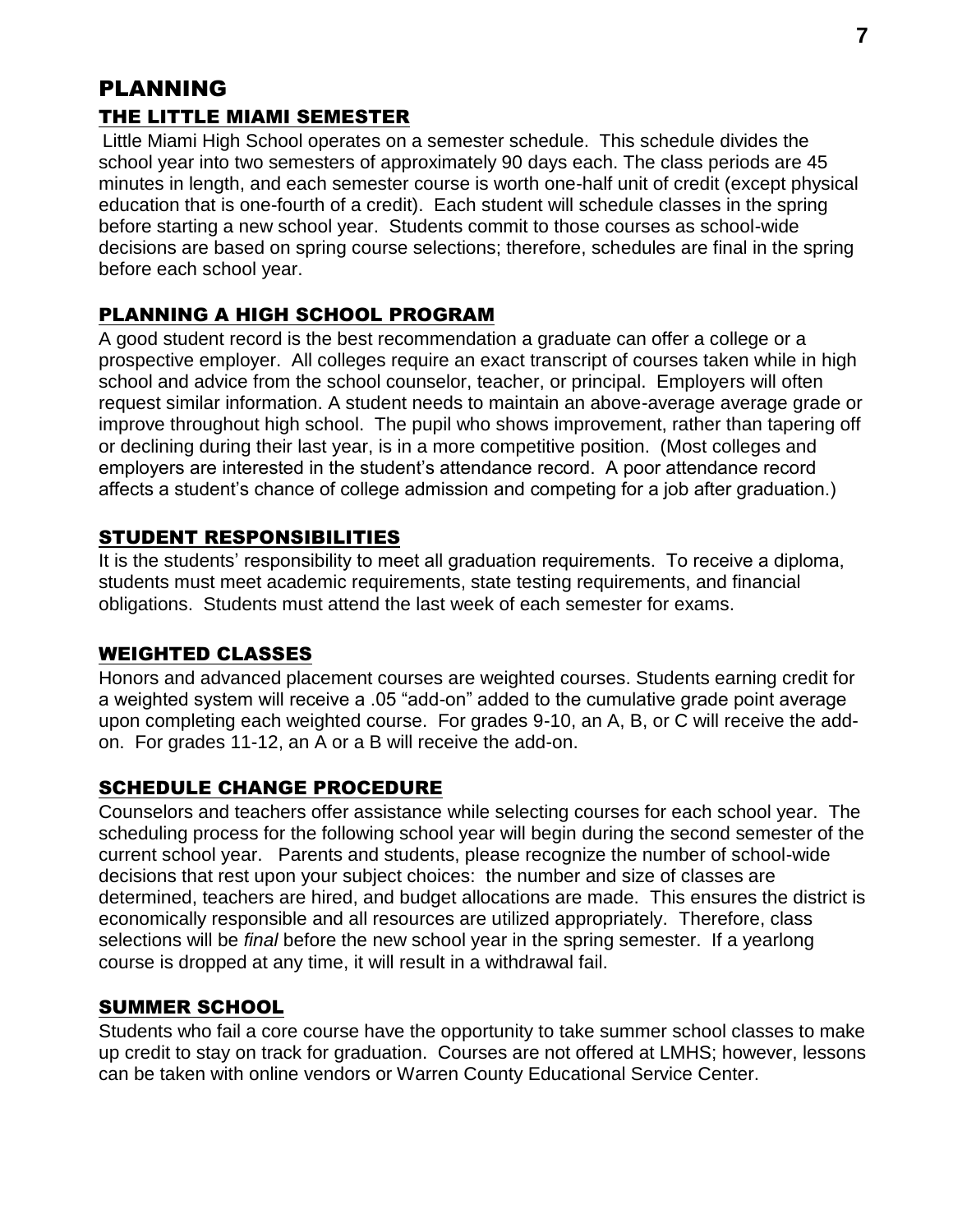# PLANNING

## THE LITTLE MIAMI SEMESTER

Little Miami High School operates on a semester schedule. This schedule divides the school year into two semesters of approximately 90 days each. The class periods are 45 minutes in length, and each semester course is worth one-half unit of credit (except physical education that is one-fourth of a credit). Each student will schedule classes in the spring before starting a new school year. Students commit to those courses as school-wide decisions are based on spring course selections; therefore, schedules are final in the spring before each school year.

## PLANNING A HIGH SCHOOL PROGRAM

A good student record is the best recommendation a graduate can offer a college or a prospective employer. All colleges require an exact transcript of courses taken while in high school and advice from the school counselor, teacher, or principal. Employers will often request similar information. A student needs to maintain an above-average average grade or improve throughout high school. The pupil who shows improvement, rather than tapering off or declining during their last year, is in a more competitive position. (Most colleges and employers are interested in the student's attendance record. A poor attendance record affects a student's chance of college admission and competing for a job after graduation.)

## STUDENT RESPONSIBILITIES

It is the students' responsibility to meet all graduation requirements. To receive a diploma, students must meet academic requirements, state testing requirements, and financial obligations. Students must attend the last week of each semester for exams.

## WEIGHTED CLASSES

Honors and advanced placement courses are weighted courses. Students earning credit for a weighted system will receive a .05 "add-on" added to the cumulative grade point average upon completing each weighted course. For grades 9-10, an A, B, or C will receive the add-on. For grades 11-12, an A or a B will receive the add-on.

## SCHEDULE CHANGE PROCEDURE

Counselors and teachers offer assistance while selecting courses for each school year. The scheduling process for the following school year will begin during the second semester of the current school year. Parents and students, please recognize the number of school-wide decisions that rest upon your subject choices: the number and size of classes are determined, teachers are hired, and budget allocations are made. This ensures the district is economically responsible and all resources are utilized appropriately. Therefore, class selections will be *final* before the new school year in the spring semester. If a yearlong course is dropped at any time, it will result in a withdrawal fail.

## SUMMER SCHOOL

Students who fail a core course have the opportunity to take summer school classes to make up credit to stay on track for graduation. Courses are not offered at LMHS; however, lessons can be taken with online vendors or Warren County Educational Service Center.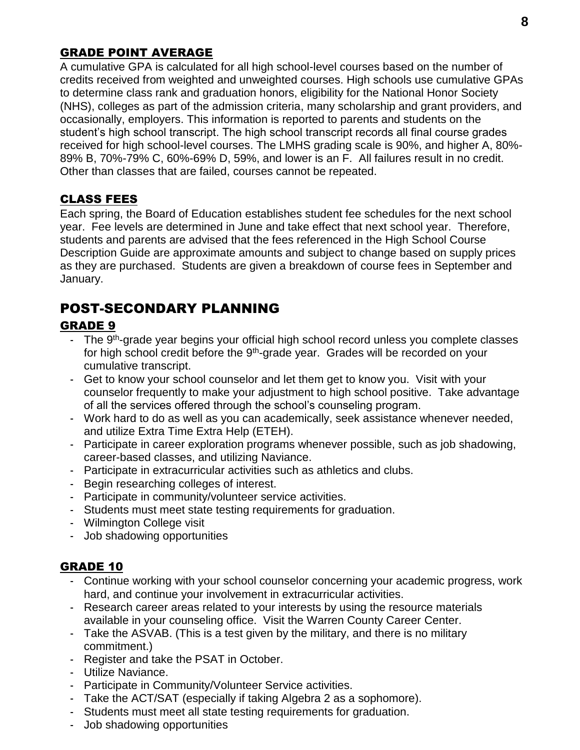## GRADE POINT AVERAGE

A cumulative GPA is calculated for all high school-level courses based on the number of credits received from weighted and unweighted courses. High schools use cumulative GPAs to determine class rank and graduation honors, eligibility for the National Honor Society (NHS), colleges as part of the admission criteria, many scholarship and grant providers, and occasionally, employers. This information is reported to parents and students on the student's high school transcript. The high school transcript records all final course grades received for high school-level courses. The LMHS grading scale is 90%, and higher A, 80%-89% B, 70%-79% C, 60%-69% D, 59%, and lower is an F. All failures result in no credit. Other than classes that are failed, courses cannot be repeated.

## CLASS FEES

Each spring, the Board of Education establishes student fee schedules for the next school year. Fee levels are determined in June and take effect that next school year. Therefore, students and parents are advised that the fees referenced in the High School Course Description Guide are approximate amounts and subject to change based on supply prices as they are purchased. Students are given a breakdown of course fees in September and January.

# POST-SECONDARY PLANNING

## GRADE 9

- The 9th-grade year begins your official high school record unless you complete classes for high school credit before the 9th-grade year. Grades will be recorded on your cumulative transcript.
- Get to know your school counselor and let them get to know you. Visit with your counselor frequently to make your adjustment to high school positive. Take advantage of all the services offered through the school's counseling program.
- Work hard to do as well as you can academically, seek assistance whenever needed, and utilize Extra Time Extra Help (ETEH).
- Participate in career exploration programs whenever possible, such as job shadowing, career-based classes, and utilizing Naviance.
- Participate in extracurricular activities such as athletics and clubs.
- Begin researching colleges of interest.
- Participate in community/volunteer service activities.
- Students must meet state testing requirements for graduation.
- Wilmington College visit
- Job shadowing opportunities

## GRADE 10

- Continue working with your school counselor concerning your academic progress, work hard, and continue your involvement in extracurricular activities.
- Research career areas related to your interests by using the resource materials available in your counseling office. Visit the Warren County Career Center.
- Take the ASVAB. (This is a test given by the military, and there is no military commitment.)
- Register and take the PSAT in October.
- Utilize Naviance.
- Participate in Community/Volunteer Service activities.
- Take the ACT/SAT (especially if taking Algebra 2 as a sophomore).
- Students must meet all state testing requirements for graduation.
- Job shadowing opportunities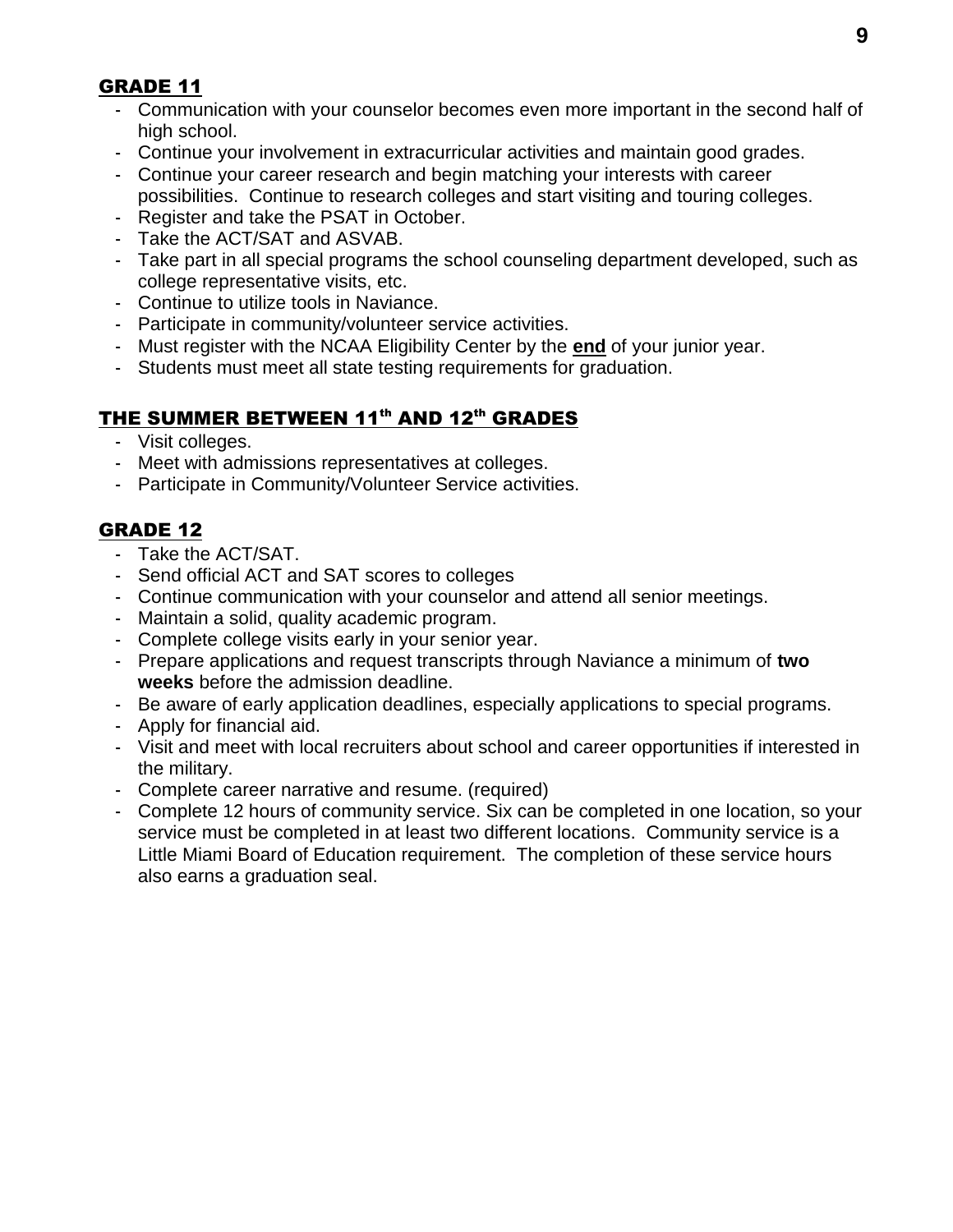## GRADE 11

- Communication with your counselor becomes even more important in the second half of high school.
- Continue your involvement in extracurricular activities and maintain good grades.
- Continue your career research and begin matching your interests with career possibilities. Continue to research colleges and start visiting and touring colleges.
- Register and take the PSAT in October.
- Take the ACT/SAT and ASVAB.
- Take part in all special programs the school counseling department developed, such as college representative visits, etc.
- Continue to utilize tools in Naviance.
- Participate in community/volunteer service activities.
- Must register with the NCAA Eligibility Center by the **end** of your junior year.
- Students must meet all state testing requirements for graduation.

## THE SUMMER BETWEEN 11th AND 12th GRADES

- Visit colleges.
- Meet with admissions representatives at colleges.
- Participate in Community/Volunteer Service activities.

## GRADE 12

- Take the ACT/SAT.
- Send official ACT and SAT scores to colleges
- Continue communication with your counselor and attend all senior meetings.
- Maintain a solid, quality academic program.
- Complete college visits early in your senior year.
- Prepare applications and request transcripts through Naviance a minimum of **two weeks** before the admission deadline.
- Be aware of early application deadlines, especially applications to special programs.
- Apply for financial aid.
- Visit and meet with local recruiters about school and career opportunities if interested in the military.
- Complete career narrative and resume. (required)
- Complete 12 hours of community service. Six can be completed in one location, so your service must be completed in at least two different locations. Community service is a Little Miami Board of Education requirement. The completion of these service hours also earns a graduation seal.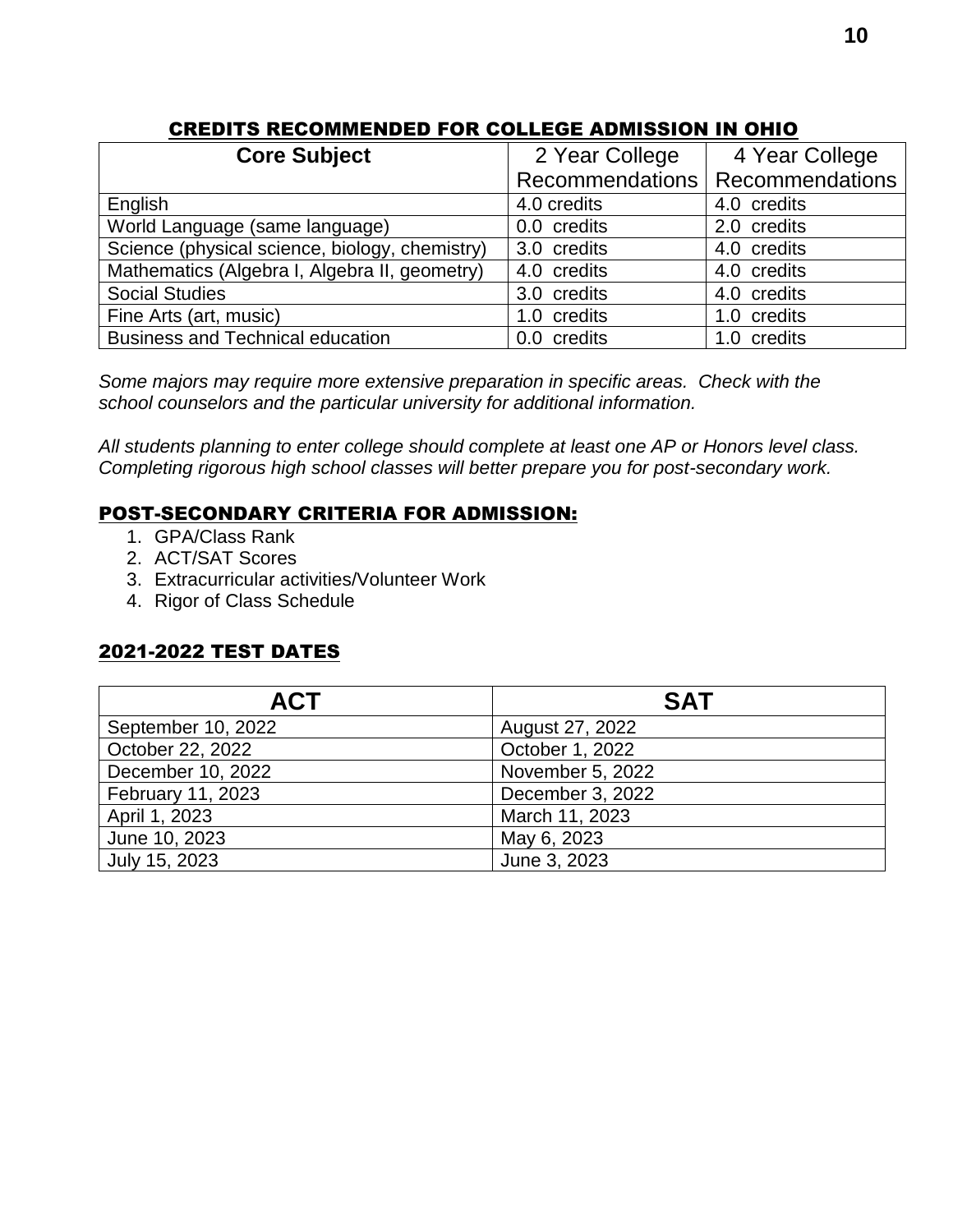## CREDITS RECOMMENDED FOR COLLEGE ADMISSION IN OHIO

| Core Subject | 2 Year College Recommendations | 4 Year College Recommendations |
|---|---|---|
| English | 4.0 credits | 4.0 credits |
| World Language (same language) | 0.0 credits | 2.0 credits |
| Science (physical science, biology, chemistry) | 3.0 credits | 4.0 credits |
| Mathematics (Algebra I, Algebra II, geometry) | 4.0 credits | 4.0 credits |
| Social Studies | 3.0 credits | 4.0 credits |
| Fine Arts (art, music) | 1.0 credits | 1.0 credits |
| Business and Technical education | 0.0 credits | 1.0 credits |

*Some majors may require more extensive preparation in specific areas. Check with the school counselors and the particular university for additional information.*

*All students planning to enter college should complete at least one AP or Honors level class. Completing rigorous high school classes will better prepare you for post-secondary work.*

## POST-SECONDARY CRITERIA FOR ADMISSION:

1. GPA/Class Rank
2. ACT/SAT Scores
3. Extracurricular activities/Volunteer Work
4. Rigor of Class Schedule

## 2021-2022 TEST DATES

| ACT | SAT |
|---|---|
| September 10, 2022 | August 27, 2022 |
| October 22, 2022 | October 1, 2022 |
| December 10, 2022 | November 5, 2022 |
| February 11, 2023 | December 3, 2022 |
| April 1, 2023 | March 11, 2023 |
| June 10, 2023 | May 6, 2023 |
| July 15, 2023 | June 3, 2023 |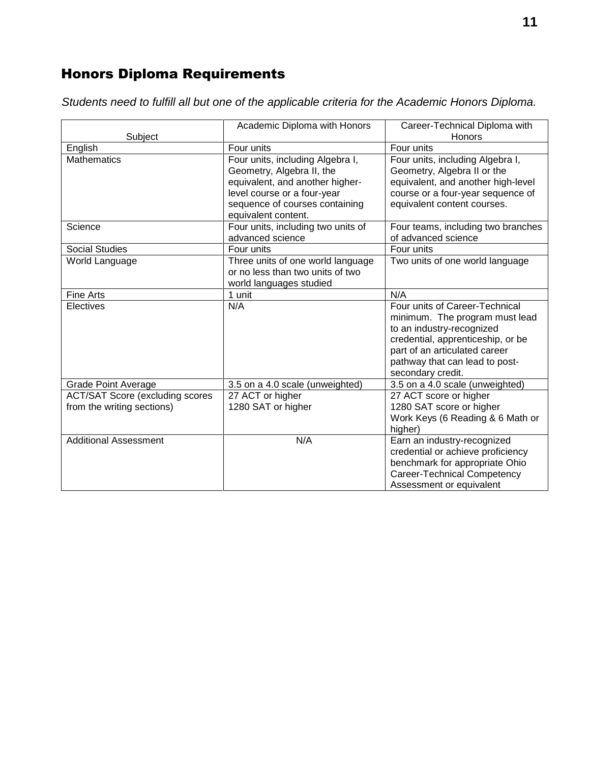## Honors Diploma Requirements

*Students need to fulfill all but one of the applicable criteria for the Academic Honors Diploma.*

| Subject | Academic Diploma with Honors | Career-Technical Diploma with Honors |
|---|---|---|
| English | Four units | Four units |
| Mathematics | Four units, including Algebra I, Geometry, Algebra II, the equivalent, and another higher-level course or a four-year sequence of courses containing equivalent content. | Four units, including Algebra I, Geometry, Algebra II or the equivalent, and another high-level course or a four-year sequence of equivalent content courses. |
| Science | Four units, including two units of advanced science | Four teams, including two branches of advanced science |
| Social Studies | Four units | Four units |
| World Language | Three units of one world language or no less than two units of two world languages studied | Two units of one world language |
| Fine Arts | 1 unit | N/A |
| Electives | N/A | Four units of Career-Technical minimum. The program must lead to an industry-recognized credential, apprenticeship, or be part of an articulated career pathway that can lead to post-secondary credit. |
| Grade Point Average | 3.5 on a 4.0 scale (unweighted) | 3.5 on a 4.0 scale (unweighted) |
| ACT/SAT Score (excluding scores from the writing sections) | 27 ACT or higher<br>1280 SAT or higher | 27 ACT score or higher<br>1280 SAT score or higher<br>Work Keys (6 Reading & 6 Math or higher) |
| Additional Assessment | N/A | Earn an industry-recognized credential or achieve proficiency benchmark for appropriate Ohio Career-Technical Competency Assessment or equivalent |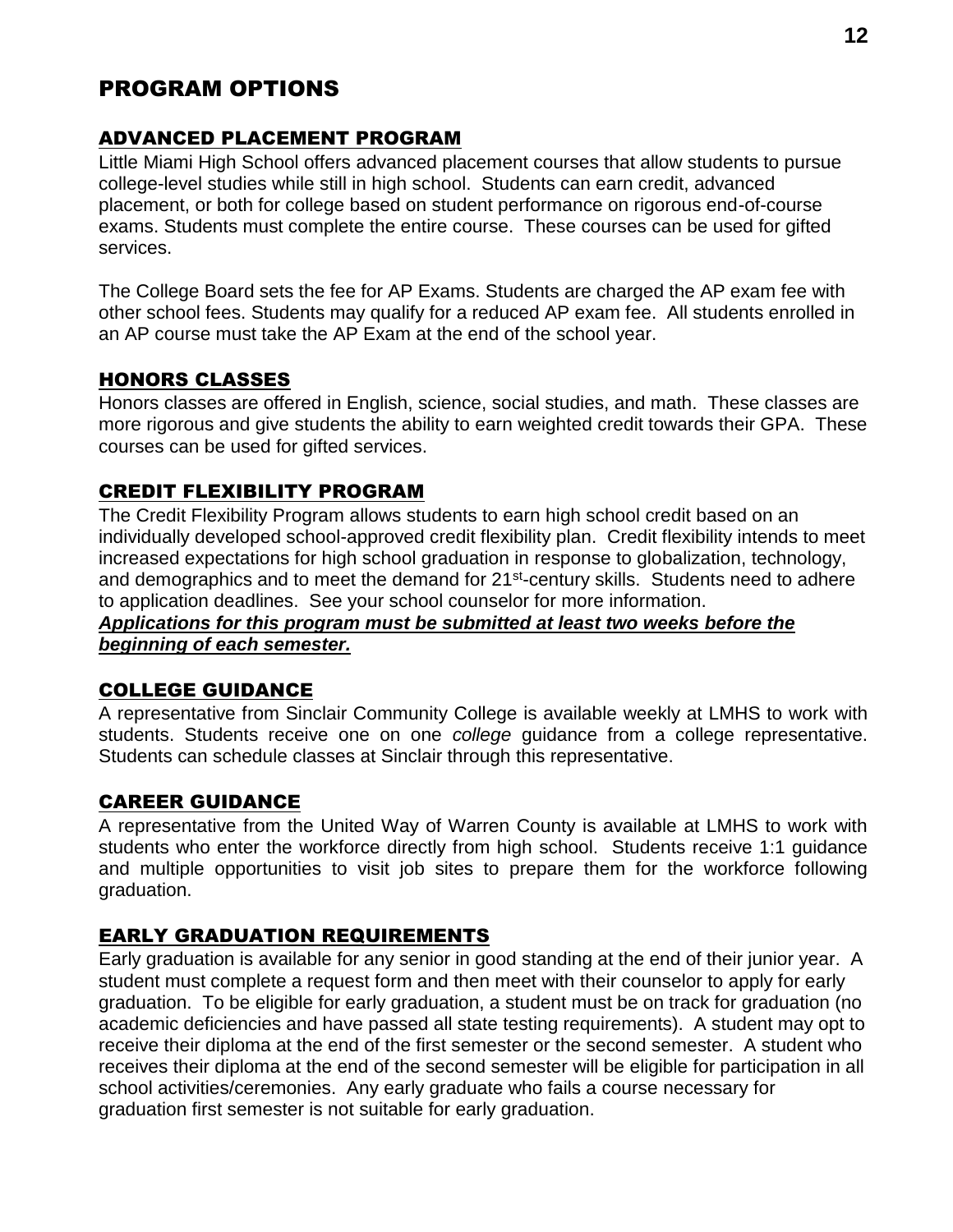# PROGRAM OPTIONS

## ADVANCED PLACEMENT PROGRAM

Little Miami High School offers advanced placement courses that allow students to pursue college-level studies while still in high school. Students can earn credit, advanced placement, or both for college based on student performance on rigorous end-of-course exams. Students must complete the entire course. These courses can be used for gifted services.

The College Board sets the fee for AP Exams. Students are charged the AP exam fee with other school fees. Students may qualify for a reduced AP exam fee. All students enrolled in an AP course must take the AP Exam at the end of the school year.

## HONORS CLASSES

Honors classes are offered in English, science, social studies, and math. These classes are more rigorous and give students the ability to earn weighted credit towards their GPA. These courses can be used for gifted services.

## CREDIT FLEXIBILITY PROGRAM

The Credit Flexibility Program allows students to earn high school credit based on an individually developed school-approved credit flexibility plan. Credit flexibility intends to meet increased expectations for high school graduation in response to globalization, technology, and demographics and to meet the demand for 21st-century skills. Students need to adhere to application deadlines. See your school counselor for more information.

***Applications for this program must be submitted at least two weeks before the beginning of each semester.***

## COLLEGE GUIDANCE

A representative from Sinclair Community College is available weekly at LMHS to work with students. Students receive one on one *college* guidance from a college representative. Students can schedule classes at Sinclair through this representative.

## CAREER GUIDANCE

A representative from the United Way of Warren County is available at LMHS to work with students who enter the workforce directly from high school. Students receive 1:1 guidance and multiple opportunities to visit job sites to prepare them for the workforce following graduation.

## EARLY GRADUATION REQUIREMENTS

Early graduation is available for any senior in good standing at the end of their junior year. A student must complete a request form and then meet with their counselor to apply for early graduation. To be eligible for early graduation, a student must be on track for graduation (no academic deficiencies and have passed all state testing requirements). A student may opt to receive their diploma at the end of the first semester or the second semester. A student who receives their diploma at the end of the second semester will be eligible for participation in all school activities/ceremonies. Any early graduate who fails a course necessary for graduation first semester is not suitable for early graduation.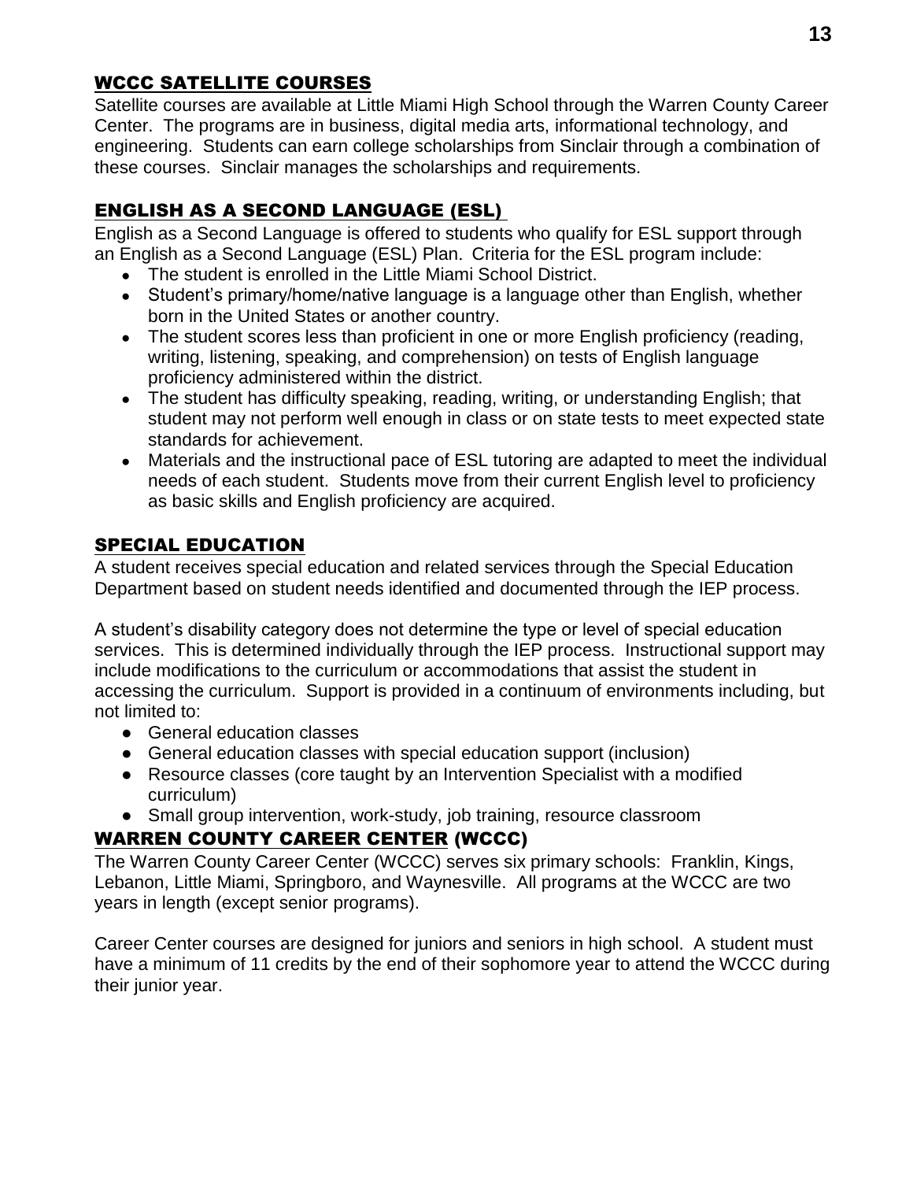## WCCC SATELLITE COURSES

Satellite courses are available at Little Miami High School through the Warren County Career Center. The programs are in business, digital media arts, informational technology, and engineering. Students can earn college scholarships from Sinclair through a combination of these courses. Sinclair manages the scholarships and requirements.

## ENGLISH AS A SECOND LANGUAGE (ESL)

English as a Second Language is offered to students who qualify for ESL support through an English as a Second Language (ESL) Plan. Criteria for the ESL program include:

- The student is enrolled in the Little Miami School District.
- Student's primary/home/native language is a language other than English, whether born in the United States or another country.
- The student scores less than proficient in one or more English proficiency (reading, writing, listening, speaking, and comprehension) on tests of English language proficiency administered within the district.
- The student has difficulty speaking, reading, writing, or understanding English; that student may not perform well enough in class or on state tests to meet expected state standards for achievement.
- Materials and the instructional pace of ESL tutoring are adapted to meet the individual needs of each student. Students move from their current English level to proficiency as basic skills and English proficiency are acquired.

## SPECIAL EDUCATION

A student receives special education and related services through the Special Education Department based on student needs identified and documented through the IEP process.

A student's disability category does not determine the type or level of special education services. This is determined individually through the IEP process. Instructional support may include modifications to the curriculum or accommodations that assist the student in accessing the curriculum. Support is provided in a continuum of environments including, but not limited to:

- General education classes
- General education classes with special education support (inclusion)
- Resource classes (core taught by an Intervention Specialist with a modified curriculum)
- Small group intervention, work-study, job training, resource classroom

## WARREN COUNTY CAREER CENTER (WCCC)

The Warren County Career Center (WCCC) serves six primary schools: Franklin, Kings, Lebanon, Little Miami, Springboro, and Waynesville. All programs at the WCCC are two years in length (except senior programs).

Career Center courses are designed for juniors and seniors in high school. A student must have a minimum of 11 credits by the end of their sophomore year to attend the WCCC during their junior year.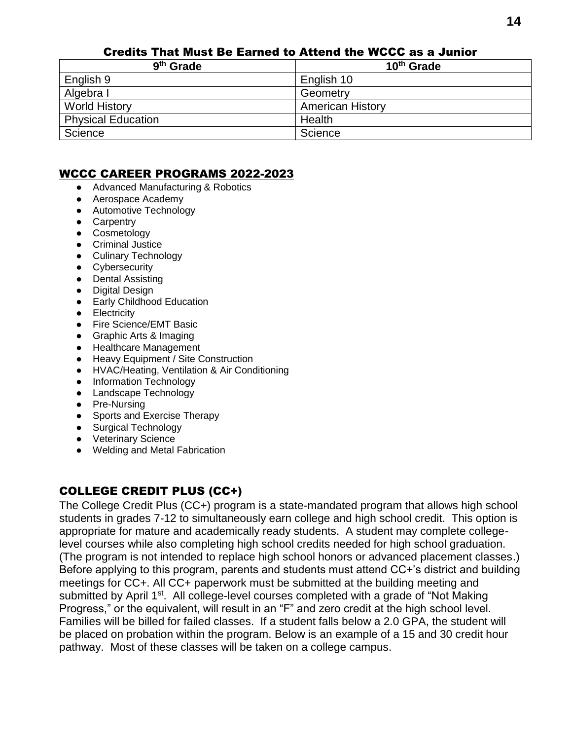## Credits That Must Be Earned to Attend the WCCC as a Junior

| 9th Grade | 10th Grade |
|---|---|
| English 9 | English 10 |
| Algebra I | Geometry |
| World History | American History |
| Physical Education | Health |
| Science | Science |

## WCCC CAREER PROGRAMS 2022-2023

- Advanced Manufacturing & Robotics
- Aerospace Academy
- Automotive Technology
- Carpentry
- Cosmetology
- Criminal Justice
- Culinary Technology
- Cybersecurity
- Dental Assisting
- Digital Design
- Early Childhood Education
- Electricity
- Fire Science/EMT Basic
- Graphic Arts & Imaging
- Healthcare Management
- Heavy Equipment / Site Construction
- HVAC/Heating, Ventilation & Air Conditioning
- Information Technology
- Landscape Technology
- Pre-Nursing
- Sports and Exercise Therapy
- Surgical Technology
- Veterinary Science
- Welding and Metal Fabrication

## COLLEGE CREDIT PLUS (CC+)

The College Credit Plus (CC+) program is a state-mandated program that allows high school students in grades 7-12 to simultaneously earn college and high school credit. This option is appropriate for mature and academically ready students. A student may complete college-level courses while also completing high school credits needed for high school graduation. (The program is not intended to replace high school honors or advanced placement classes.) Before applying to this program, parents and students must attend CC+'s district and building meetings for CC+. All CC+ paperwork must be submitted at the building meeting and submitted by April 1st. All college-level courses completed with a grade of "Not Making Progress," or the equivalent, will result in an "F" and zero credit at the high school level. Families will be billed for failed classes. If a student falls below a 2.0 GPA, the student will be placed on probation within the program. Below is an example of a 15 and 30 credit hour pathway. Most of these classes will be taken on a college campus.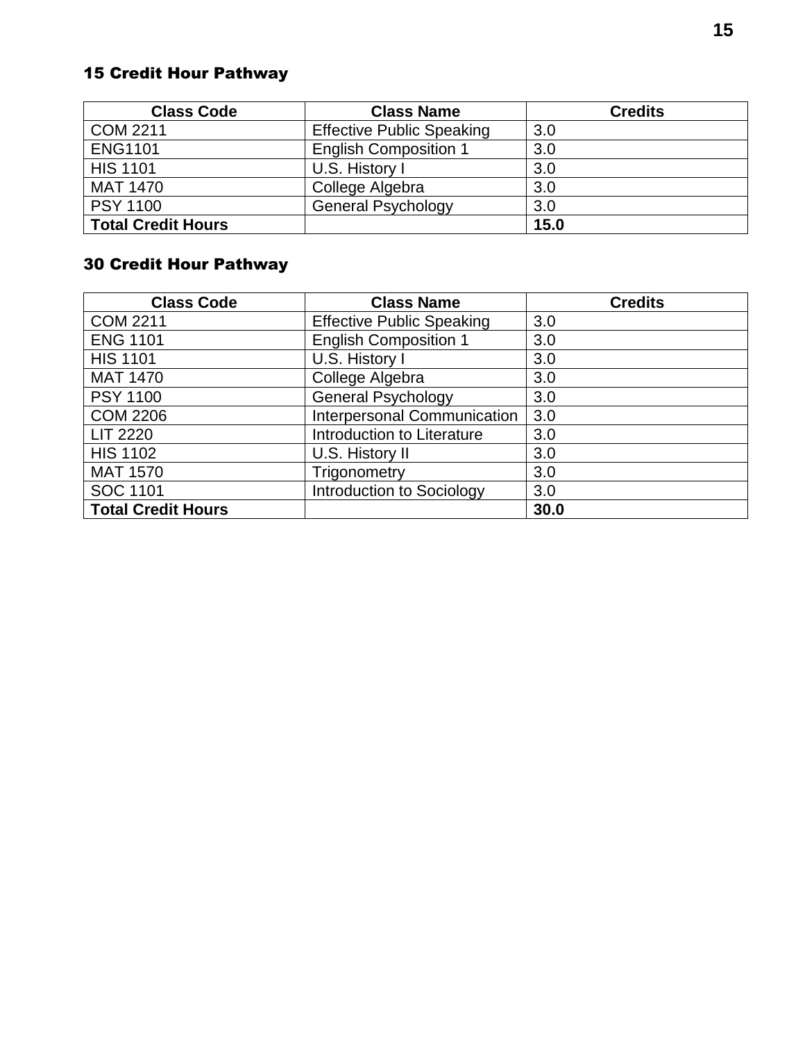## 15 Credit Hour Pathway

| Class Code | Class Name | Credits |
|---|---|---|
| COM 2211 | Effective Public Speaking | 3.0 |
| ENG1101 | English Composition 1 | 3.0 |
| HIS 1101 | U.S. History I | 3.0 |
| MAT 1470 | College Algebra | 3.0 |
| PSY 1100 | General Psychology | 3.0 |
| **Total Credit Hours** | | **15.0** |

## 30 Credit Hour Pathway

| Class Code | Class Name | Credits |
|---|---|---|
| COM 2211 | Effective Public Speaking | 3.0 |
| ENG 1101 | English Composition 1 | 3.0 |
| HIS 1101 | U.S. History I | 3.0 |
| MAT 1470 | College Algebra | 3.0 |
| PSY 1100 | General Psychology | 3.0 |
| COM 2206 | Interpersonal Communication | 3.0 |
| LIT 2220 | Introduction to Literature | 3.0 |
| HIS 1102 | U.S. History II | 3.0 |
| MAT 1570 | Trigonometry | 3.0 |
| SOC 1101 | Introduction to Sociology | 3.0 |
| **Total Credit Hours** | | **30.0** |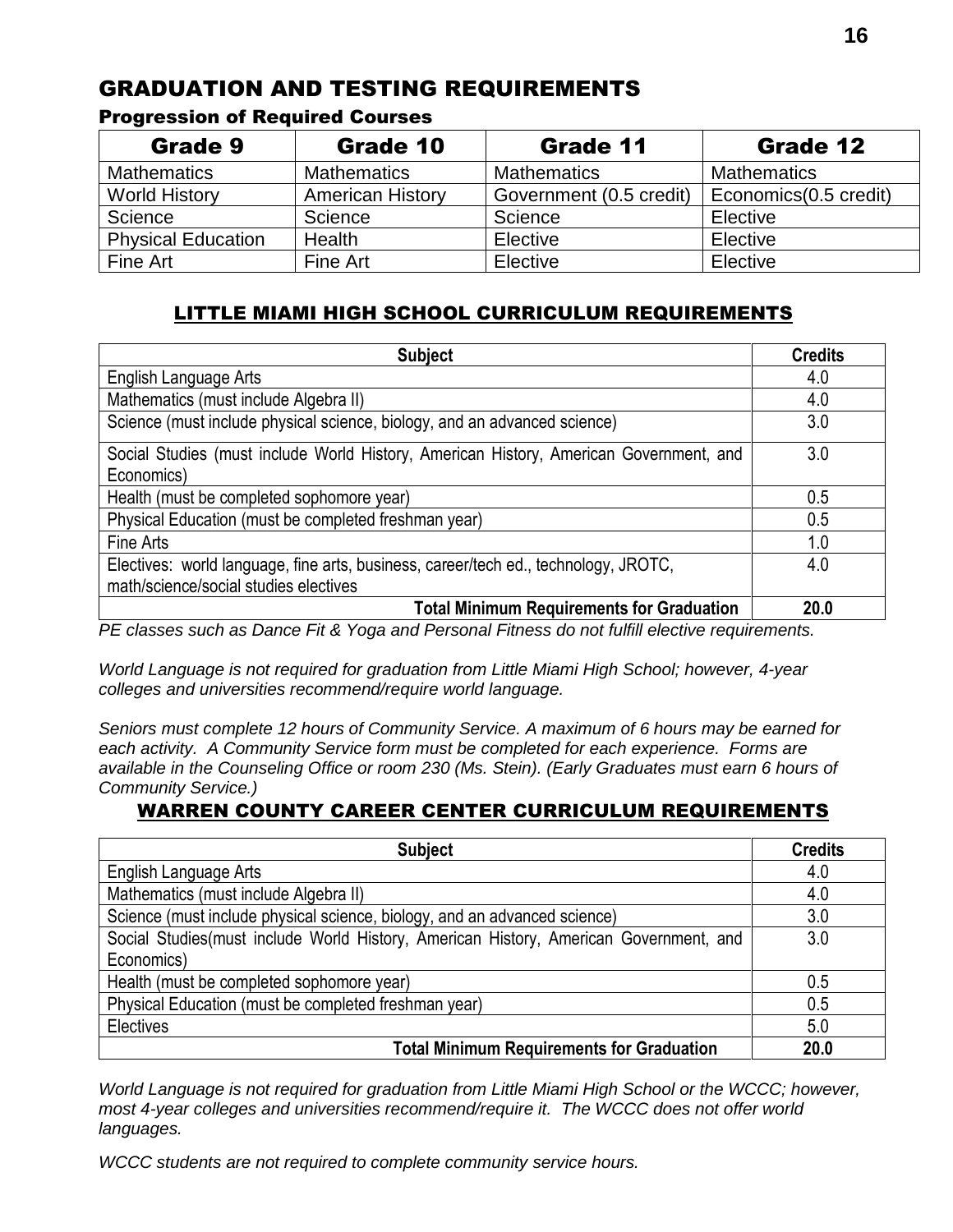# GRADUATION AND TESTING REQUIREMENTS

### Progression of Required Courses

| Grade 9 | Grade 10 | Grade 11 | Grade 12 |
| --- | --- | --- | --- |
| Mathematics | Mathematics | Mathematics | Mathematics |
| World History | American History | Government (0.5 credit) | Economics(0.5 credit) |
| Science | Science | Science | Elective |
| Physical Education | Health | Elective | Elective |
| Fine Art | Fine Art | Elective | Elective |

## LITTLE MIAMI HIGH SCHOOL CURRICULUM REQUIREMENTS

| Subject | Credits |
| --- | --- |
| English Language Arts | 4.0 |
| Mathematics (must include Algebra II) | 4.0 |
| Science (must include physical science, biology, and an advanced science) | 3.0 |
| Social Studies (must include World History, American History, American Government, and Economics) | 3.0 |
| Health (must be completed sophomore year) | 0.5 |
| Physical Education (must be completed freshman year) | 0.5 |
| Fine Arts | 1.0 |
| Electives: world language, fine arts, business, career/tech ed., technology, JROTC, math/science/social studies electives | 4.0 |
| **Total Minimum Requirements for Graduation** | **20.0** |

*PE classes such as Dance Fit & Yoga and Personal Fitness do not fulfill elective requirements.*

*World Language is not required for graduation from Little Miami High School; however, 4-year colleges and universities recommend/require world language.*

*Seniors must complete 12 hours of Community Service. A maximum of 6 hours may be earned for each activity. A Community Service form must be completed for each experience. Forms are available in the Counseling Office or room 230 (Ms. Stein). (Early Graduates must earn 6 hours of Community Service.)*

## WARREN COUNTY CAREER CENTER CURRICULUM REQUIREMENTS

| Subject | Credits |
| --- | --- |
| English Language Arts | 4.0 |
| Mathematics (must include Algebra II) | 4.0 |
| Science (must include physical science, biology, and an advanced science) | 3.0 |
| Social Studies(must include World History, American History, American Government, and Economics) | 3.0 |
| Health (must be completed sophomore year) | 0.5 |
| Physical Education (must be completed freshman year) | 0.5 |
| Electives | 5.0 |
| **Total Minimum Requirements for Graduation** | **20.0** |

*World Language is not required for graduation from Little Miami High School or the WCCC; however, most 4-year colleges and universities recommend/require it. The WCCC does not offer world languages.*

*WCCC students are not required to complete community service hours.*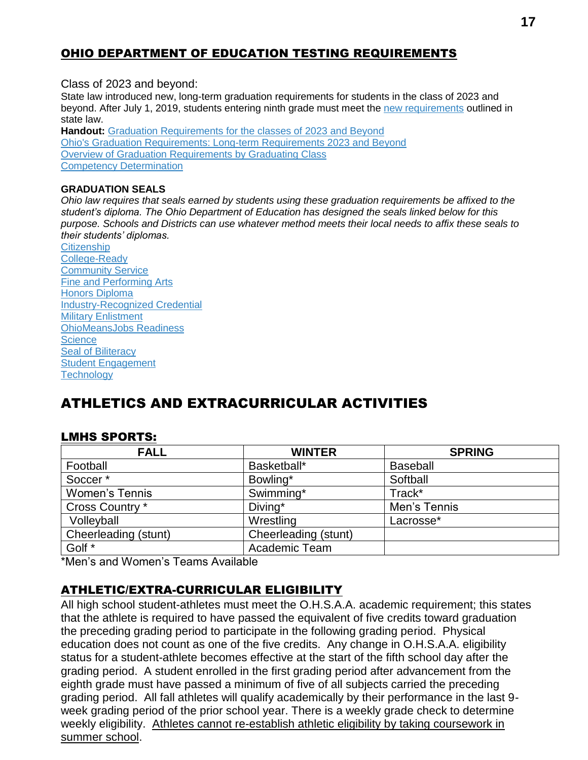## OHIO DEPARTMENT OF EDUCATION TESTING REQUIREMENTS

Class of 2023 and beyond:

State law introduced new, long-term graduation requirements for students in the class of 2023 and beyond. After July 1, 2019, students entering ninth grade must meet the new requirements outlined in state law.

**Handout:** Graduation Requirements for the classes of 2023 and Beyond
Ohio's Graduation Requirements: Long-term Requirements 2023 and Beyond
Overview of Graduation Requirements by Graduating Class
Competency Determination

**GRADUATION SEALS**

*Ohio law requires that seals earned by students using these graduation requirements be affixed to the student's diploma. The Ohio Department of Education has designed the seals linked below for this purpose. Schools and Districts can use whatever method meets their local needs to affix these seals to their students' diplomas.*

Citizenship
College-Ready
Community Service
Fine and Performing Arts
Honors Diploma
Industry-Recognized Credential
Military Enlistment
OhioMeansJobs Readiness
Science
Seal of Biliteracy
Student Engagement
Technology

# ATHLETICS AND EXTRACURRICULAR ACTIVITIES

## LMHS SPORTS:

| FALL | WINTER | SPRING |
|---|---|---|
| Football | Basketball* | Baseball |
| Soccer * | Bowling* | Softball |
| Women's Tennis | Swimming* | Track* |
| Cross Country * | Diving* | Men's Tennis |
| Volleyball | Wrestling | Lacrosse* |
| Cheerleading (stunt) | Cheerleading (stunt) | |
| Golf * | Academic Team | |

*Men's and Women's Teams Available

## ATHLETIC/EXTRA-CURRICULAR ELIGIBILITY

All high school student-athletes must meet the O.H.S.A.A. academic requirement; this states that the athlete is required to have passed the equivalent of five credits toward graduation the preceding grading period to participate in the following grading period. Physical education does not count as one of the five credits. Any change in O.H.S.A.A. eligibility status for a student-athlete becomes effective at the start of the fifth school day after the grading period. A student enrolled in the first grading period after advancement from the eighth grade must have passed a minimum of five of all subjects carried the preceding grading period. All fall athletes will qualify academically by their performance in the last 9-week grading period of the prior school year. There is a weekly grade check to determine weekly eligibility. <u>Athletes cannot re-establish athletic eligibility by taking coursework in summer school</u>.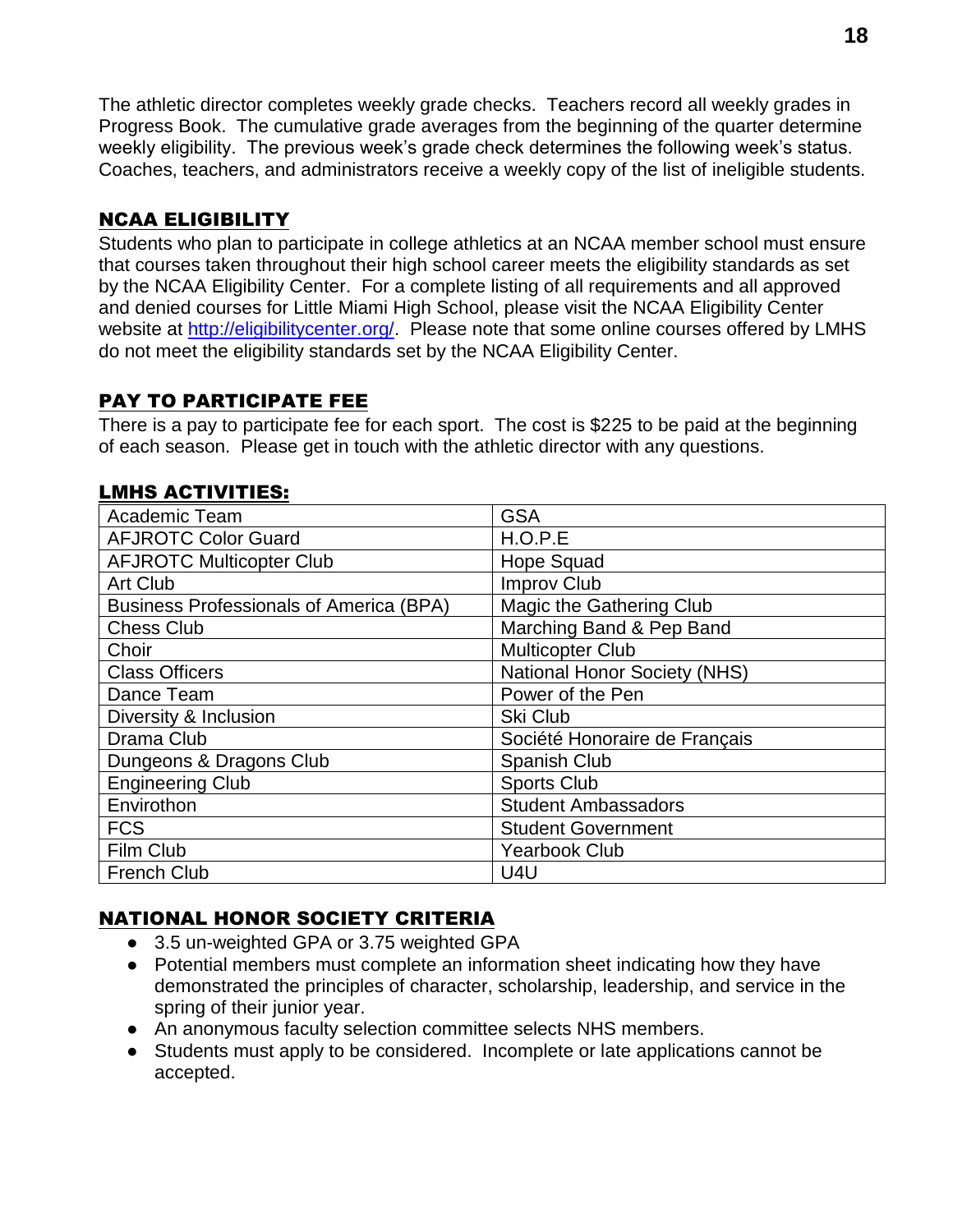The athletic director completes weekly grade checks. Teachers record all weekly grades in Progress Book. The cumulative grade averages from the beginning of the quarter determine weekly eligibility. The previous week's grade check determines the following week's status. Coaches, teachers, and administrators receive a weekly copy of the list of ineligible students.

## NCAA ELIGIBILITY

Students who plan to participate in college athletics at an NCAA member school must ensure that courses taken throughout their high school career meets the eligibility standards as set by the NCAA Eligibility Center. For a complete listing of all requirements and all approved and denied courses for Little Miami High School, please visit the NCAA Eligibility Center website at http://eligibilitycenter.org/. Please note that some online courses offered by LMHS do not meet the eligibility standards set by the NCAA Eligibility Center.

## PAY TO PARTICIPATE FEE

There is a pay to participate fee for each sport. The cost is $225 to be paid at the beginning of each season. Please get in touch with the athletic director with any questions.

## LMHS ACTIVITIES:

| | |
|---|---|
| Academic Team | GSA |
| AFJROTC Color Guard | H.O.P.E |
| AFJROTC Multicopter Club | Hope Squad |
| Art Club | Improv Club |
| Business Professionals of America (BPA) | Magic the Gathering Club |
| Chess Club | Marching Band & Pep Band |
| Choir | Multicopter Club |
| Class Officers | National Honor Society (NHS) |
| Dance Team | Power of the Pen |
| Diversity & Inclusion | Ski Club |
| Drama Club | Société Honoraire de Français |
| Dungeons & Dragons Club | Spanish Club |
| Engineering Club | Sports Club |
| Envirothon | Student Ambassadors |
| FCS | Student Government |
| Film Club | Yearbook Club |
| French Club | U4U |

## NATIONAL HONOR SOCIETY CRITERIA

- 3.5 un-weighted GPA or 3.75 weighted GPA
- Potential members must complete an information sheet indicating how they have demonstrated the principles of character, scholarship, leadership, and service in the spring of their junior year.
- An anonymous faculty selection committee selects NHS members.
- Students must apply to be considered. Incomplete or late applications cannot be accepted.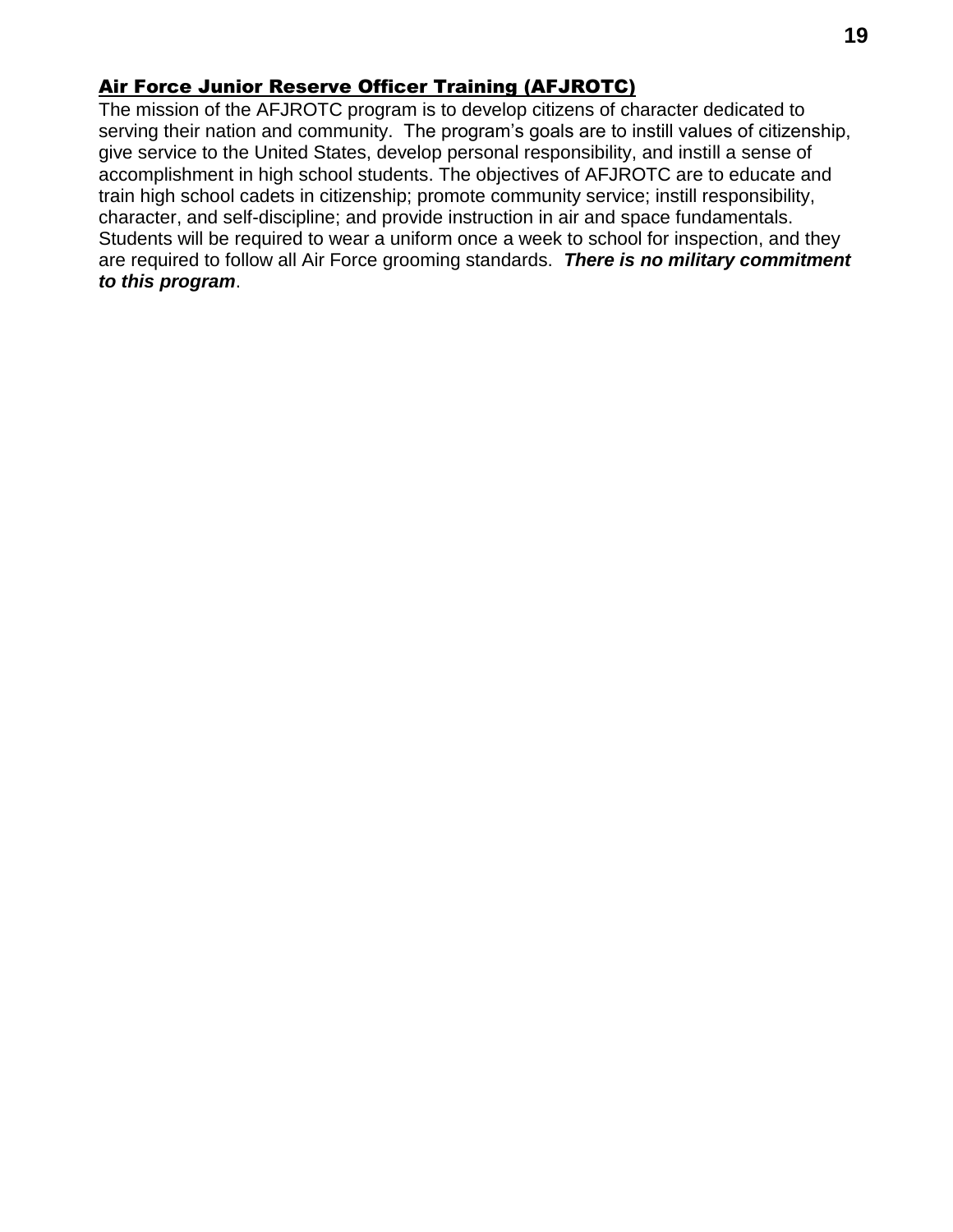## Air Force Junior Reserve Officer Training (AFJROTC)

The mission of the AFJROTC program is to develop citizens of character dedicated to serving their nation and community. The program's goals are to instill values of citizenship, give service to the United States, develop personal responsibility, and instill a sense of accomplishment in high school students. The objectives of AFJROTC are to educate and train high school cadets in citizenship; promote community service; instill responsibility, character, and self-discipline; and provide instruction in air and space fundamentals. Students will be required to wear a uniform once a week to school for inspection, and they are required to follow all Air Force grooming standards. ***There is no military commitment to this program***.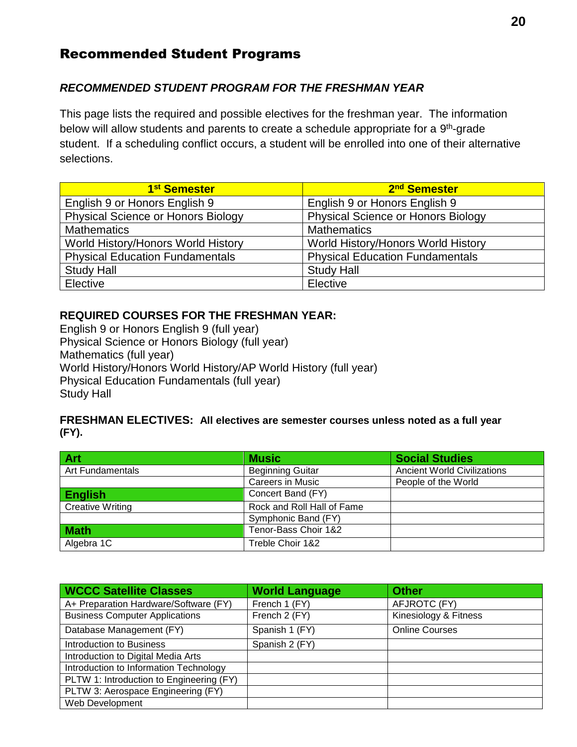# Recommended Student Programs

## *RECOMMENDED STUDENT PROGRAM FOR THE FRESHMAN YEAR*

This page lists the required and possible electives for the freshman year. The information below will allow students and parents to create a schedule appropriate for a 9th-grade student. If a scheduling conflict occurs, a student will be enrolled into one of their alternative selections.

| 1st Semester | 2nd Semester |
|---|---|
| English 9 or Honors English 9 | English 9 or Honors English 9 |
| Physical Science or Honors Biology | Physical Science or Honors Biology |
| Mathematics | Mathematics |
| World History/Honors World History | World History/Honors World History |
| Physical Education Fundamentals | Physical Education Fundamentals |
| Study Hall | Study Hall |
| Elective | Elective |

**REQUIRED COURSES FOR THE FRESHMAN YEAR:**

English 9 or Honors English 9 (full year)
Physical Science or Honors Biology (full year)
Mathematics (full year)
World History/Honors World History/AP World History (full year)
Physical Education Fundamentals (full year)
Study Hall

**FRESHMAN ELECTIVES: All electives are semester courses unless noted as a full year (FY).**

| Art | Music | Social Studies |
|---|---|---|
| Art Fundamentals | Beginning Guitar | Ancient World Civilizations |
| | Careers in Music | People of the World |
| **English** | Concert Band (FY) | |
| Creative Writing | Rock and Roll Hall of Fame | |
| | Symphonic Band (FY) | |
| **Math** | Tenor-Bass Choir 1&2 | |
| Algebra 1C | Treble Choir 1&2 | |

| WCCC Satellite Classes | World Language | Other |
|---|---|---|
| A+ Preparation Hardware/Software (FY) | French 1 (FY) | AFJROTC (FY) |
| Business Computer Applications | French 2 (FY) | Kinesiology & Fitness |
| Database Management (FY) | Spanish 1 (FY) | Online Courses |
| Introduction to Business | Spanish 2 (FY) | |
| Introduction to Digital Media Arts | | |
| Introduction to Information Technology | | |
| PLTW 1: Introduction to Engineering (FY) | | |
| PLTW 3: Aerospace Engineering (FY) | | |
| Web Development | | |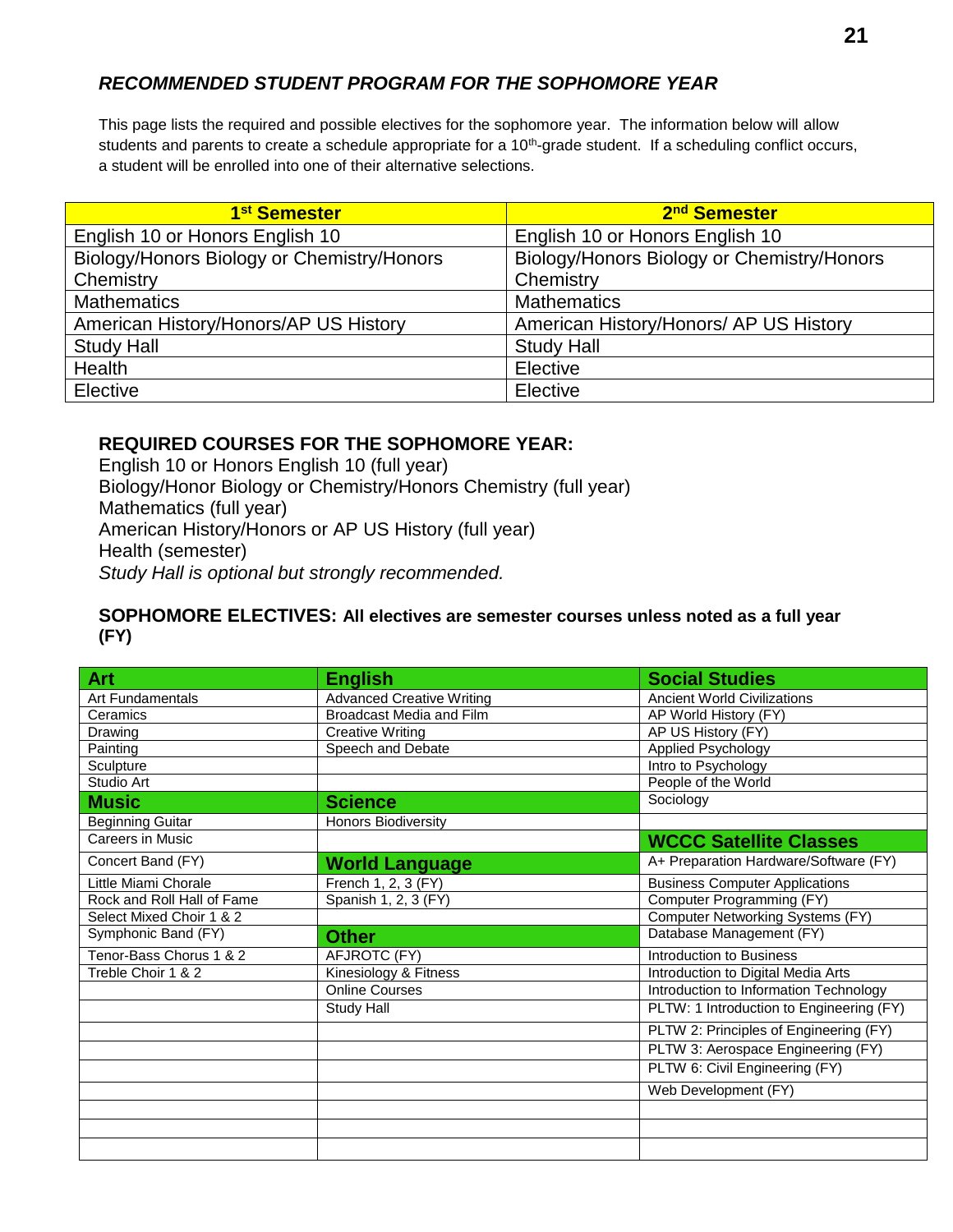## *RECOMMENDED STUDENT PROGRAM FOR THE SOPHOMORE YEAR*

This page lists the required and possible electives for the sophomore year. The information below will allow students and parents to create a schedule appropriate for a 10th-grade student. If a scheduling conflict occurs, a student will be enrolled into one of their alternative selections.

| 1st Semester | 2nd Semester |
|---|---|
| English 10 or Honors English 10 | English 10 or Honors English 10 |
| Biology/Honors Biology or Chemistry/Honors Chemistry | Biology/Honors Biology or Chemistry/Honors Chemistry |
| Mathematics | Mathematics |
| American History/Honors/AP US History | American History/Honors/ AP US History |
| Study Hall | Study Hall |
| Health | Elective |
| Elective | Elective |

### REQUIRED COURSES FOR THE SOPHOMORE YEAR:

English 10 or Honors English 10 (full year)
Biology/Honor Biology or Chemistry/Honors Chemistry (full year)
Mathematics (full year)
American History/Honors or AP US History (full year)
Health (semester)
*Study Hall is optional but strongly recommended.*

### SOPHOMORE ELECTIVES: All electives are semester courses unless noted as a full year (FY)

| **Art** | **English** | **Social Studies** |
|---|---|---|
| Art Fundamentals | Advanced Creative Writing | Ancient World Civilizations |
| Ceramics | Broadcast Media and Film | AP World History (FY) |
| Drawing | Creative Writing | AP US History (FY) |
| Painting | Speech and Debate | Applied Psychology |
| Sculpture | | Intro to Psychology |
| Studio Art | | People of the World |
| **Music** | **Science** | Sociology |
| Beginning Guitar | Honors Biodiversity | |
| Careers in Music | | **WCCC Satellite Classes** |
| Concert Band (FY) | **World Language** | A+ Preparation Hardware/Software (FY) |
| Little Miami Chorale | French 1, 2, 3 (FY) | Business Computer Applications |
| Rock and Roll Hall of Fame | Spanish 1, 2, 3 (FY) | Computer Programming (FY) |
| Select Mixed Choir 1 & 2 | | Computer Networking Systems (FY) |
| Symphonic Band (FY) | **Other** | Database Management (FY) |
| Tenor-Bass Chorus 1 & 2 | AFJROTC (FY) | Introduction to Business |
| Treble Choir 1 & 2 | Kinesiology & Fitness | Introduction to Digital Media Arts |
| | Online Courses | Introduction to Information Technology |
| | Study Hall | PLTW: 1 Introduction to Engineering (FY) |
| | | PLTW 2: Principles of Engineering (FY) |
| | | PLTW 3: Aerospace Engineering (FY) |
| | | PLTW 6: Civil Engineering (FY) |
| | | Web Development (FY) |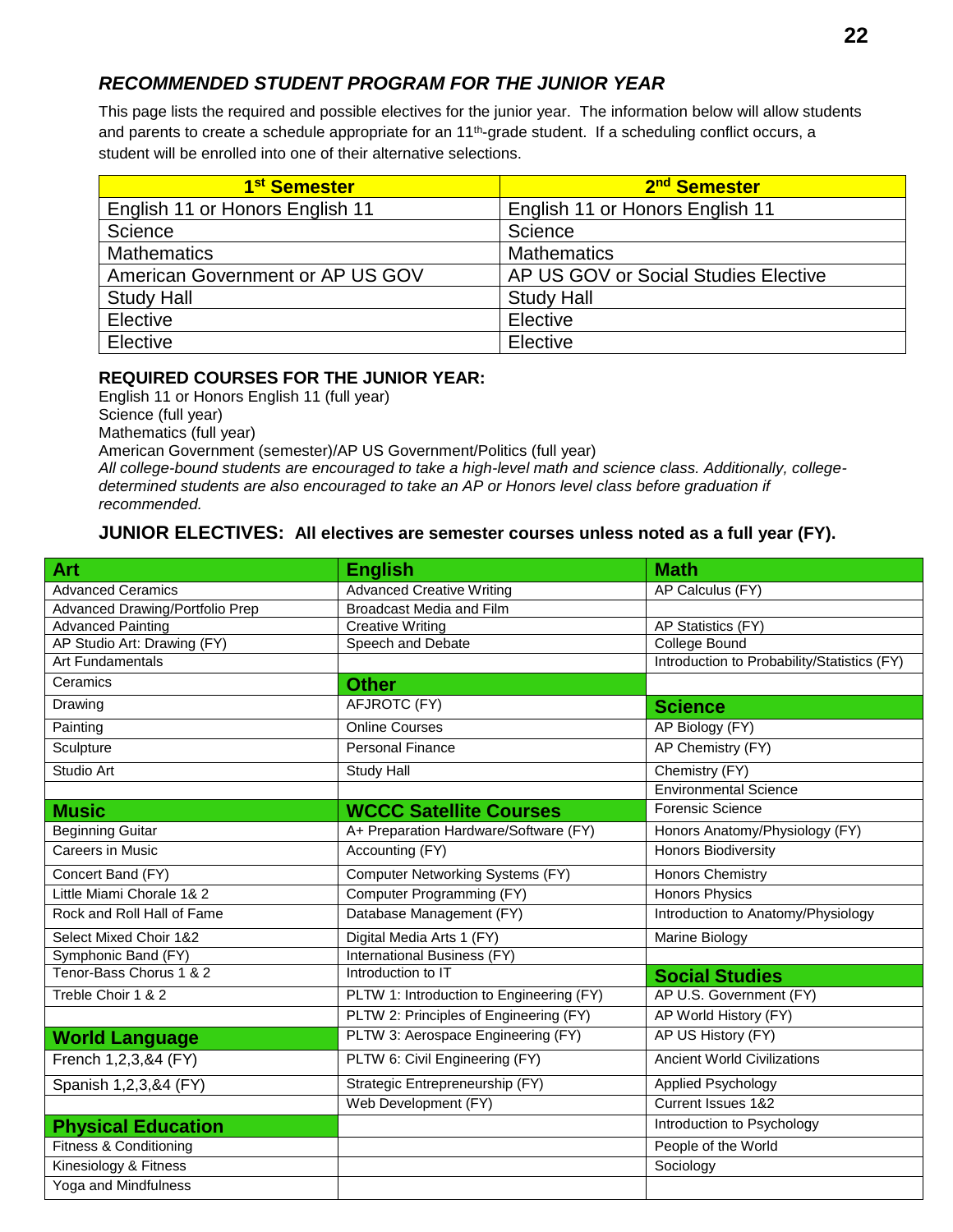## *RECOMMENDED STUDENT PROGRAM FOR THE JUNIOR YEAR*

This page lists the required and possible electives for the junior year. The information below will allow students and parents to create a schedule appropriate for an 11th-grade student. If a scheduling conflict occurs, a student will be enrolled into one of their alternative selections.

| 1st Semester | 2nd Semester |
|---|---|
| English 11 or Honors English 11 | English 11 or Honors English 11 |
| Science | Science |
| Mathematics | Mathematics |
| American Government or AP US GOV | AP US GOV or Social Studies Elective |
| Study Hall | Study Hall |
| Elective | Elective |
| Elective | Elective |

**REQUIRED COURSES FOR THE JUNIOR YEAR:**

English 11 or Honors English 11 (full year)
Science (full year)
Mathematics (full year)
American Government (semester)/AP US Government/Politics (full year)
*All college-bound students are encouraged to take a high-level math and science class. Additionally, college-determined students are also encouraged to take an AP or Honors level class before graduation if recommended.*

### JUNIOR ELECTIVES: All electives are semester courses unless noted as a full year (FY).

| Art | English | Math |
|---|---|---|
| Advanced Ceramics | Advanced Creative Writing | AP Calculus (FY) |
| Advanced Drawing/Portfolio Prep | Broadcast Media and Film | |
| Advanced Painting | Creative Writing | AP Statistics (FY) |
| AP Studio Art: Drawing (FY) | Speech and Debate | College Bound |
| Art Fundamentals | | Introduction to Probability/Statistics (FY) |
| Ceramics | **Other** | |
| Drawing | AFJROTC (FY) | **Science** |
| Painting | Online Courses | AP Biology (FY) |
| Sculpture | Personal Finance | AP Chemistry (FY) |
| Studio Art | Study Hall | Chemistry (FY) |
| | | Environmental Science |
| **Music** | **WCCC Satellite Courses** | Forensic Science |
| Beginning Guitar | A+ Preparation Hardware/Software (FY) | Honors Anatomy/Physiology (FY) |
| Careers in Music | Accounting (FY) | Honors Biodiversity |
| Concert Band (FY) | Computer Networking Systems (FY) | Honors Chemistry |
| Little Miami Chorale 1& 2 | Computer Programming (FY) | Honors Physics |
| Rock and Roll Hall of Fame | Database Management (FY) | Introduction to Anatomy/Physiology |
| Select Mixed Choir 1&2 | Digital Media Arts 1 (FY) | Marine Biology |
| Symphonic Band (FY) | International Business (FY) | |
| Tenor-Bass Chorus 1 & 2 | Introduction to IT | **Social Studies** |
| Treble Choir 1 & 2 | PLTW 1: Introduction to Engineering (FY) | AP U.S. Government (FY) |
| | PLTW 2: Principles of Engineering (FY) | AP World History (FY) |
| **World Language** | PLTW 3: Aerospace Engineering (FY) | AP US History (FY) |
| French 1,2,3,&4 (FY) | PLTW 6: Civil Engineering (FY) | Ancient World Civilizations |
| Spanish 1,2,3,&4 (FY) | Strategic Entrepreneurship (FY) | Applied Psychology |
| | Web Development (FY) | Current Issues 1&2 |
| **Physical Education** | | Introduction to Psychology |
| Fitness & Conditioning | | People of the World |
| Kinesiology & Fitness | | Sociology |
| Yoga and Mindfulness | | |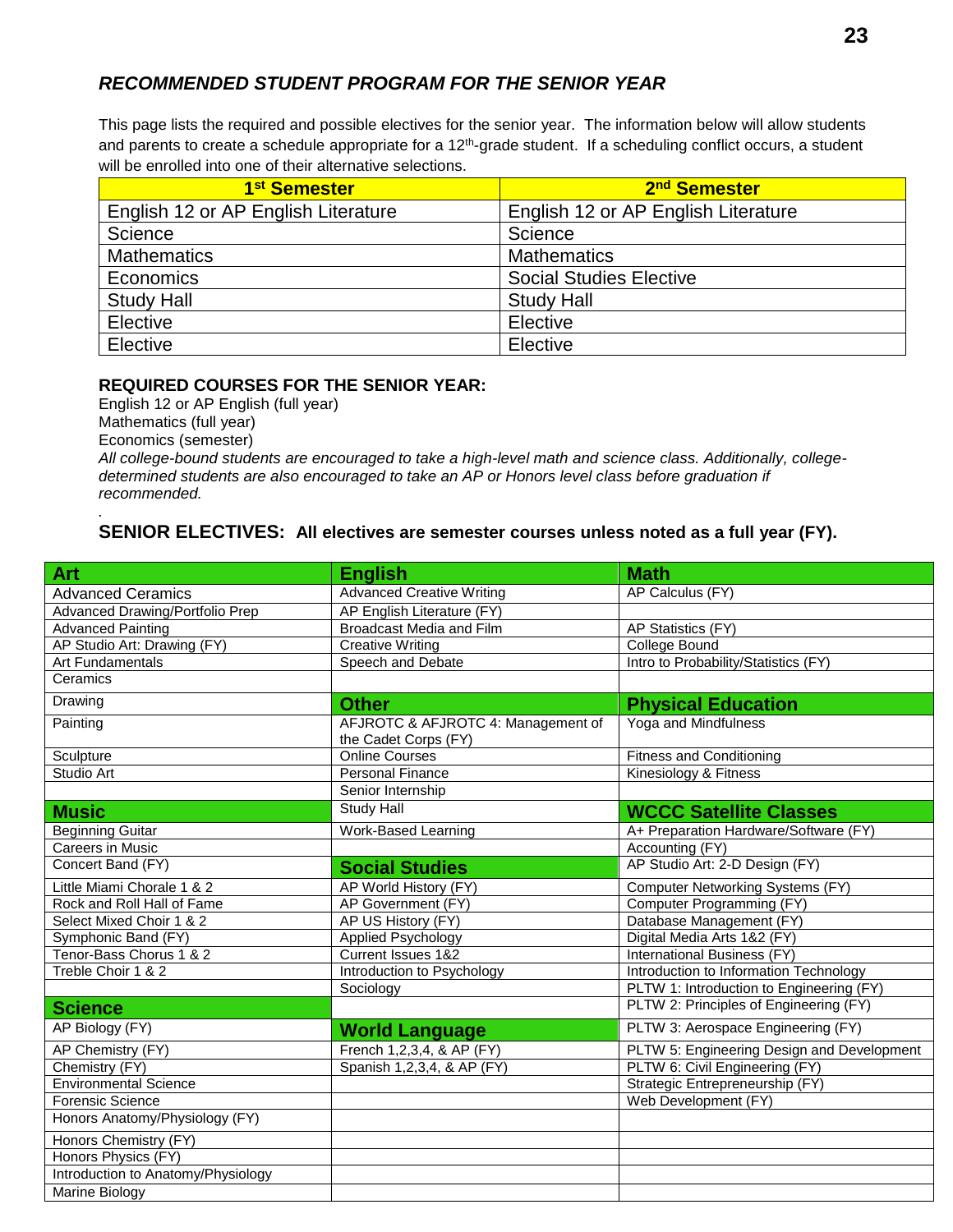## *RECOMMENDED STUDENT PROGRAM FOR THE SENIOR YEAR*

This page lists the required and possible electives for the senior year. The information below will allow students and parents to create a schedule appropriate for a 12th-grade student. If a scheduling conflict occurs, a student will be enrolled into one of their alternative selections.

| 1st Semester | 2nd Semester |
|---|---|
| English 12 or AP English Literature | English 12 or AP English Literature |
| Science | Science |
| Mathematics | Mathematics |
| Economics | Social Studies Elective |
| Study Hall | Study Hall |
| Elective | Elective |
| Elective | Elective |

**REQUIRED COURSES FOR THE SENIOR YEAR:**
English 12 or AP English (full year)
Mathematics (full year)
Economics (semester)
*All college-bound students are encouraged to take a high-level math and science class. Additionally, college-determined students are also encouraged to take an AP or Honors level class before graduation if recommended.*

### SENIOR ELECTIVES: All electives are semester courses unless noted as a full year (FY).

| **Art** | **English** | **Math** |
|---|---|---|
| Advanced Ceramics | Advanced Creative Writing | AP Calculus (FY) |
| Advanced Drawing/Portfolio Prep | AP English Literature (FY) | |
| Advanced Painting | Broadcast Media and Film | AP Statistics (FY) |
| AP Studio Art: Drawing (FY) | Creative Writing | College Bound |
| Art Fundamentals | Speech and Debate | Intro to Probability/Statistics (FY) |
| Ceramics | | |
| Drawing | **Other** | **Physical Education** |
| Painting | AFJROTC & AFJROTC 4: Management of the Cadet Corps (FY) | Yoga and Mindfulness |
| Sculpture | Online Courses | Fitness and Conditioning |
| Studio Art | Personal Finance | Kinesiology & Fitness |
| | Senior Internship | |
| **Music** | Study Hall | **WCCC Satellite Classes** |
| Beginning Guitar | Work-Based Learning | A+ Preparation Hardware/Software (FY) |
| Careers in Music | | Accounting (FY) |
| Concert Band (FY) | **Social Studies** | AP Studio Art: 2-D Design (FY) |
| Little Miami Chorale 1 & 2 | AP World History (FY) | Computer Networking Systems (FY) |
| Rock and Roll Hall of Fame | AP Government (FY) | Computer Programming (FY) |
| Select Mixed Choir 1 & 2 | AP US History (FY) | Database Management (FY) |
| Symphonic Band (FY) | Applied Psychology | Digital Media Arts 1&2 (FY) |
| Tenor-Bass Chorus 1 & 2 | Current Issues 1&2 | International Business (FY) |
| Treble Choir 1 & 2 | Introduction to Psychology | Introduction to Information Technology |
| | Sociology | PLTW 1: Introduction to Engineering (FY) |
| **Science** | | PLTW 2: Principles of Engineering (FY) |
| AP Biology (FY) | **World Language** | PLTW 3: Aerospace Engineering (FY) |
| AP Chemistry (FY) | French 1,2,3,4, & AP (FY) | PLTW 5: Engineering Design and Development |
| Chemistry (FY) | Spanish 1,2,3,4, & AP (FY) | PLTW 6: Civil Engineering (FY) |
| Environmental Science | | Strategic Entrepreneurship (FY) |
| Forensic Science | | Web Development (FY) |
| Honors Anatomy/Physiology (FY) | | |
| Honors Chemistry (FY) | | |
| Honors Physics (FY) | | |
| Introduction to Anatomy/Physiology | | |
| Marine Biology | | |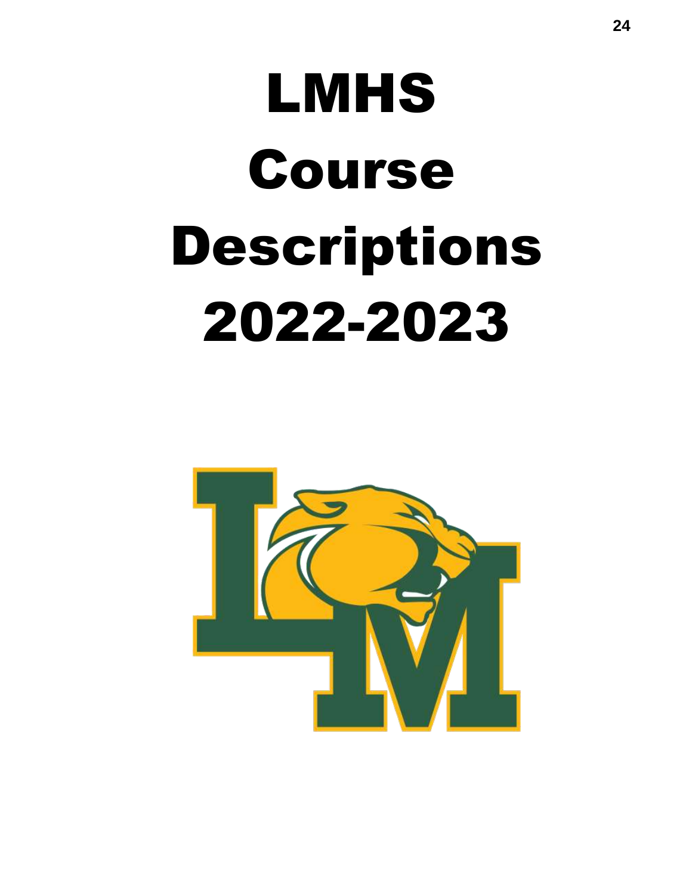# LMHS Course Descriptions 2022-2023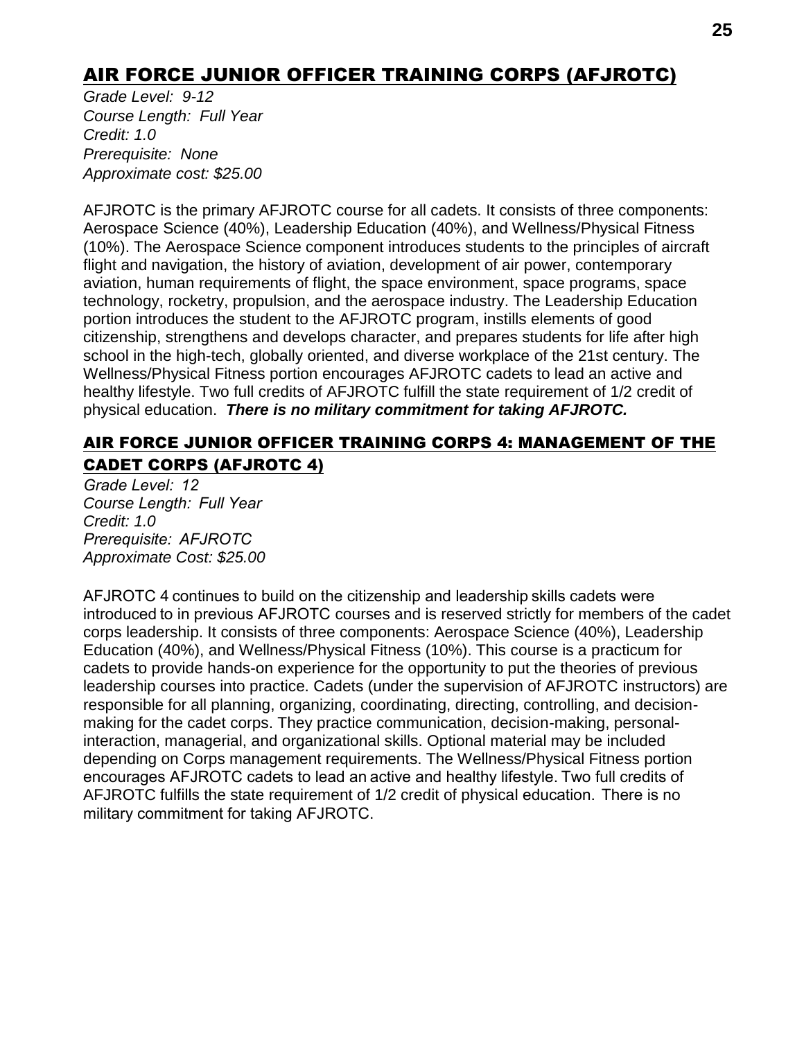## AIR FORCE JUNIOR OFFICER TRAINING CORPS (AFJROTC)

*Grade Level: 9-12*
*Course Length: Full Year*
*Credit: 1.0*
*Prerequisite: None*
*Approximate cost: $25.00*

AFJROTC is the primary AFJROTC course for all cadets. It consists of three components: Aerospace Science (40%), Leadership Education (40%), and Wellness/Physical Fitness (10%). The Aerospace Science component introduces students to the principles of aircraft flight and navigation, the history of aviation, development of air power, contemporary aviation, human requirements of flight, the space environment, space programs, space technology, rocketry, propulsion, and the aerospace industry. The Leadership Education portion introduces the student to the AFJROTC program, instills elements of good citizenship, strengthens and develops character, and prepares students for life after high school in the high-tech, globally oriented, and diverse workplace of the 21st century. The Wellness/Physical Fitness portion encourages AFJROTC cadets to lead an active and healthy lifestyle. Two full credits of AFJROTC fulfill the state requirement of 1/2 credit of physical education. ***There is no military commitment for taking AFJROTC.***

## AIR FORCE JUNIOR OFFICER TRAINING CORPS 4: MANAGEMENT OF THE CADET CORPS (AFJROTC 4)

*Grade Level: 12*
*Course Length: Full Year*
*Credit: 1.0*
*Prerequisite: AFJROTC*
*Approximate Cost: $25.00*

AFJROTC 4 continues to build on the citizenship and leadership skills cadets were introduced to in previous AFJROTC courses and is reserved strictly for members of the cadet corps leadership. It consists of three components: Aerospace Science (40%), Leadership Education (40%), and Wellness/Physical Fitness (10%). This course is a practicum for cadets to provide hands-on experience for the opportunity to put the theories of previous leadership courses into practice. Cadets (under the supervision of AFJROTC instructors) are responsible for all planning, organizing, coordinating, directing, controlling, and decision-making for the cadet corps. They practice communication, decision-making, personal-interaction, managerial, and organizational skills. Optional material may be included depending on Corps management requirements. The Wellness/Physical Fitness portion encourages AFJROTC cadets to lead an active and healthy lifestyle. Two full credits of AFJROTC fulfills the state requirement of 1/2 credit of physical education. There is no military commitment for taking AFJROTC.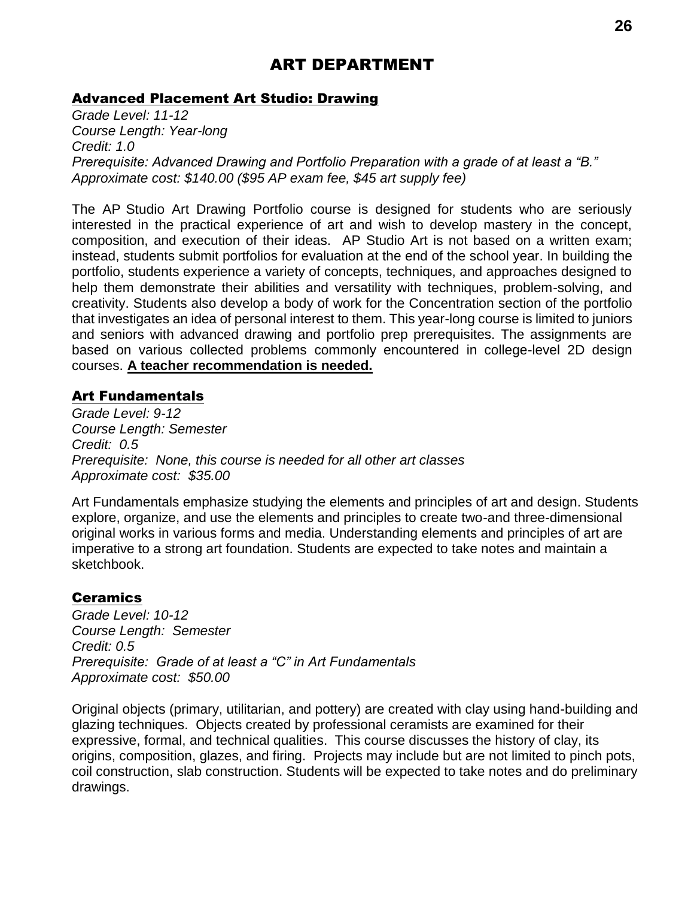# ART DEPARTMENT

## Advanced Placement Art Studio: Drawing

*Grade Level: 11-12*
*Course Length: Year-long*
*Credit: 1.0*
*Prerequisite: Advanced Drawing and Portfolio Preparation with a grade of at least a "B."*
*Approximate cost: $140.00 ($95 AP exam fee, $45 art supply fee)*

The AP Studio Art Drawing Portfolio course is designed for students who are seriously interested in the practical experience of art and wish to develop mastery in the concept, composition, and execution of their ideas. AP Studio Art is not based on a written exam; instead, students submit portfolios for evaluation at the end of the school year. In building the portfolio, students experience a variety of concepts, techniques, and approaches designed to help them demonstrate their abilities and versatility with techniques, problem-solving, and creativity. Students also develop a body of work for the Concentration section of the portfolio that investigates an idea of personal interest to them. This year-long course is limited to juniors and seniors with advanced drawing and portfolio prep prerequisites. The assignments are based on various collected problems commonly encountered in college-level 2D design courses. **A teacher recommendation is needed.**

## Art Fundamentals

*Grade Level: 9-12*
*Course Length: Semester*
*Credit: 0.5*
*Prerequisite: None, this course is needed for all other art classes*
*Approximate cost: $35.00*

Art Fundamentals emphasize studying the elements and principles of art and design. Students explore, organize, and use the elements and principles to create two-and three-dimensional original works in various forms and media. Understanding elements and principles of art are imperative to a strong art foundation. Students are expected to take notes and maintain a sketchbook.

## Ceramics

*Grade Level: 10-12*
*Course Length: Semester*
*Credit: 0.5*
*Prerequisite: Grade of at least a "C" in Art Fundamentals*
*Approximate cost: $50.00*

Original objects (primary, utilitarian, and pottery) are created with clay using hand-building and glazing techniques. Objects created by professional ceramists are examined for their expressive, formal, and technical qualities. This course discusses the history of clay, its origins, composition, glazes, and firing. Projects may include but are not limited to pinch pots, coil construction, slab construction. Students will be expected to take notes and do preliminary drawings.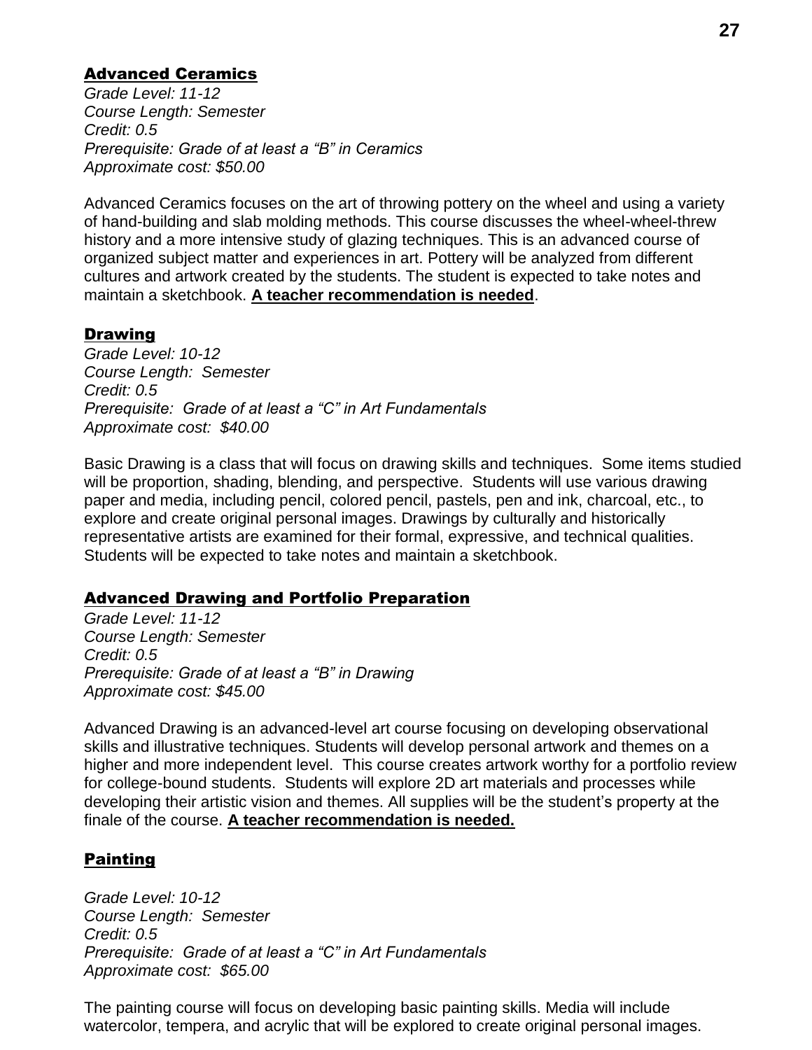## Advanced Ceramics

*Grade Level: 11-12*
*Course Length: Semester*
*Credit: 0.5*
*Prerequisite: Grade of at least a "B" in Ceramics*
*Approximate cost: $50.00*

Advanced Ceramics focuses on the art of throwing pottery on the wheel and using a variety of hand-building and slab molding methods. This course discusses the wheel-wheel-threw history and a more intensive study of glazing techniques. This is an advanced course of organized subject matter and experiences in art. Pottery will be analyzed from different cultures and artwork created by the students. The student is expected to take notes and maintain a sketchbook. **A teacher recommendation is needed**.

## Drawing

*Grade Level: 10-12*
*Course Length: Semester*
*Credit: 0.5*
*Prerequisite: Grade of at least a "C" in Art Fundamentals*
*Approximate cost: $40.00*

Basic Drawing is a class that will focus on drawing skills and techniques. Some items studied will be proportion, shading, blending, and perspective. Students will use various drawing paper and media, including pencil, colored pencil, pastels, pen and ink, charcoal, etc., to explore and create original personal images. Drawings by culturally and historically representative artists are examined for their formal, expressive, and technical qualities. Students will be expected to take notes and maintain a sketchbook.

## Advanced Drawing and Portfolio Preparation

*Grade Level: 11-12*
*Course Length: Semester*
*Credit: 0.5*
*Prerequisite: Grade of at least a "B" in Drawing*
*Approximate cost: $45.00*

Advanced Drawing is an advanced-level art course focusing on developing observational skills and illustrative techniques. Students will develop personal artwork and themes on a higher and more independent level. This course creates artwork worthy for a portfolio review for college-bound students. Students will explore 2D art materials and processes while developing their artistic vision and themes. All supplies will be the student's property at the finale of the course. **A teacher recommendation is needed.**

## Painting

*Grade Level: 10-12*
*Course Length: Semester*
*Credit: 0.5*
*Prerequisite: Grade of at least a "C" in Art Fundamentals*
*Approximate cost: $65.00*

The painting course will focus on developing basic painting skills. Media will include watercolor, tempera, and acrylic that will be explored to create original personal images.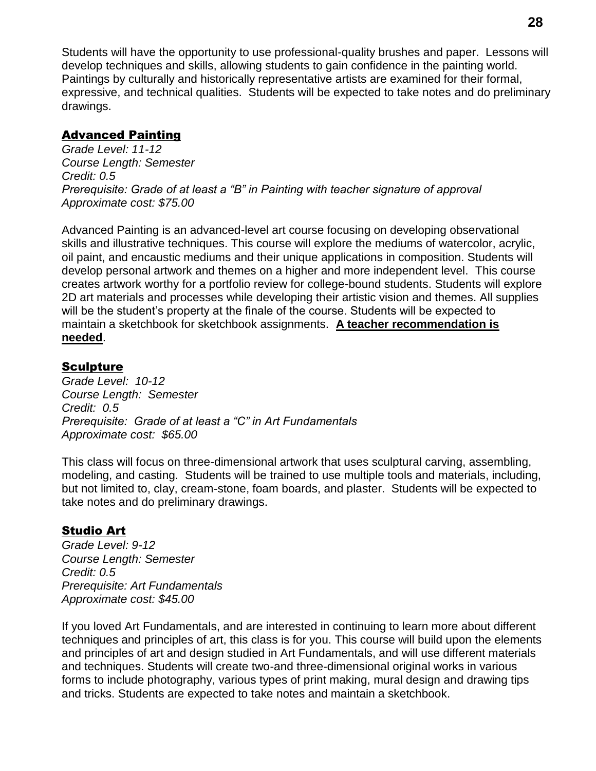Students will have the opportunity to use professional-quality brushes and paper. Lessons will develop techniques and skills, allowing students to gain confidence in the painting world. Paintings by culturally and historically representative artists are examined for their formal, expressive, and technical qualities. Students will be expected to take notes and do preliminary drawings.

## Advanced Painting

*Grade Level: 11-12*
*Course Length: Semester*
*Credit: 0.5*
*Prerequisite: Grade of at least a "B" in Painting with teacher signature of approval*
*Approximate cost: $75.00*

Advanced Painting is an advanced-level art course focusing on developing observational skills and illustrative techniques. This course will explore the mediums of watercolor, acrylic, oil paint, and encaustic mediums and their unique applications in composition. Students will develop personal artwork and themes on a higher and more independent level. This course creates artwork worthy for a portfolio review for college-bound students. Students will explore 2D art materials and processes while developing their artistic vision and themes. All supplies will be the student's property at the finale of the course. Students will be expected to maintain a sketchbook for sketchbook assignments. **A teacher recommendation is needed**.

## Sculpture

*Grade Level: 10-12*
*Course Length: Semester*
*Credit: 0.5*
*Prerequisite: Grade of at least a "C" in Art Fundamentals*
*Approximate cost: $65.00*

This class will focus on three-dimensional artwork that uses sculptural carving, assembling, modeling, and casting. Students will be trained to use multiple tools and materials, including, but not limited to, clay, cream-stone, foam boards, and plaster. Students will be expected to take notes and do preliminary drawings.

## Studio Art

*Grade Level: 9-12*
*Course Length: Semester*
*Credit: 0.5*
*Prerequisite: Art Fundamentals*
*Approximate cost: $45.00*

If you loved Art Fundamentals, and are interested in continuing to learn more about different techniques and principles of art, this class is for you. This course will build upon the elements and principles of art and design studied in Art Fundamentals, and will use different materials and techniques. Students will create two-and three-dimensional original works in various forms to include photography, various types of print making, mural design and drawing tips and tricks. Students are expected to take notes and maintain a sketchbook.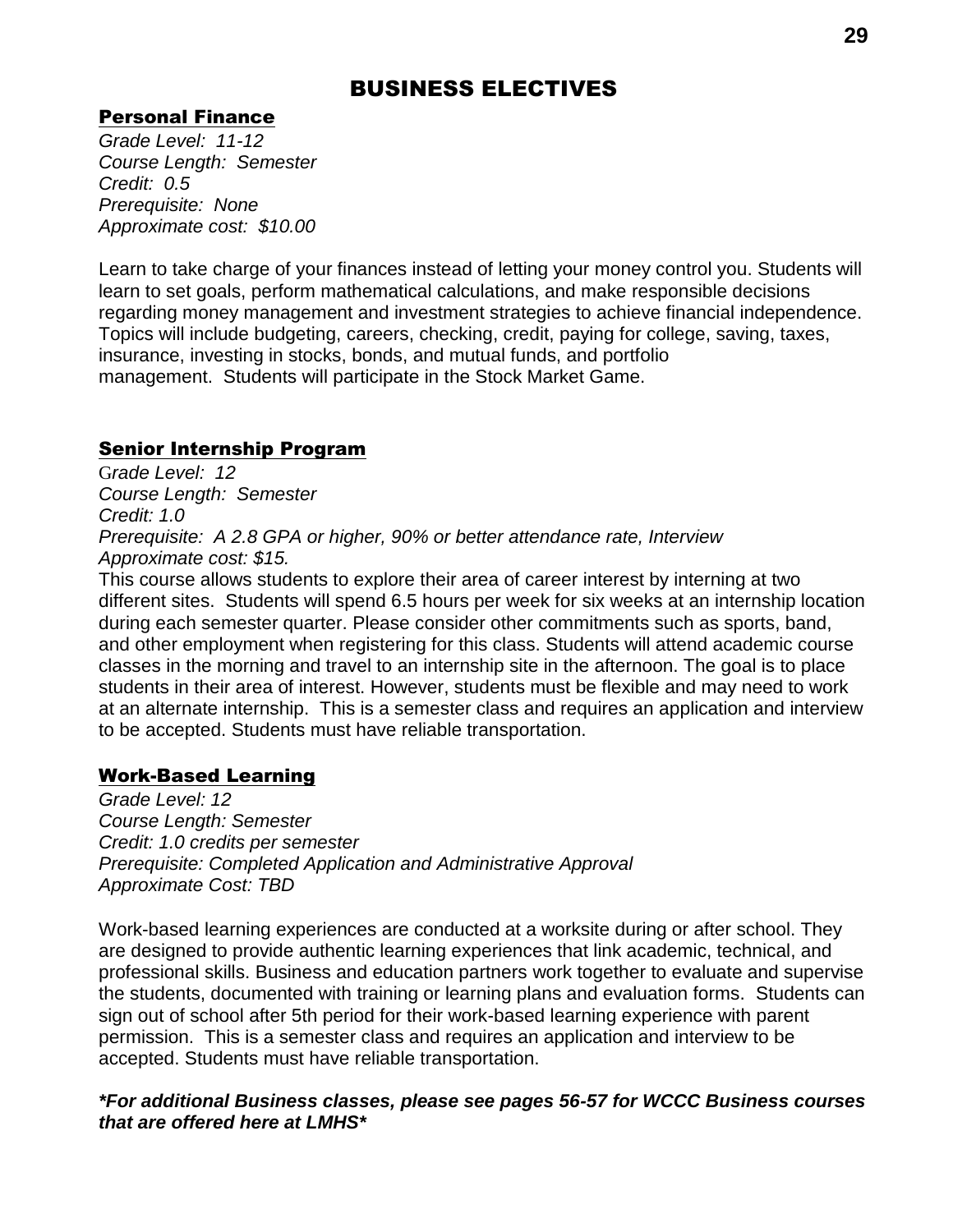# BUSINESS ELECTIVES

## Personal Finance

*Grade Level: 11-12*
*Course Length: Semester*
*Credit: 0.5*
*Prerequisite: None*
*Approximate cost: $10.00*

Learn to take charge of your finances instead of letting your money control you. Students will learn to set goals, perform mathematical calculations, and make responsible decisions regarding money management and investment strategies to achieve financial independence. Topics will include budgeting, careers, checking, credit, paying for college, saving, taxes, insurance, investing in stocks, bonds, and mutual funds, and portfolio management. Students will participate in the Stock Market Game.

## Senior Internship Program

*Grade Level: 12*
*Course Length: Semester*
*Credit: 1.0*
*Prerequisite: A 2.8 GPA or higher, 90% or better attendance rate, Interview*
*Approximate cost: $15.*

This course allows students to explore their area of career interest by interning at two different sites. Students will spend 6.5 hours per week for six weeks at an internship location during each semester quarter. Please consider other commitments such as sports, band, and other employment when registering for this class. Students will attend academic course classes in the morning and travel to an internship site in the afternoon. The goal is to place students in their area of interest. However, students must be flexible and may need to work at an alternate internship. This is a semester class and requires an application and interview to be accepted. Students must have reliable transportation.

## Work-Based Learning

*Grade Level: 12*
*Course Length: Semester*
*Credit: 1.0 credits per semester*
*Prerequisite: Completed Application and Administrative Approval*
*Approximate Cost: TBD*

Work-based learning experiences are conducted at a worksite during or after school. They are designed to provide authentic learning experiences that link academic, technical, and professional skills. Business and education partners work together to evaluate and supervise the students, documented with training or learning plans and evaluation forms. Students can sign out of school after 5th period for their work-based learning experience with parent permission. This is a semester class and requires an application and interview to be accepted. Students must have reliable transportation.

***For additional Business classes, please see pages 56-57 for WCCC Business courses that are offered here at LMHS****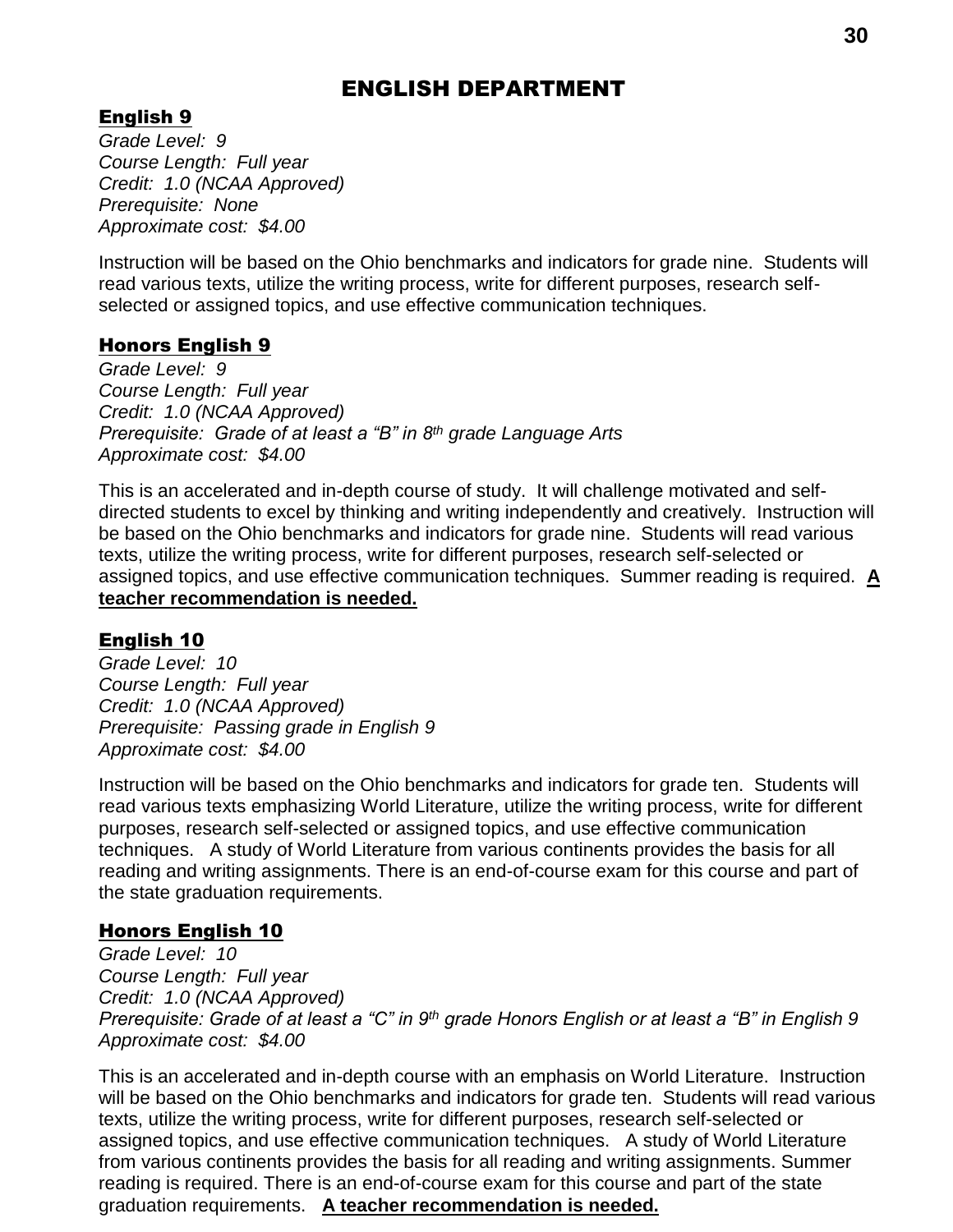# ENGLISH DEPARTMENT

## English 9

*Grade Level: 9*
*Course Length: Full year*
*Credit: 1.0 (NCAA Approved)*
*Prerequisite: None*
*Approximate cost: $4.00*

Instruction will be based on the Ohio benchmarks and indicators for grade nine. Students will read various texts, utilize the writing process, write for different purposes, research self-selected or assigned topics, and use effective communication techniques.

## Honors English 9

*Grade Level: 9*
*Course Length: Full year*
*Credit: 1.0 (NCAA Approved)*
*Prerequisite: Grade of at least a "B" in 8th grade Language Arts*
*Approximate cost: $4.00*

This is an accelerated and in-depth course of study. It will challenge motivated and self-directed students to excel by thinking and writing independently and creatively. Instruction will be based on the Ohio benchmarks and indicators for grade nine. Students will read various texts, utilize the writing process, write for different purposes, research self-selected or assigned topics, and use effective communication techniques. Summer reading is required. **A teacher recommendation is needed.**

## English 10

*Grade Level: 10*
*Course Length: Full year*
*Credit: 1.0 (NCAA Approved)*
*Prerequisite: Passing grade in English 9*
*Approximate cost: $4.00*

Instruction will be based on the Ohio benchmarks and indicators for grade ten. Students will read various texts emphasizing World Literature, utilize the writing process, write for different purposes, research self-selected or assigned topics, and use effective communication techniques. A study of World Literature from various continents provides the basis for all reading and writing assignments. There is an end-of-course exam for this course and part of the state graduation requirements.

## Honors English 10

*Grade Level: 10*
*Course Length: Full year*
*Credit: 1.0 (NCAA Approved)*
*Prerequisite: Grade of at least a "C" in 9th grade Honors English or at least a "B" in English 9*
*Approximate cost: $4.00*

This is an accelerated and in-depth course with an emphasis on World Literature. Instruction will be based on the Ohio benchmarks and indicators for grade ten. Students will read various texts, utilize the writing process, write for different purposes, research self-selected or assigned topics, and use effective communication techniques. A study of World Literature from various continents provides the basis for all reading and writing assignments. Summer reading is required. There is an end-of-course exam for this course and part of the state graduation requirements. **A teacher recommendation is needed.**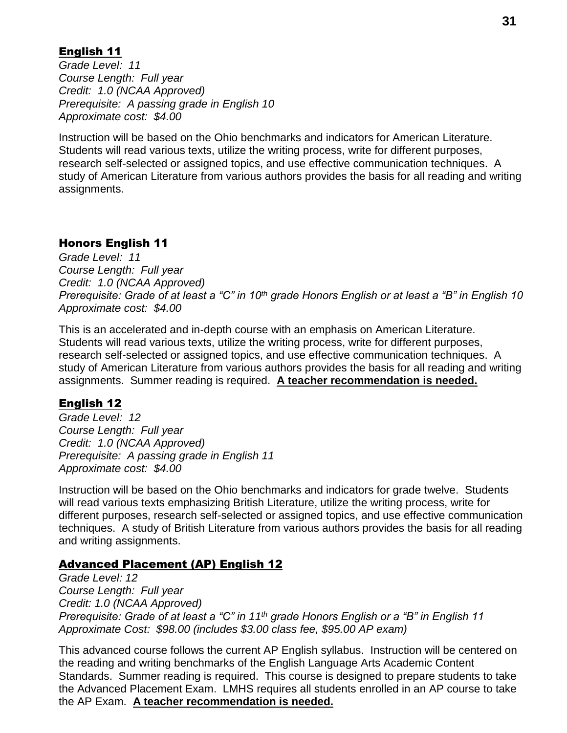## English 11

*Grade Level: 11*
*Course Length: Full year*
*Credit: 1.0 (NCAA Approved)*
*Prerequisite: A passing grade in English 10*
*Approximate cost: $4.00*

Instruction will be based on the Ohio benchmarks and indicators for American Literature. Students will read various texts, utilize the writing process, write for different purposes, research self-selected or assigned topics, and use effective communication techniques. A study of American Literature from various authors provides the basis for all reading and writing assignments.

## Honors English 11

*Grade Level: 11*
*Course Length: Full year*
*Credit: 1.0 (NCAA Approved)*
*Prerequisite: Grade of at least a "C" in 10th grade Honors English or at least a "B" in English 10*
*Approximate cost: $4.00*

This is an accelerated and in-depth course with an emphasis on American Literature. Students will read various texts, utilize the writing process, write for different purposes, research self-selected or assigned topics, and use effective communication techniques. A study of American Literature from various authors provides the basis for all reading and writing assignments. Summer reading is required. **A teacher recommendation is needed.**

## English 12

*Grade Level: 12*
*Course Length: Full year*
*Credit: 1.0 (NCAA Approved)*
*Prerequisite: A passing grade in English 11*
*Approximate cost: $4.00*

Instruction will be based on the Ohio benchmarks and indicators for grade twelve. Students will read various texts emphasizing British Literature, utilize the writing process, write for different purposes, research self-selected or assigned topics, and use effective communication techniques. A study of British Literature from various authors provides the basis for all reading and writing assignments.

## Advanced Placement (AP) English 12

*Grade Level: 12*
*Course Length: Full year*
*Credit: 1.0 (NCAA Approved)*
*Prerequisite: Grade of at least a "C" in 11th grade Honors English or a "B" in English 11*
*Approximate Cost: $98.00 (includes $3.00 class fee, $95.00 AP exam)*

This advanced course follows the current AP English syllabus. Instruction will be centered on the reading and writing benchmarks of the English Language Arts Academic Content Standards. Summer reading is required. This course is designed to prepare students to take the Advanced Placement Exam. LMHS requires all students enrolled in an AP course to take the AP Exam. **A teacher recommendation is needed.**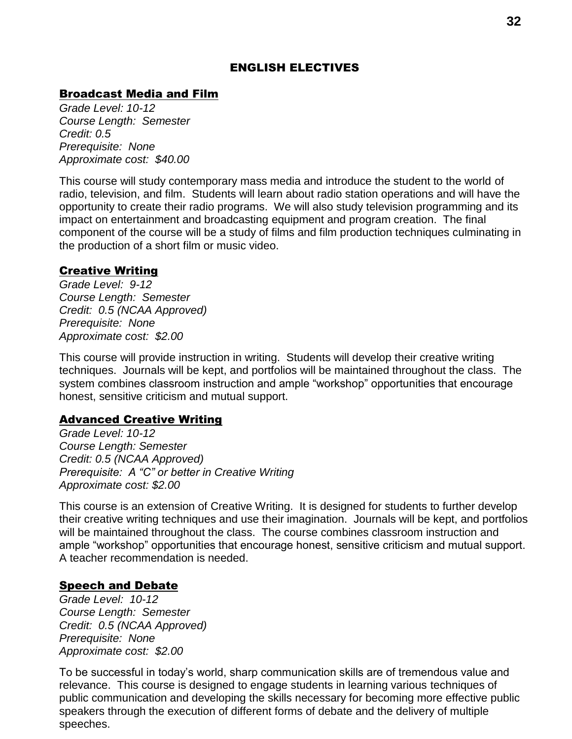# ENGLISH ELECTIVES

## Broadcast Media and Film

*Grade Level: 10-12*
*Course Length: Semester*
*Credit: 0.5*
*Prerequisite: None*
*Approximate cost: $40.00*

This course will study contemporary mass media and introduce the student to the world of radio, television, and film. Students will learn about radio station operations and will have the opportunity to create their radio programs. We will also study television programming and its impact on entertainment and broadcasting equipment and program creation. The final component of the course will be a study of films and film production techniques culminating in the production of a short film or music video.

## Creative Writing

*Grade Level: 9-12*
*Course Length: Semester*
*Credit: 0.5 (NCAA Approved)*
*Prerequisite: None*
*Approximate cost: $2.00*

This course will provide instruction in writing. Students will develop their creative writing techniques. Journals will be kept, and portfolios will be maintained throughout the class. The system combines classroom instruction and ample "workshop" opportunities that encourage honest, sensitive criticism and mutual support.

## Advanced Creative Writing

*Grade Level: 10-12*
*Course Length: Semester*
*Credit: 0.5 (NCAA Approved)*
*Prerequisite: A "C" or better in Creative Writing*
*Approximate cost: $2.00*

This course is an extension of Creative Writing. It is designed for students to further develop their creative writing techniques and use their imagination. Journals will be kept, and portfolios will be maintained throughout the class. The course combines classroom instruction and ample "workshop" opportunities that encourage honest, sensitive criticism and mutual support. A teacher recommendation is needed.

## Speech and Debate

*Grade Level: 10-12*
*Course Length: Semester*
*Credit: 0.5 (NCAA Approved)*
*Prerequisite: None*
*Approximate cost: $2.00*

To be successful in today's world, sharp communication skills are of tremendous value and relevance. This course is designed to engage students in learning various techniques of public communication and developing the skills necessary for becoming more effective public speakers through the execution of different forms of debate and the delivery of multiple speeches.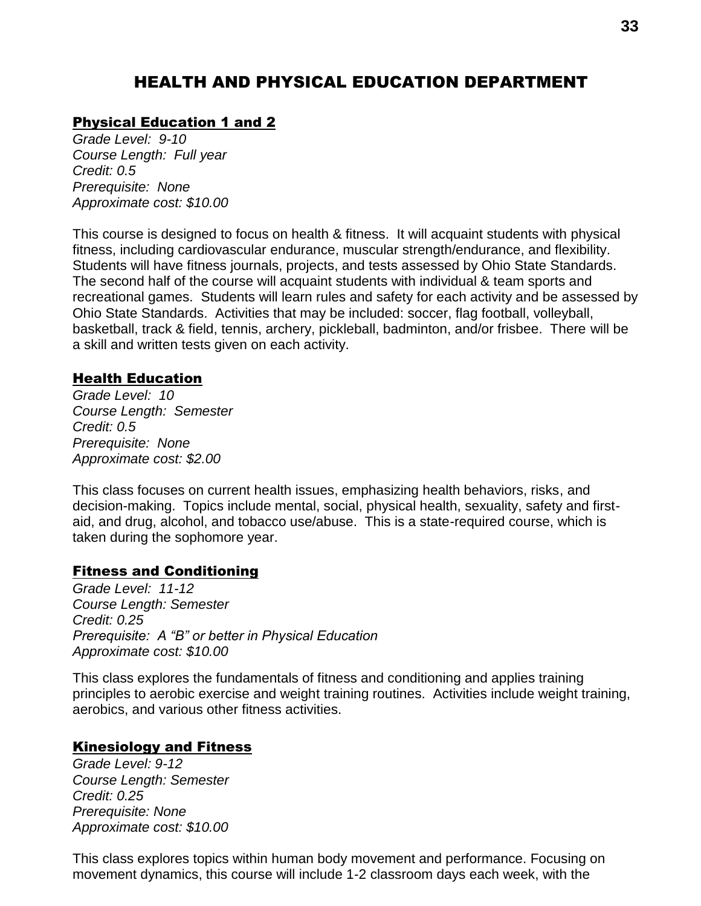# HEALTH AND PHYSICAL EDUCATION DEPARTMENT

## Physical Education 1 and 2

*Grade Level: 9-10*
*Course Length: Full year*
*Credit: 0.5*
*Prerequisite: None*
*Approximate cost: $10.00*

This course is designed to focus on health & fitness. It will acquaint students with physical fitness, including cardiovascular endurance, muscular strength/endurance, and flexibility. Students will have fitness journals, projects, and tests assessed by Ohio State Standards. The second half of the course will acquaint students with individual & team sports and recreational games. Students will learn rules and safety for each activity and be assessed by Ohio State Standards. Activities that may be included: soccer, flag football, volleyball, basketball, track & field, tennis, archery, pickleball, badminton, and/or frisbee. There will be a skill and written tests given on each activity.

## Health Education

*Grade Level: 10*
*Course Length: Semester*
*Credit: 0.5*
*Prerequisite: None*
*Approximate cost: $2.00*

This class focuses on current health issues, emphasizing health behaviors, risks, and decision-making. Topics include mental, social, physical health, sexuality, safety and first-aid, and drug, alcohol, and tobacco use/abuse. This is a state-required course, which is taken during the sophomore year.

## Fitness and Conditioning

*Grade Level: 11-12*
*Course Length: Semester*
*Credit: 0.25*
*Prerequisite: A "B" or better in Physical Education*
*Approximate cost: $10.00*

This class explores the fundamentals of fitness and conditioning and applies training principles to aerobic exercise and weight training routines. Activities include weight training, aerobics, and various other fitness activities.

## Kinesiology and Fitness

*Grade Level: 9-12*
*Course Length: Semester*
*Credit: 0.25*
*Prerequisite: None*
*Approximate cost: $10.00*

This class explores topics within human body movement and performance. Focusing on movement dynamics, this course will include 1-2 classroom days each week, with the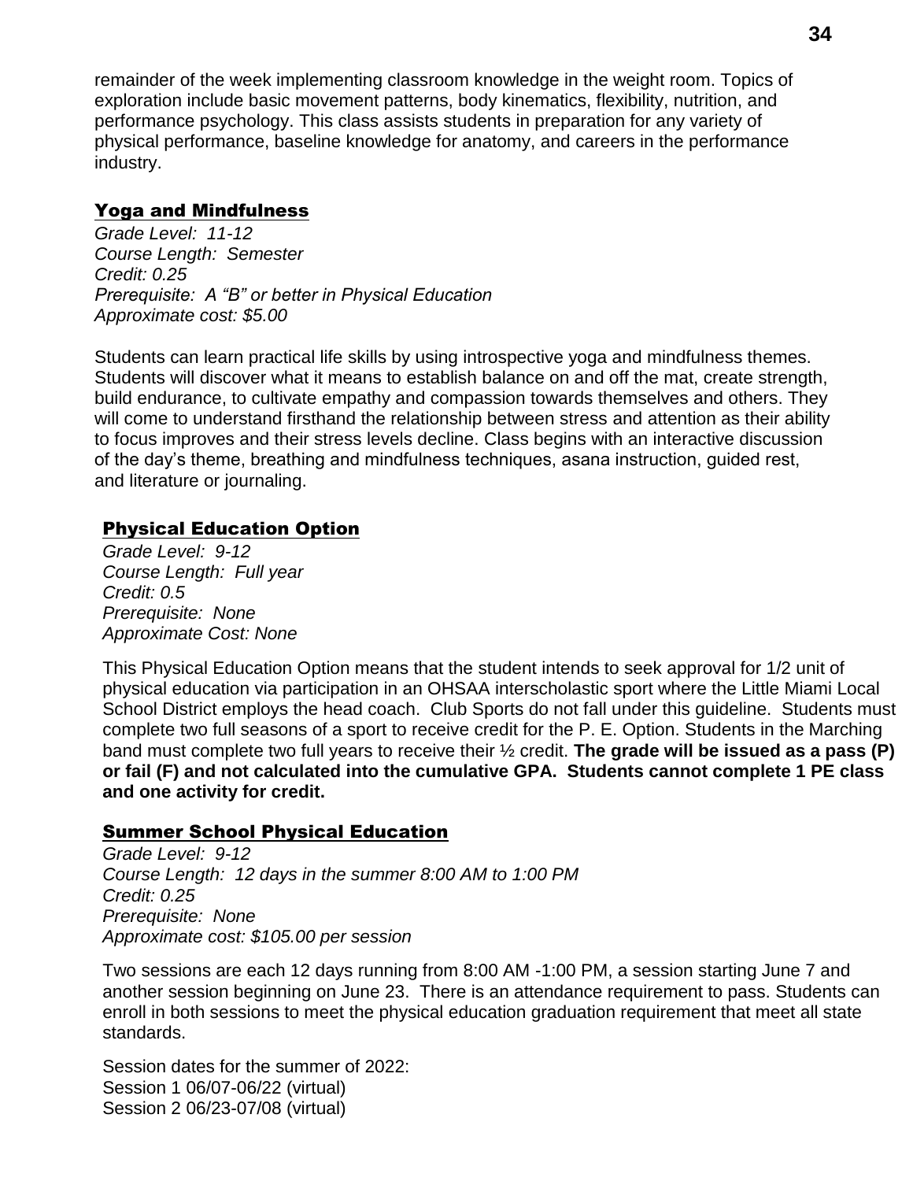remainder of the week implementing classroom knowledge in the weight room. Topics of exploration include basic movement patterns, body kinematics, flexibility, nutrition, and performance psychology. This class assists students in preparation for any variety of physical performance, baseline knowledge for anatomy, and careers in the performance industry.

## Yoga and Mindfulness

*Grade Level: 11-12*
*Course Length: Semester*
*Credit: 0.25*
*Prerequisite: A "B" or better in Physical Education*
*Approximate cost: $5.00*

Students can learn practical life skills by using introspective yoga and mindfulness themes. Students will discover what it means to establish balance on and off the mat, create strength, build endurance, to cultivate empathy and compassion towards themselves and others. They will come to understand firsthand the relationship between stress and attention as their ability to focus improves and their stress levels decline. Class begins with an interactive discussion of the day's theme, breathing and mindfulness techniques, asana instruction, guided rest, and literature or journaling.

## Physical Education Option

*Grade Level: 9-12*
*Course Length: Full year*
*Credit: 0.5*
*Prerequisite: None*
*Approximate Cost: None*

This Physical Education Option means that the student intends to seek approval for 1/2 unit of physical education via participation in an OHSAA interscholastic sport where the Little Miami Local School District employs the head coach. Club Sports do not fall under this guideline. Students must complete two full seasons of a sport to receive credit for the P. E. Option. Students in the Marching band must complete two full years to receive their ½ credit. **The grade will be issued as a pass (P) or fail (F) and not calculated into the cumulative GPA. Students cannot complete 1 PE class and one activity for credit.**

## Summer School Physical Education

*Grade Level: 9-12*
*Course Length: 12 days in the summer 8:00 AM to 1:00 PM*
*Credit: 0.25*
*Prerequisite: None*
*Approximate cost: $105.00 per session*

Two sessions are each 12 days running from 8:00 AM -1:00 PM, a session starting June 7 and another session beginning on June 23. There is an attendance requirement to pass. Students can enroll in both sessions to meet the physical education graduation requirement that meet all state standards.

Session dates for the summer of 2022:
Session 1 06/07-06/22 (virtual)
Session 2 06/23-07/08 (virtual)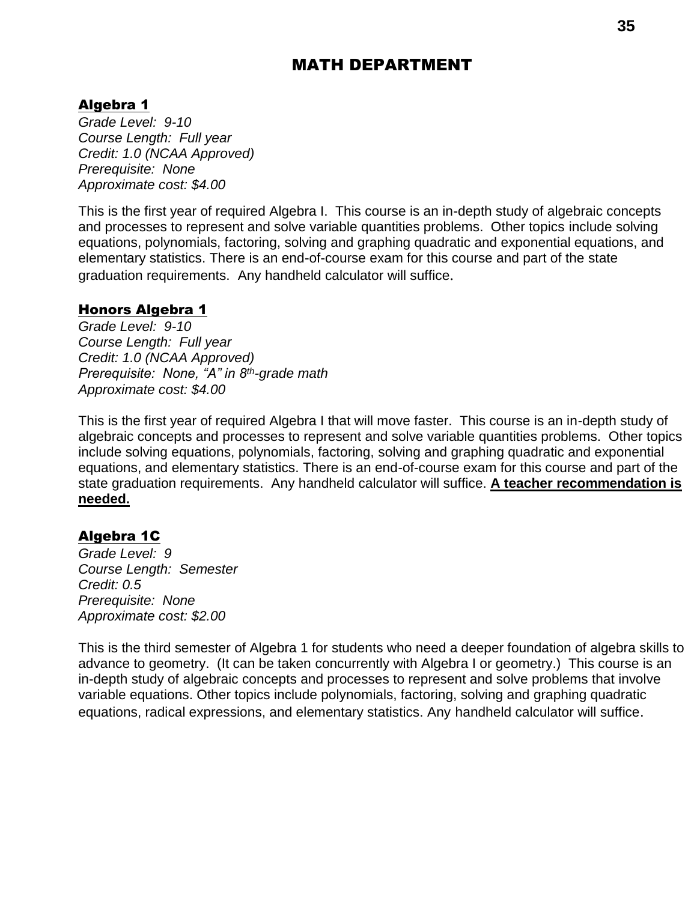# MATH DEPARTMENT

## Algebra 1

*Grade Level: 9-10*
*Course Length: Full year*
*Credit: 1.0 (NCAA Approved)*
*Prerequisite: None*
*Approximate cost: $4.00*

This is the first year of required Algebra I. This course is an in-depth study of algebraic concepts and processes to represent and solve variable quantities problems. Other topics include solving equations, polynomials, factoring, solving and graphing quadratic and exponential equations, and elementary statistics. There is an end-of-course exam for this course and part of the state graduation requirements. Any handheld calculator will suffice.

## Honors Algebra 1

*Grade Level: 9-10*
*Course Length: Full year*
*Credit: 1.0 (NCAA Approved)*
*Prerequisite: None, "A" in 8th-grade math*
*Approximate cost: $4.00*

This is the first year of required Algebra I that will move faster. This course is an in-depth study of algebraic concepts and processes to represent and solve variable quantities problems. Other topics include solving equations, polynomials, factoring, solving and graphing quadratic and exponential equations, and elementary statistics. There is an end-of-course exam for this course and part of the state graduation requirements. Any handheld calculator will suffice. **A teacher recommendation is needed.**

## Algebra 1C

*Grade Level: 9*
*Course Length: Semester*
*Credit: 0.5*
*Prerequisite: None*
*Approximate cost: $2.00*

This is the third semester of Algebra 1 for students who need a deeper foundation of algebra skills to advance to geometry. (It can be taken concurrently with Algebra I or geometry.) This course is an in-depth study of algebraic concepts and processes to represent and solve problems that involve variable equations. Other topics include polynomials, factoring, solving and graphing quadratic equations, radical expressions, and elementary statistics. Any handheld calculator will suffice.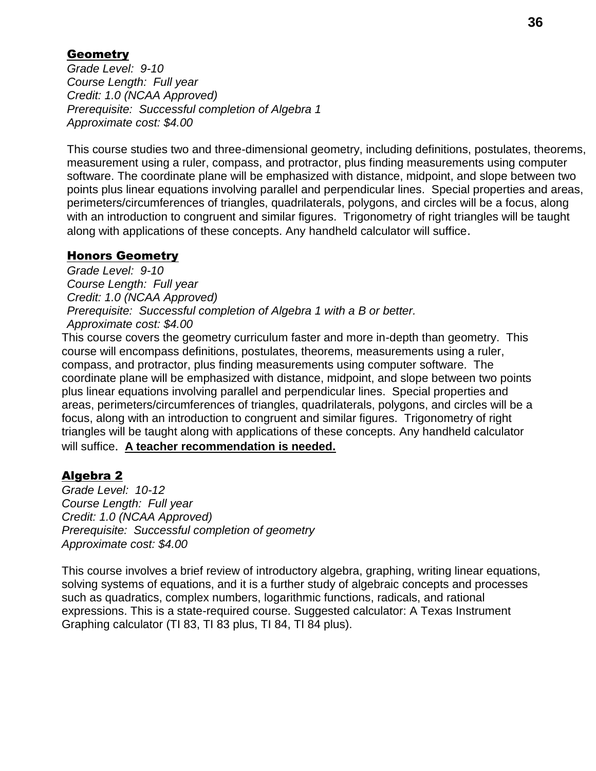## Geometry

*Grade Level: 9-10*
*Course Length: Full year*
*Credit: 1.0 (NCAA Approved)*
*Prerequisite: Successful completion of Algebra 1*
*Approximate cost: $4.00*

This course studies two and three-dimensional geometry, including definitions, postulates, theorems, measurement using a ruler, compass, and protractor, plus finding measurements using computer software. The coordinate plane will be emphasized with distance, midpoint, and slope between two points plus linear equations involving parallel and perpendicular lines. Special properties and areas, perimeters/circumferences of triangles, quadrilaterals, polygons, and circles will be a focus, along with an introduction to congruent and similar figures. Trigonometry of right triangles will be taught along with applications of these concepts. Any handheld calculator will suffice.

## Honors Geometry

*Grade Level: 9-10*
*Course Length: Full year*
*Credit: 1.0 (NCAA Approved)*
*Prerequisite: Successful completion of Algebra 1 with a B or better.*
*Approximate cost: $4.00*

This course covers the geometry curriculum faster and more in-depth than geometry. This course will encompass definitions, postulates, theorems, measurements using a ruler, compass, and protractor, plus finding measurements using computer software. The coordinate plane will be emphasized with distance, midpoint, and slope between two points plus linear equations involving parallel and perpendicular lines. Special properties and areas, perimeters/circumferences of triangles, quadrilaterals, polygons, and circles will be a focus, along with an introduction to congruent and similar figures. Trigonometry of right triangles will be taught along with applications of these concepts. Any handheld calculator will suffice. **A teacher recommendation is needed.**

## Algebra 2

*Grade Level: 10-12*
*Course Length: Full year*
*Credit: 1.0 (NCAA Approved)*
*Prerequisite: Successful completion of geometry*
*Approximate cost: $4.00*

This course involves a brief review of introductory algebra, graphing, writing linear equations, solving systems of equations, and it is a further study of algebraic concepts and processes such as quadratics, complex numbers, logarithmic functions, radicals, and rational expressions. This is a state-required course. Suggested calculator: A Texas Instrument Graphing calculator (TI 83, TI 83 plus, TI 84, TI 84 plus).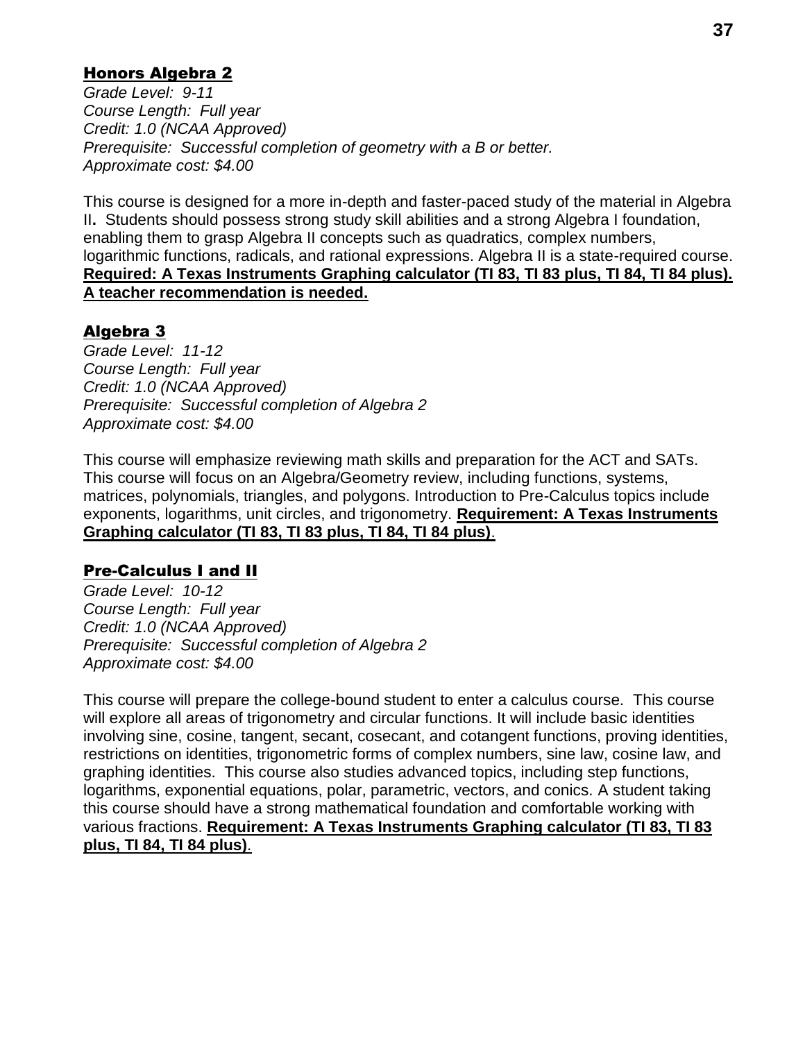## Honors Algebra 2

*Grade Level: 9-11*
*Course Length: Full year*
*Credit: 1.0 (NCAA Approved)*
*Prerequisite: Successful completion of geometry with a B or better.*
*Approximate cost: $4.00*

This course is designed for a more in-depth and faster-paced study of the material in Algebra II**.** Students should possess strong study skill abilities and a strong Algebra I foundation, enabling them to grasp Algebra II concepts such as quadratics, complex numbers, logarithmic functions, radicals, and rational expressions. Algebra II is a state-required course. **Required: A Texas Instruments Graphing calculator (TI 83, TI 83 plus, TI 84, TI 84 plus). A teacher recommendation is needed.**

## Algebra 3

*Grade Level: 11-12*
*Course Length: Full year*
*Credit: 1.0 (NCAA Approved)*
*Prerequisite: Successful completion of Algebra 2*
*Approximate cost: $4.00*

This course will emphasize reviewing math skills and preparation for the ACT and SATs. This course will focus on an Algebra/Geometry review, including functions, systems, matrices, polynomials, triangles, and polygons. Introduction to Pre-Calculus topics include exponents, logarithms, unit circles, and trigonometry. **Requirement: A Texas Instruments Graphing calculator (TI 83, TI 83 plus, TI 84, TI 84 plus)**.

## Pre-Calculus I and II

*Grade Level: 10-12*
*Course Length: Full year*
*Credit: 1.0 (NCAA Approved)*
*Prerequisite: Successful completion of Algebra 2*
*Approximate cost: $4.00*

This course will prepare the college-bound student to enter a calculus course. This course will explore all areas of trigonometry and circular functions. It will include basic identities involving sine, cosine, tangent, secant, cosecant, and cotangent functions, proving identities, restrictions on identities, trigonometric forms of complex numbers, sine law, cosine law, and graphing identities. This course also studies advanced topics, including step functions, logarithms, exponential equations, polar, parametric, vectors, and conics. A student taking this course should have a strong mathematical foundation and comfortable working with various fractions. **Requirement: A Texas Instruments Graphing calculator (TI 83, TI 83 plus, TI 84, TI 84 plus)**.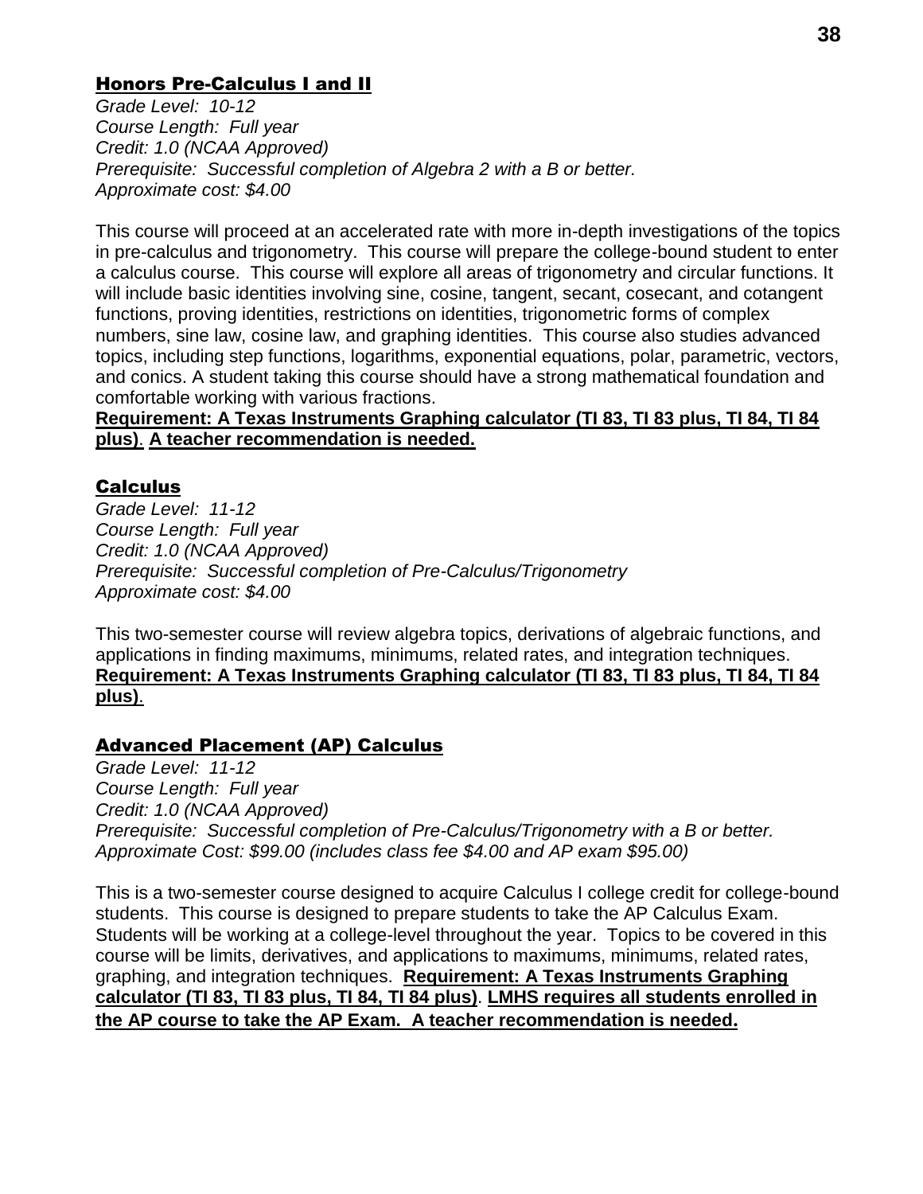## Honors Pre-Calculus I and II

*Grade Level: 10-12*
*Course Length: Full year*
*Credit: 1.0 (NCAA Approved)*
*Prerequisite: Successful completion of Algebra 2 with a B or better.*
*Approximate cost: $4.00*

This course will proceed at an accelerated rate with more in-depth investigations of the topics in pre-calculus and trigonometry. This course will prepare the college-bound student to enter a calculus course. This course will explore all areas of trigonometry and circular functions. It will include basic identities involving sine, cosine, tangent, secant, cosecant, and cotangent functions, proving identities, restrictions on identities, trigonometric forms of complex numbers, sine law, cosine law, and graphing identities. This course also studies advanced topics, including step functions, logarithms, exponential equations, polar, parametric, vectors, and conics. A student taking this course should have a strong mathematical foundation and comfortable working with various fractions.
**Requirement: A Texas Instruments Graphing calculator (TI 83, TI 83 plus, TI 84, TI 84 plus)**. **A teacher recommendation is needed.**

## Calculus

*Grade Level: 11-12*
*Course Length: Full year*
*Credit: 1.0 (NCAA Approved)*
*Prerequisite: Successful completion of Pre-Calculus/Trigonometry*
*Approximate cost: $4.00*

This two-semester course will review algebra topics, derivations of algebraic functions, and applications in finding maximums, minimums, related rates, and integration techniques.
**Requirement: A Texas Instruments Graphing calculator (TI 83, TI 83 plus, TI 84, TI 84 plus)**.

## Advanced Placement (AP) Calculus

*Grade Level: 11-12*
*Course Length: Full year*
*Credit: 1.0 (NCAA Approved)*
*Prerequisite: Successful completion of Pre-Calculus/Trigonometry with a B or better.*
*Approximate Cost: $99.00 (includes class fee $4.00 and AP exam $95.00)*

This is a two-semester course designed to acquire Calculus I college credit for college-bound students. This course is designed to prepare students to take the AP Calculus Exam. Students will be working at a college-level throughout the year. Topics to be covered in this course will be limits, derivatives, and applications to maximums, minimums, related rates, graphing, and integration techniques. **Requirement: A Texas Instruments Graphing calculator (TI 83, TI 83 plus, TI 84, TI 84 plus)**. **LMHS requires all students enrolled in the AP course to take the AP Exam. A teacher recommendation is needed.**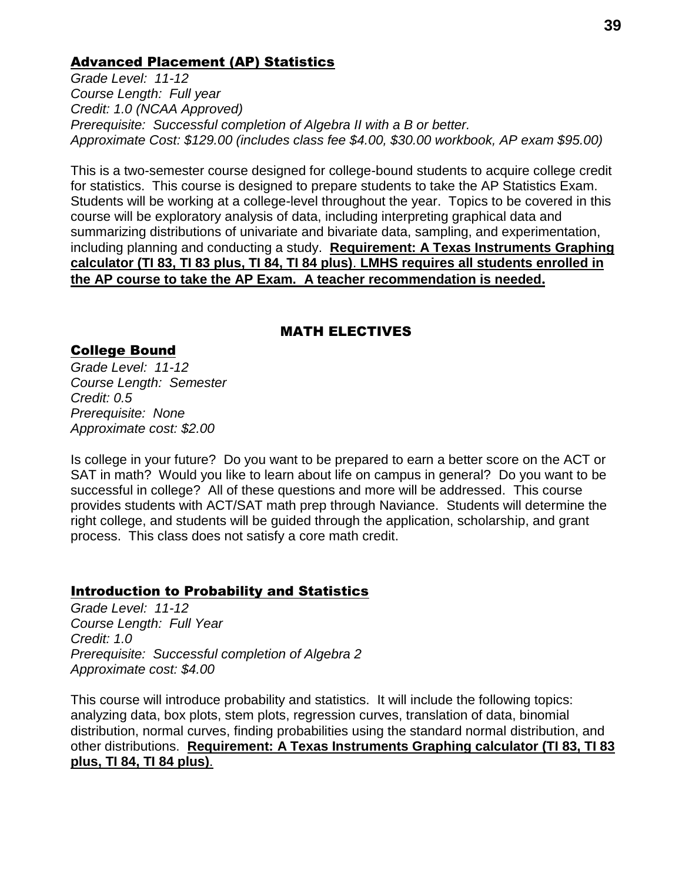## Advanced Placement (AP) Statistics

*Grade Level: 11-12*
*Course Length: Full year*
*Credit: 1.0 (NCAA Approved)*
*Prerequisite: Successful completion of Algebra II with a B or better.*
*Approximate Cost: $129.00 (includes class fee $4.00, $30.00 workbook, AP exam $95.00)*

This is a two-semester course designed for college-bound students to acquire college credit for statistics. This course is designed to prepare students to take the AP Statistics Exam. Students will be working at a college-level throughout the year. Topics to be covered in this course will be exploratory analysis of data, including interpreting graphical data and summarizing distributions of univariate and bivariate data, sampling, and experimentation, including planning and conducting a study. **Requirement: A Texas Instruments Graphing calculator (TI 83, TI 83 plus, TI 84, TI 84 plus)**. **LMHS requires all students enrolled in the AP course to take the AP Exam. A teacher recommendation is needed.**

# MATH ELECTIVES

## College Bound

*Grade Level: 11-12*
*Course Length: Semester*
*Credit: 0.5*
*Prerequisite: None*
*Approximate cost: $2.00*

Is college in your future? Do you want to be prepared to earn a better score on the ACT or SAT in math? Would you like to learn about life on campus in general? Do you want to be successful in college? All of these questions and more will be addressed. This course provides students with ACT/SAT math prep through Naviance. Students will determine the right college, and students will be guided through the application, scholarship, and grant process. This class does not satisfy a core math credit.

## Introduction to Probability and Statistics

*Grade Level: 11-12*
*Course Length: Full Year*
*Credit: 1.0*
*Prerequisite: Successful completion of Algebra 2*
*Approximate cost: $4.00*

This course will introduce probability and statistics. It will include the following topics: analyzing data, box plots, stem plots, regression curves, translation of data, binomial distribution, normal curves, finding probabilities using the standard normal distribution, and other distributions. **Requirement: A Texas Instruments Graphing calculator (TI 83, TI 83 plus, TI 84, TI 84 plus)**.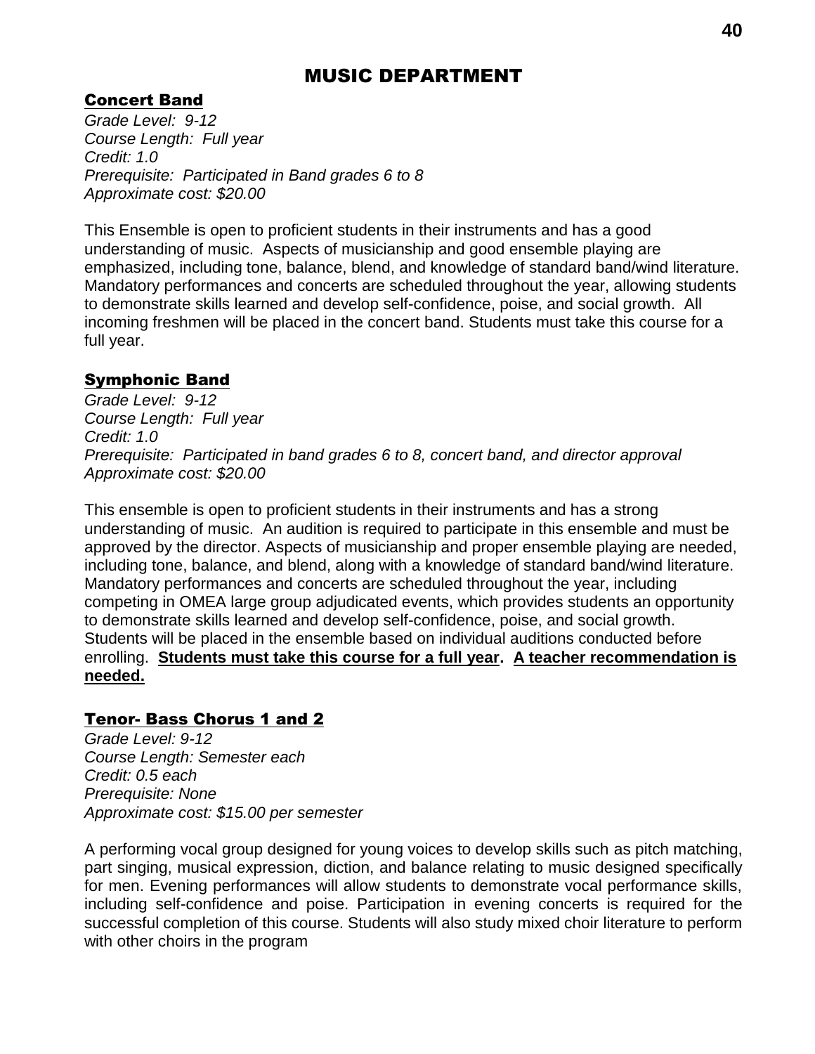# MUSIC DEPARTMENT

## Concert Band

*Grade Level: 9-12*
*Course Length: Full year*
*Credit: 1.0*
*Prerequisite: Participated in Band grades 6 to 8*
*Approximate cost: $20.00*

This Ensemble is open to proficient students in their instruments and has a good understanding of music. Aspects of musicianship and good ensemble playing are emphasized, including tone, balance, blend, and knowledge of standard band/wind literature. Mandatory performances and concerts are scheduled throughout the year, allowing students to demonstrate skills learned and develop self-confidence, poise, and social growth. All incoming freshmen will be placed in the concert band. Students must take this course for a full year.

## Symphonic Band

*Grade Level: 9-12*
*Course Length: Full year*
*Credit: 1.0*
*Prerequisite: Participated in band grades 6 to 8, concert band, and director approval*
*Approximate cost: $20.00*

This ensemble is open to proficient students in their instruments and has a strong understanding of music. An audition is required to participate in this ensemble and must be approved by the director. Aspects of musicianship and proper ensemble playing are needed, including tone, balance, and blend, along with a knowledge of standard band/wind literature. Mandatory performances and concerts are scheduled throughout the year, including competing in OMEA large group adjudicated events, which provides students an opportunity to demonstrate skills learned and develop self-confidence, poise, and social growth. Students will be placed in the ensemble based on individual auditions conducted before enrolling. **Students must take this course for a full year. A teacher recommendation is needed.**

## Tenor- Bass Chorus 1 and 2

*Grade Level: 9-12*
*Course Length: Semester each*
*Credit: 0.5 each*
*Prerequisite: None*
*Approximate cost: $15.00 per semester*

A performing vocal group designed for young voices to develop skills such as pitch matching, part singing, musical expression, diction, and balance relating to music designed specifically for men. Evening performances will allow students to demonstrate vocal performance skills, including self-confidence and poise. Participation in evening concerts is required for the successful completion of this course. Students will also study mixed choir literature to perform with other choirs in the program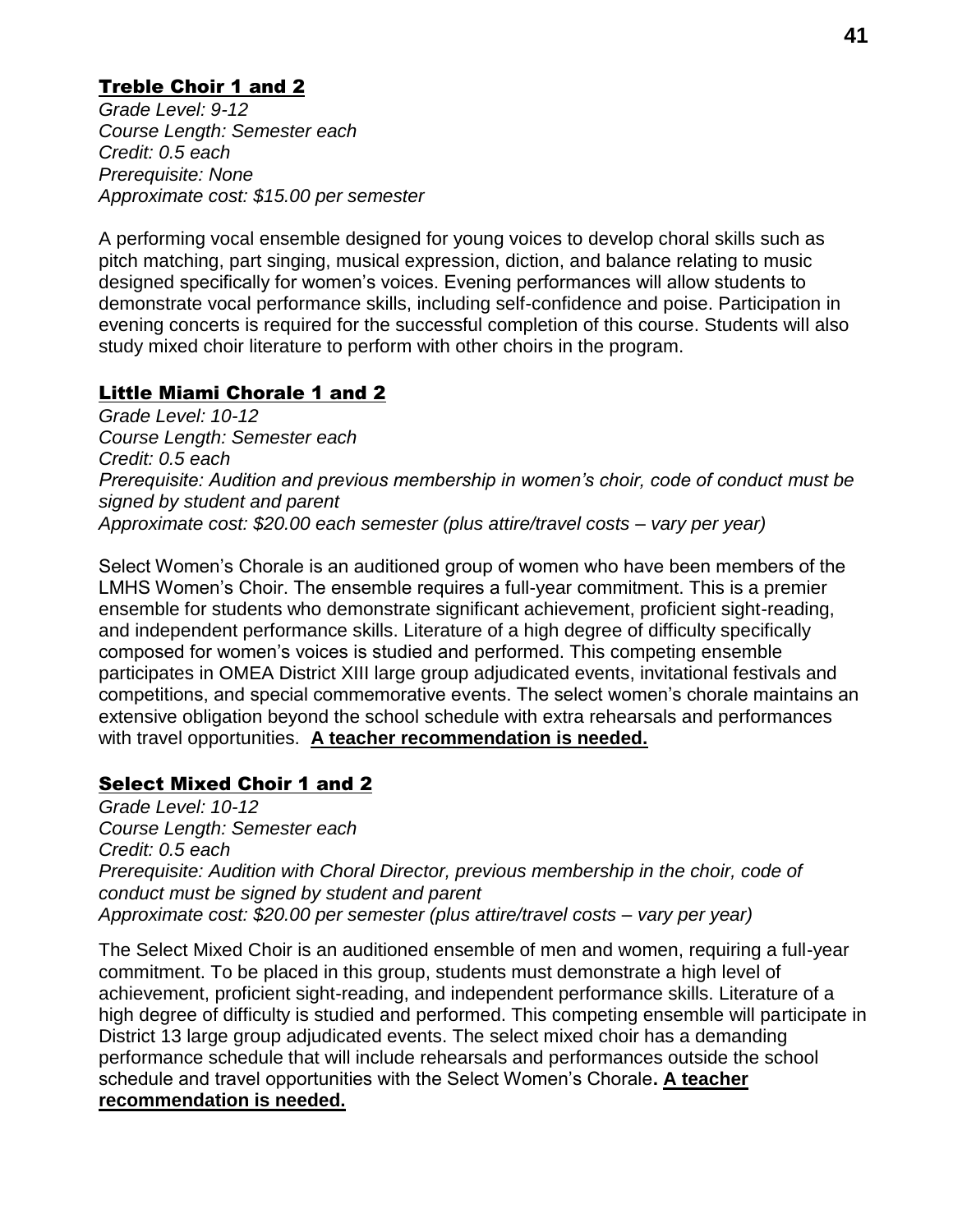## Treble Choir 1 and 2

*Grade Level: 9-12*
*Course Length: Semester each*
*Credit: 0.5 each*
*Prerequisite: None*
*Approximate cost: $15.00 per semester*

A performing vocal ensemble designed for young voices to develop choral skills such as pitch matching, part singing, musical expression, diction, and balance relating to music designed specifically for women's voices. Evening performances will allow students to demonstrate vocal performance skills, including self-confidence and poise. Participation in evening concerts is required for the successful completion of this course. Students will also study mixed choir literature to perform with other choirs in the program.

## Little Miami Chorale 1 and 2

*Grade Level: 10-12*
*Course Length: Semester each*
*Credit: 0.5 each*
*Prerequisite: Audition and previous membership in women's choir, code of conduct must be signed by student and parent*
*Approximate cost: $20.00 each semester (plus attire/travel costs – vary per year)*

Select Women's Chorale is an auditioned group of women who have been members of the LMHS Women's Choir. The ensemble requires a full-year commitment. This is a premier ensemble for students who demonstrate significant achievement, proficient sight-reading, and independent performance skills. Literature of a high degree of difficulty specifically composed for women's voices is studied and performed. This competing ensemble participates in OMEA District XIII large group adjudicated events, invitational festivals and competitions, and special commemorative events. The select women's chorale maintains an extensive obligation beyond the school schedule with extra rehearsals and performances with travel opportunities. **A teacher recommendation is needed.**

## Select Mixed Choir 1 and 2

*Grade Level: 10-12*
*Course Length: Semester each*
*Credit: 0.5 each*
*Prerequisite: Audition with Choral Director, previous membership in the choir, code of conduct must be signed by student and parent*
*Approximate cost: $20.00 per semester (plus attire/travel costs – vary per year)*

The Select Mixed Choir is an auditioned ensemble of men and women, requiring a full-year commitment. To be placed in this group, students must demonstrate a high level of achievement, proficient sight-reading, and independent performance skills. Literature of a high degree of difficulty is studied and performed. This competing ensemble will participate in District 13 large group adjudicated events. The select mixed choir has a demanding performance schedule that will include rehearsals and performances outside the school schedule and travel opportunities with the Select Women's Chorale**. A teacher recommendation is needed.**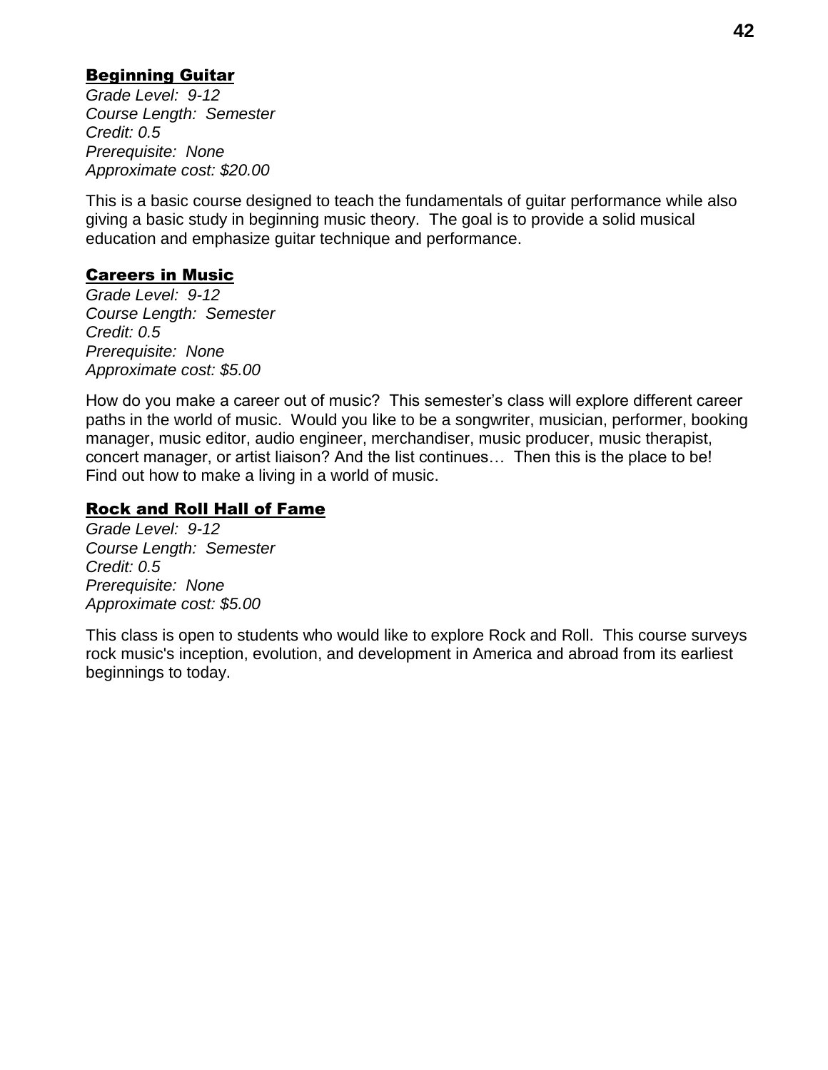## Beginning Guitar

*Grade Level: 9-12*
*Course Length: Semester*
*Credit: 0.5*
*Prerequisite: None*
*Approximate cost: $20.00*

This is a basic course designed to teach the fundamentals of guitar performance while also giving a basic study in beginning music theory. The goal is to provide a solid musical education and emphasize guitar technique and performance.

## Careers in Music

*Grade Level: 9-12*
*Course Length: Semester*
*Credit: 0.5*
*Prerequisite: None*
*Approximate cost: $5.00*

How do you make a career out of music? This semester's class will explore different career paths in the world of music. Would you like to be a songwriter, musician, performer, booking manager, music editor, audio engineer, merchandiser, music producer, music therapist, concert manager, or artist liaison? And the list continues… Then this is the place to be! Find out how to make a living in a world of music.

## Rock and Roll Hall of Fame

*Grade Level: 9-12*
*Course Length: Semester*
*Credit: 0.5*
*Prerequisite: None*
*Approximate cost: $5.00*

This class is open to students who would like to explore Rock and Roll. This course surveys rock music's inception, evolution, and development in America and abroad from its earliest beginnings to today.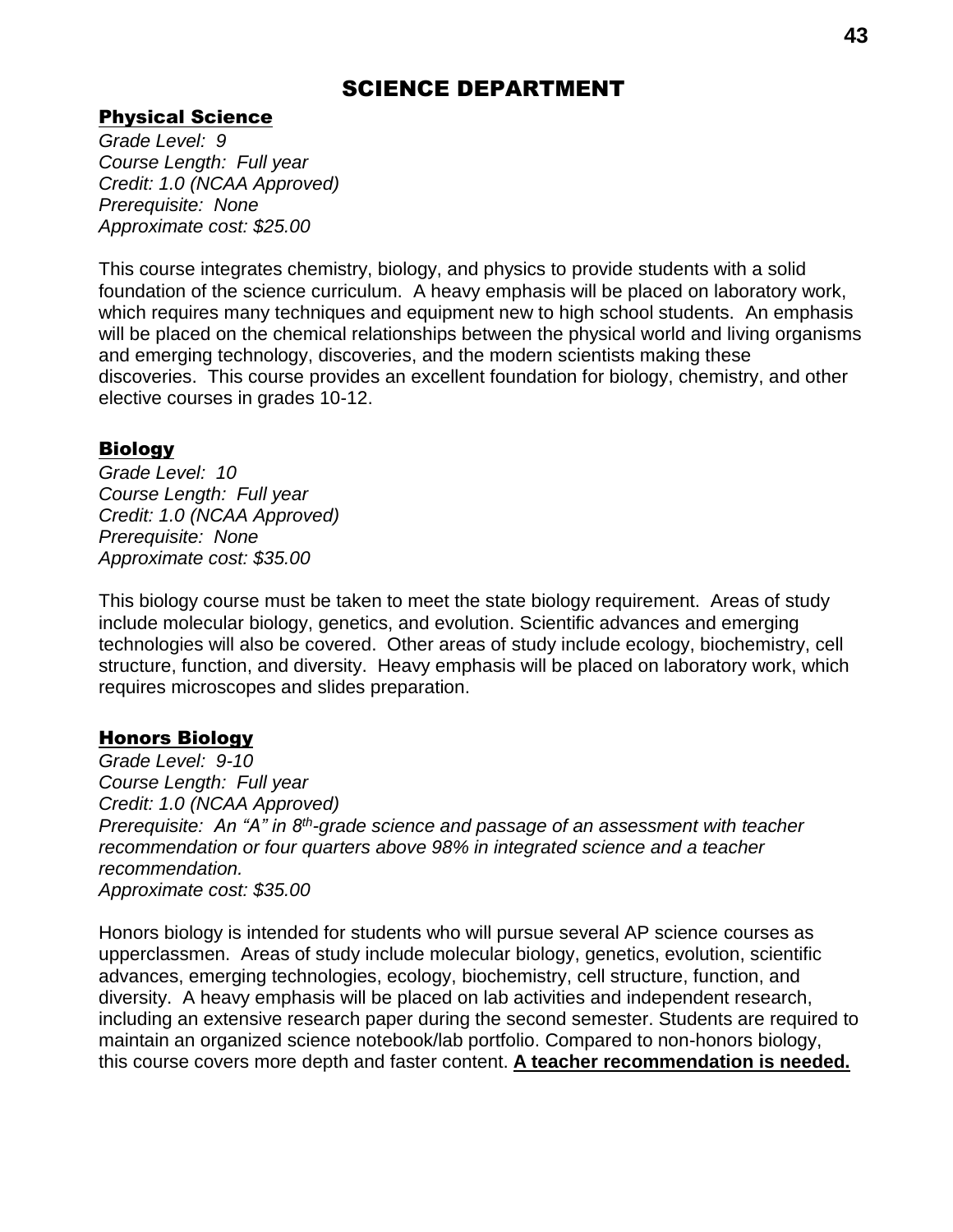# SCIENCE DEPARTMENT

## Physical Science

*Grade Level: 9*
*Course Length: Full year*
*Credit: 1.0 (NCAA Approved)*
*Prerequisite: None*
*Approximate cost: $25.00*

This course integrates chemistry, biology, and physics to provide students with a solid foundation of the science curriculum. A heavy emphasis will be placed on laboratory work, which requires many techniques and equipment new to high school students. An emphasis will be placed on the chemical relationships between the physical world and living organisms and emerging technology, discoveries, and the modern scientists making these discoveries. This course provides an excellent foundation for biology, chemistry, and other elective courses in grades 10-12.

## Biology

*Grade Level: 10*
*Course Length: Full year*
*Credit: 1.0 (NCAA Approved)*
*Prerequisite: None*
*Approximate cost: $35.00*

This biology course must be taken to meet the state biology requirement. Areas of study include molecular biology, genetics, and evolution. Scientific advances and emerging technologies will also be covered. Other areas of study include ecology, biochemistry, cell structure, function, and diversity. Heavy emphasis will be placed on laboratory work, which requires microscopes and slides preparation.

## Honors Biology

*Grade Level: 9-10*
*Course Length: Full year*
*Credit: 1.0 (NCAA Approved)*
*Prerequisite: An "A" in 8th-grade science and passage of an assessment with teacher recommendation or four quarters above 98% in integrated science and a teacher recommendation.*
*Approximate cost: $35.00*

Honors biology is intended for students who will pursue several AP science courses as upperclassmen. Areas of study include molecular biology, genetics, evolution, scientific advances, emerging technologies, ecology, biochemistry, cell structure, function, and diversity. A heavy emphasis will be placed on lab activities and independent research, including an extensive research paper during the second semester. Students are required to maintain an organized science notebook/lab portfolio. Compared to non-honors biology, this course covers more depth and faster content. **A teacher recommendation is needed.**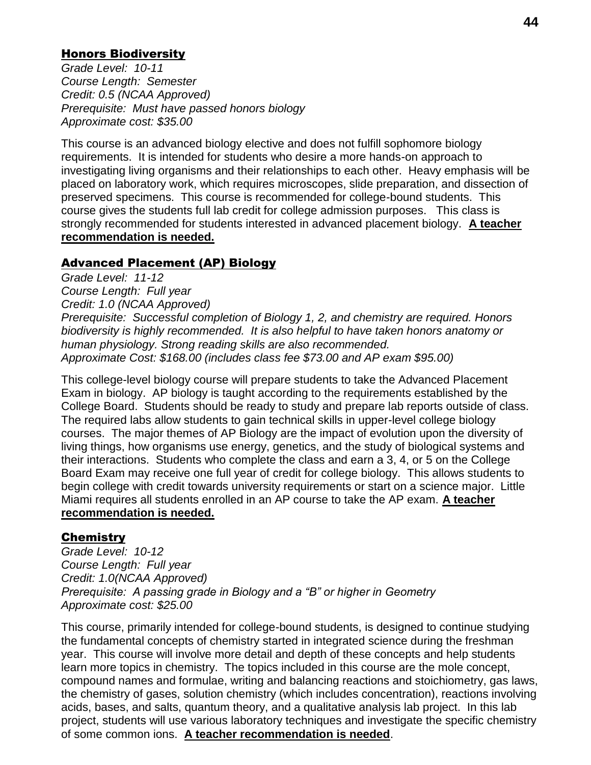## Honors Biodiversity

*Grade Level: 10-11*
*Course Length: Semester*
*Credit: 0.5 (NCAA Approved)*
*Prerequisite: Must have passed honors biology*
*Approximate cost: $35.00*

This course is an advanced biology elective and does not fulfill sophomore biology requirements. It is intended for students who desire a more hands-on approach to investigating living organisms and their relationships to each other. Heavy emphasis will be placed on laboratory work, which requires microscopes, slide preparation, and dissection of preserved specimens. This course is recommended for college-bound students. This course gives the students full lab credit for college admission purposes. This class is strongly recommended for students interested in advanced placement biology. **A teacher recommendation is needed.**

## Advanced Placement (AP) Biology

*Grade Level: 11-12*
*Course Length: Full year*
*Credit: 1.0 (NCAA Approved)*
*Prerequisite: Successful completion of Biology 1, 2, and chemistry are required. Honors biodiversity is highly recommended. It is also helpful to have taken honors anatomy or human physiology. Strong reading skills are also recommended.*
*Approximate Cost: $168.00 (includes class fee $73.00 and AP exam $95.00)*

This college-level biology course will prepare students to take the Advanced Placement Exam in biology. AP biology is taught according to the requirements established by the College Board. Students should be ready to study and prepare lab reports outside of class. The required labs allow students to gain technical skills in upper-level college biology courses. The major themes of AP Biology are the impact of evolution upon the diversity of living things, how organisms use energy, genetics, and the study of biological systems and their interactions. Students who complete the class and earn a 3, 4, or 5 on the College Board Exam may receive one full year of credit for college biology. This allows students to begin college with credit towards university requirements or start on a science major. Little Miami requires all students enrolled in an AP course to take the AP exam. **A teacher recommendation is needed.**

## Chemistry

*Grade Level: 10-12*
*Course Length: Full year*
*Credit: 1.0(NCAA Approved)*
*Prerequisite: A passing grade in Biology and a "B" or higher in Geometry*
*Approximate cost: $25.00*

This course, primarily intended for college-bound students, is designed to continue studying the fundamental concepts of chemistry started in integrated science during the freshman year. This course will involve more detail and depth of these concepts and help students learn more topics in chemistry. The topics included in this course are the mole concept, compound names and formulae, writing and balancing reactions and stoichiometry, gas laws, the chemistry of gases, solution chemistry (which includes concentration), reactions involving acids, bases, and salts, quantum theory, and a qualitative analysis lab project. In this lab project, students will use various laboratory techniques and investigate the specific chemistry of some common ions. **A teacher recommendation is needed**.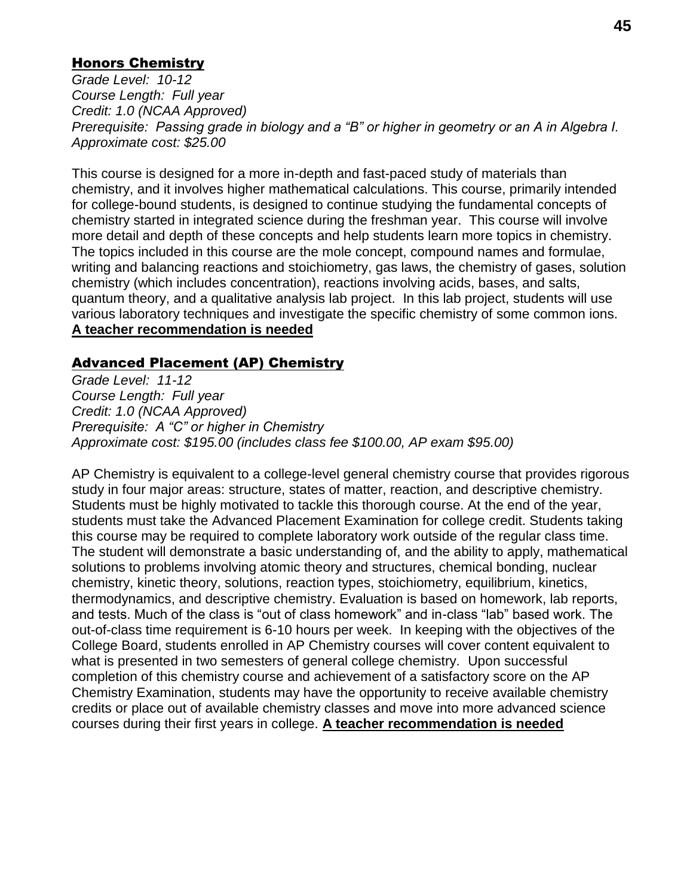## Honors Chemistry

*Grade Level: 10-12*
*Course Length: Full year*
*Credit: 1.0 (NCAA Approved)*
*Prerequisite: Passing grade in biology and a "B" or higher in geometry or an A in Algebra I.*
*Approximate cost: $25.00*

This course is designed for a more in-depth and fast-paced study of materials than chemistry, and it involves higher mathematical calculations. This course, primarily intended for college-bound students, is designed to continue studying the fundamental concepts of chemistry started in integrated science during the freshman year. This course will involve more detail and depth of these concepts and help students learn more topics in chemistry. The topics included in this course are the mole concept, compound names and formulae, writing and balancing reactions and stoichiometry, gas laws, the chemistry of gases, solution chemistry (which includes concentration), reactions involving acids, bases, and salts, quantum theory, and a qualitative analysis lab project. In this lab project, students will use various laboratory techniques and investigate the specific chemistry of some common ions. **A teacher recommendation is needed**

## Advanced Placement (AP) Chemistry

*Grade Level: 11-12*
*Course Length: Full year*
*Credit: 1.0 (NCAA Approved)*
*Prerequisite: A "C" or higher in Chemistry*
*Approximate cost: $195.00 (includes class fee $100.00, AP exam $95.00)*

AP Chemistry is equivalent to a college-level general chemistry course that provides rigorous study in four major areas: structure, states of matter, reaction, and descriptive chemistry. Students must be highly motivated to tackle this thorough course. At the end of the year, students must take the Advanced Placement Examination for college credit. Students taking this course may be required to complete laboratory work outside of the regular class time. The student will demonstrate a basic understanding of, and the ability to apply, mathematical solutions to problems involving atomic theory and structures, chemical bonding, nuclear chemistry, kinetic theory, solutions, reaction types, stoichiometry, equilibrium, kinetics, thermodynamics, and descriptive chemistry. Evaluation is based on homework, lab reports, and tests. Much of the class is "out of class homework" and in-class "lab" based work. The out-of-class time requirement is 6-10 hours per week. In keeping with the objectives of the College Board, students enrolled in AP Chemistry courses will cover content equivalent to what is presented in two semesters of general college chemistry. Upon successful completion of this chemistry course and achievement of a satisfactory score on the AP Chemistry Examination, students may have the opportunity to receive available chemistry credits or place out of available chemistry classes and move into more advanced science courses during their first years in college. **A teacher recommendation is needed**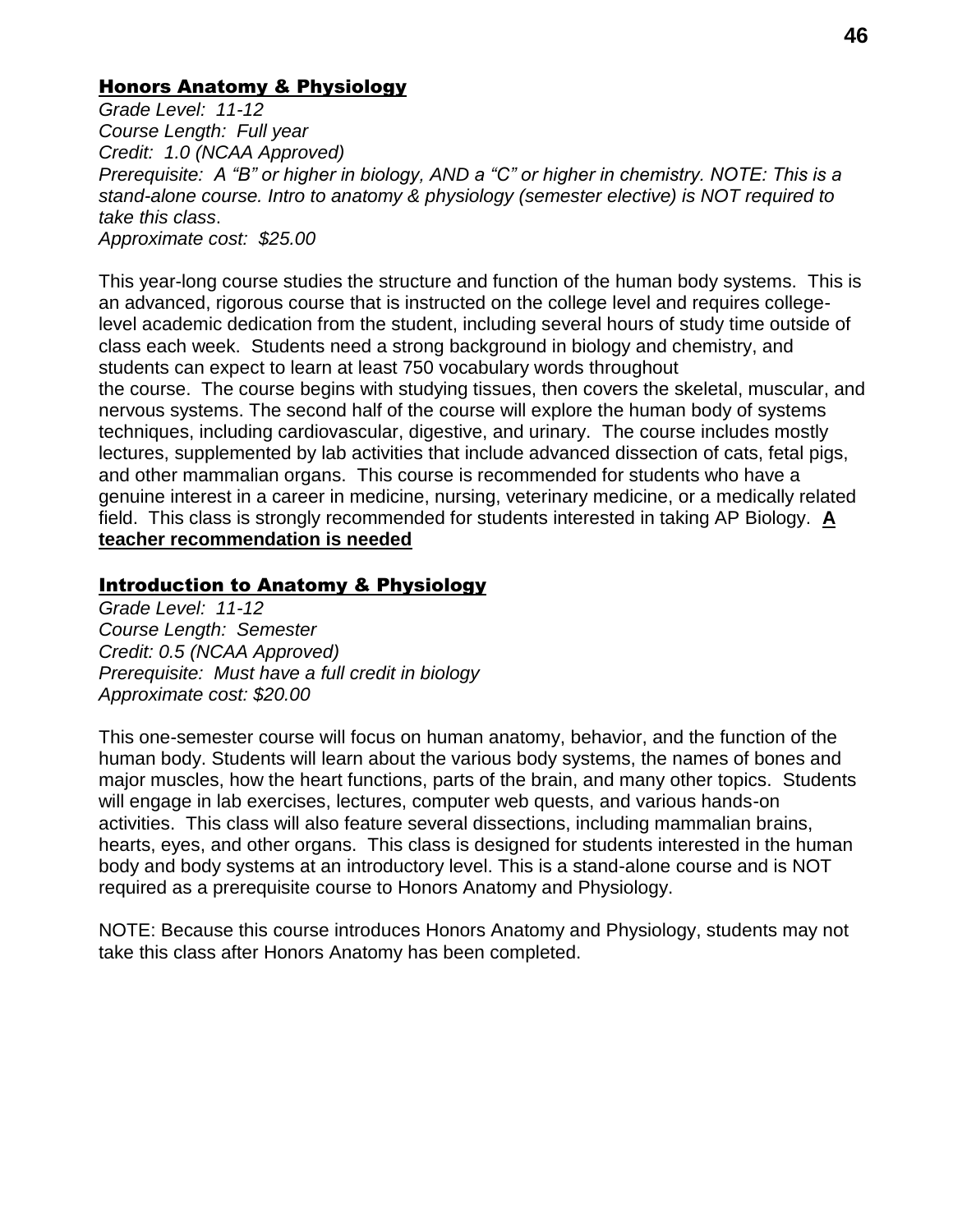## Honors Anatomy & Physiology

*Grade Level: 11-12*
*Course Length: Full year*
*Credit: 1.0 (NCAA Approved)*
*Prerequisite: A "B" or higher in biology, AND a "C" or higher in chemistry. NOTE: This is a stand-alone course. Intro to anatomy & physiology (semester elective) is NOT required to take this class.*
*Approximate cost: $25.00*

This year-long course studies the structure and function of the human body systems. This is an advanced, rigorous course that is instructed on the college level and requires college-level academic dedication from the student, including several hours of study time outside of class each week. Students need a strong background in biology and chemistry, and students can expect to learn at least 750 vocabulary words throughout the course. The course begins with studying tissues, then covers the skeletal, muscular, and nervous systems. The second half of the course will explore the human body of systems techniques, including cardiovascular, digestive, and urinary. The course includes mostly lectures, supplemented by lab activities that include advanced dissection of cats, fetal pigs, and other mammalian organs. This course is recommended for students who have a genuine interest in a career in medicine, nursing, veterinary medicine, or a medically related field. This class is strongly recommended for students interested in taking AP Biology. **A teacher recommendation is needed**

## Introduction to Anatomy & Physiology

*Grade Level: 11-12*
*Course Length: Semester*
*Credit: 0.5 (NCAA Approved)*
*Prerequisite: Must have a full credit in biology*
*Approximate cost: $20.00*

This one-semester course will focus on human anatomy, behavior, and the function of the human body. Students will learn about the various body systems, the names of bones and major muscles, how the heart functions, parts of the brain, and many other topics. Students will engage in lab exercises, lectures, computer web quests, and various hands-on activities. This class will also feature several dissections, including mammalian brains, hearts, eyes, and other organs. This class is designed for students interested in the human body and body systems at an introductory level. This is a stand-alone course and is NOT required as a prerequisite course to Honors Anatomy and Physiology.

NOTE: Because this course introduces Honors Anatomy and Physiology, students may not take this class after Honors Anatomy has been completed.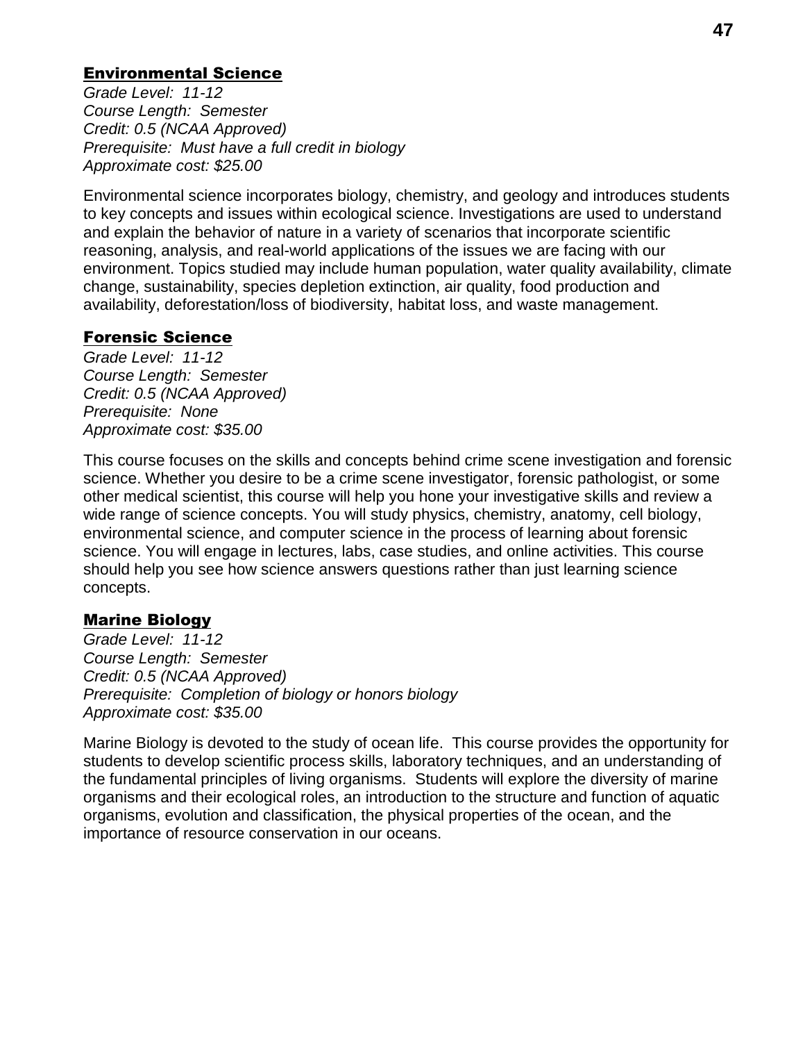## Environmental Science

*Grade Level: 11-12*
*Course Length: Semester*
*Credit: 0.5 (NCAA Approved)*
*Prerequisite: Must have a full credit in biology*
*Approximate cost: $25.00*

Environmental science incorporates biology, chemistry, and geology and introduces students to key concepts and issues within ecological science. Investigations are used to understand and explain the behavior of nature in a variety of scenarios that incorporate scientific reasoning, analysis, and real-world applications of the issues we are facing with our environment. Topics studied may include human population, water quality availability, climate change, sustainability, species depletion extinction, air quality, food production and availability, deforestation/loss of biodiversity, habitat loss, and waste management.

## Forensic Science

*Grade Level: 11-12*
*Course Length: Semester*
*Credit: 0.5 (NCAA Approved)*
*Prerequisite: None*
*Approximate cost: $35.00*

This course focuses on the skills and concepts behind crime scene investigation and forensic science. Whether you desire to be a crime scene investigator, forensic pathologist, or some other medical scientist, this course will help you hone your investigative skills and review a wide range of science concepts. You will study physics, chemistry, anatomy, cell biology, environmental science, and computer science in the process of learning about forensic science. You will engage in lectures, labs, case studies, and online activities. This course should help you see how science answers questions rather than just learning science concepts.

## Marine Biology

*Grade Level: 11-12*
*Course Length: Semester*
*Credit: 0.5 (NCAA Approved)*
*Prerequisite: Completion of biology or honors biology*
*Approximate cost: $35.00*

Marine Biology is devoted to the study of ocean life. This course provides the opportunity for students to develop scientific process skills, laboratory techniques, and an understanding of the fundamental principles of living organisms. Students will explore the diversity of marine organisms and their ecological roles, an introduction to the structure and function of aquatic organisms, evolution and classification, the physical properties of the ocean, and the importance of resource conservation in our oceans.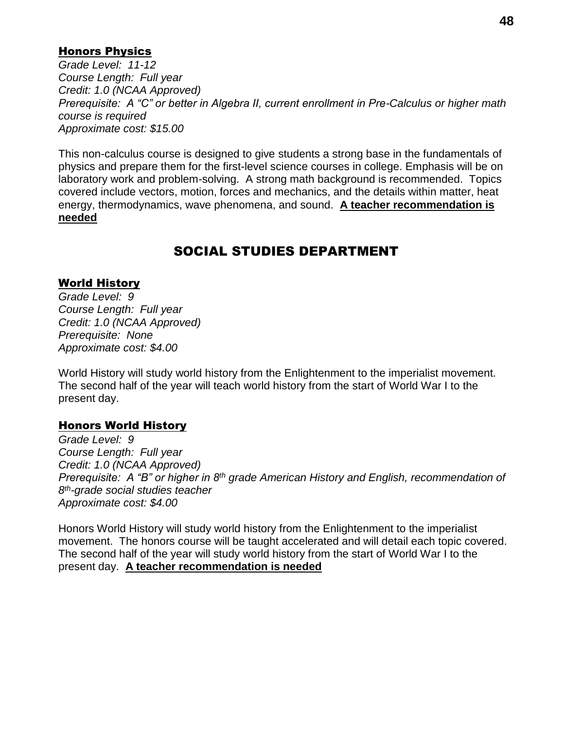### Honors Physics

*Grade Level: 11-12*
*Course Length: Full year*
*Credit: 1.0 (NCAA Approved)*
*Prerequisite: A "C" or better in Algebra II, current enrollment in Pre-Calculus or higher math course is required*
*Approximate cost: $15.00*

This non-calculus course is designed to give students a strong base in the fundamentals of physics and prepare them for the first-level science courses in college. Emphasis will be on laboratory work and problem-solving. A strong math background is recommended. Topics covered include vectors, motion, forces and mechanics, and the details within matter, heat energy, thermodynamics, wave phenomena, and sound. **A teacher recommendation is needed**

## SOCIAL STUDIES DEPARTMENT

### World History

*Grade Level: 9*
*Course Length: Full year*
*Credit: 1.0 (NCAA Approved)*
*Prerequisite: None*
*Approximate cost: $4.00*

World History will study world history from the Enlightenment to the imperialist movement. The second half of the year will teach world history from the start of World War I to the present day.

### Honors World History

*Grade Level: 9*
*Course Length: Full year*
*Credit: 1.0 (NCAA Approved)*
*Prerequisite: A "B" or higher in 8th grade American History and English, recommendation of 8th-grade social studies teacher*
*Approximate cost: $4.00*

Honors World History will study world history from the Enlightenment to the imperialist movement. The honors course will be taught accelerated and will detail each topic covered. The second half of the year will study world history from the start of World War I to the present day. **A teacher recommendation is needed**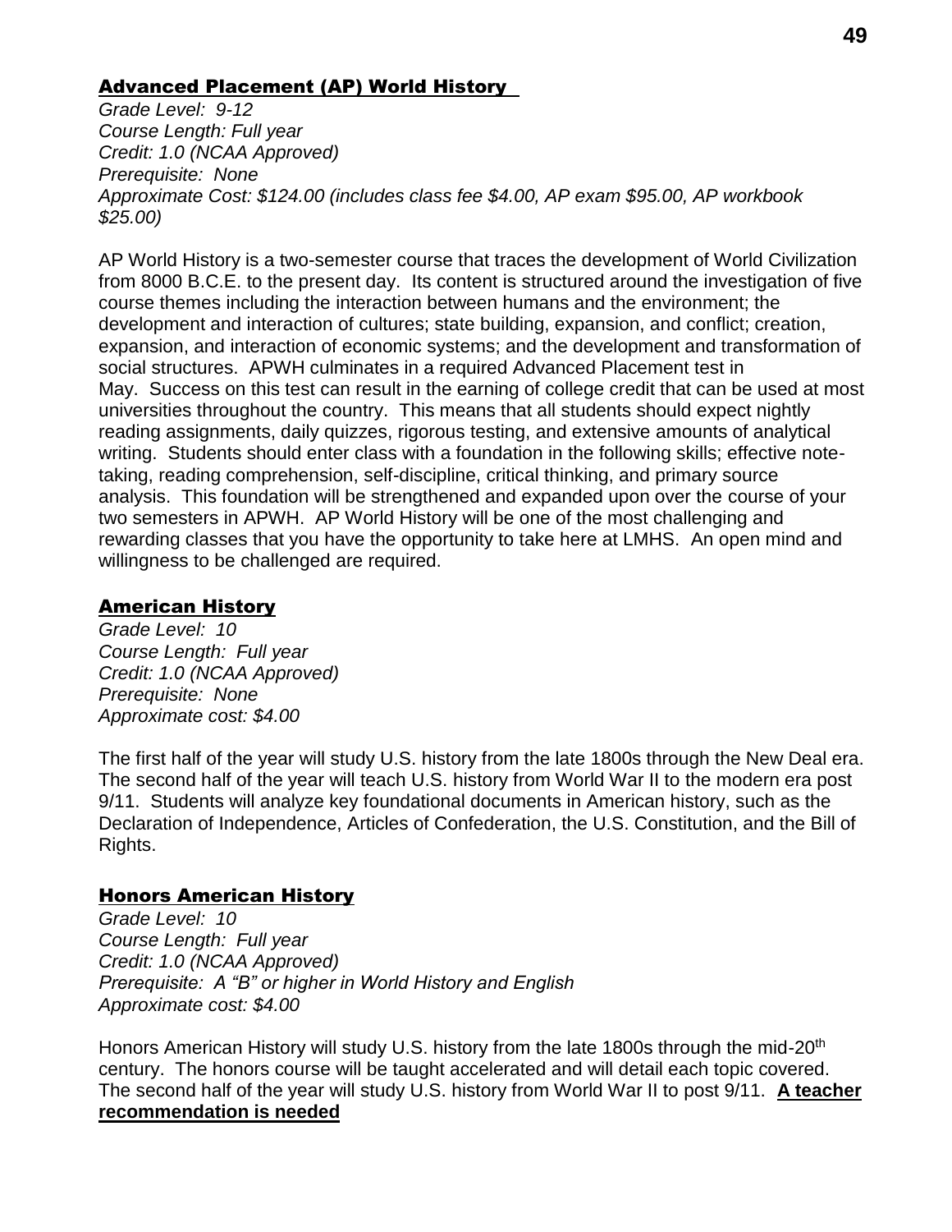## Advanced Placement (AP) World History

*Grade Level: 9-12*
*Course Length: Full year*
*Credit: 1.0 (NCAA Approved)*
*Prerequisite: None*
*Approximate Cost: $124.00 (includes class fee $4.00, AP exam $95.00, AP workbook $25.00)*

AP World History is a two-semester course that traces the development of World Civilization from 8000 B.C.E. to the present day. Its content is structured around the investigation of five course themes including the interaction between humans and the environment; the development and interaction of cultures; state building, expansion, and conflict; creation, expansion, and interaction of economic systems; and the development and transformation of social structures. APWH culminates in a required Advanced Placement test in May. Success on this test can result in the earning of college credit that can be used at most universities throughout the country. This means that all students should expect nightly reading assignments, daily quizzes, rigorous testing, and extensive amounts of analytical writing. Students should enter class with a foundation in the following skills; effective note-taking, reading comprehension, self-discipline, critical thinking, and primary source analysis. This foundation will be strengthened and expanded upon over the course of your two semesters in APWH. AP World History will be one of the most challenging and rewarding classes that you have the opportunity to take here at LMHS. An open mind and willingness to be challenged are required.

## American History

*Grade Level: 10*
*Course Length: Full year*
*Credit: 1.0 (NCAA Approved)*
*Prerequisite: None*
*Approximate cost: $4.00*

The first half of the year will study U.S. history from the late 1800s through the New Deal era. The second half of the year will teach U.S. history from World War II to the modern era post 9/11. Students will analyze key foundational documents in American history, such as the Declaration of Independence, Articles of Confederation, the U.S. Constitution, and the Bill of Rights.

## Honors American History

*Grade Level: 10*
*Course Length: Full year*
*Credit: 1.0 (NCAA Approved)*
*Prerequisite: A "B" or higher in World History and English*
*Approximate cost: $4.00*

Honors American History will study U.S. history from the late 1800s through the mid-20th century. The honors course will be taught accelerated and will detail each topic covered. The second half of the year will study U.S. history from World War II to post 9/11. **A teacher recommendation is needed**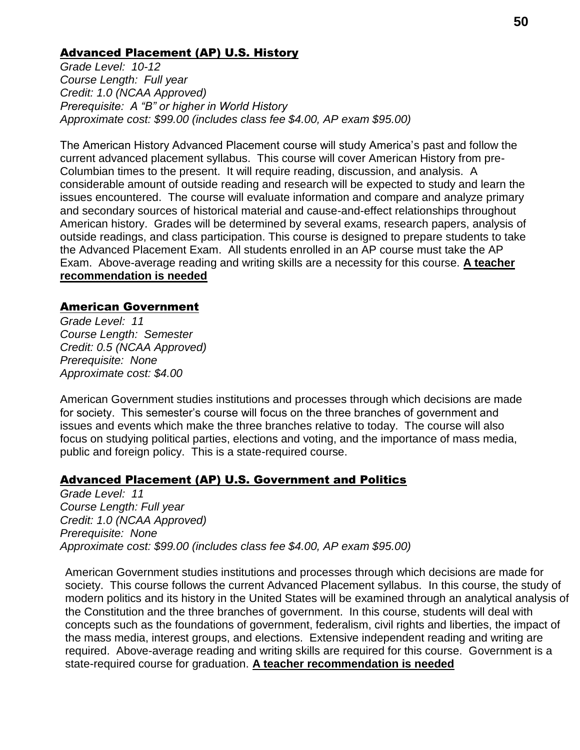## Advanced Placement (AP) U.S. History

*Grade Level: 10-12*
*Course Length: Full year*
*Credit: 1.0 (NCAA Approved)*
*Prerequisite: A "B" or higher in World History*
*Approximate cost: $99.00 (includes class fee $4.00, AP exam $95.00)*

The American History Advanced Placement course will study America's past and follow the current advanced placement syllabus. This course will cover American History from pre-Columbian times to the present. It will require reading, discussion, and analysis. A considerable amount of outside reading and research will be expected to study and learn the issues encountered. The course will evaluate information and compare and analyze primary and secondary sources of historical material and cause-and-effect relationships throughout American history. Grades will be determined by several exams, research papers, analysis of outside readings, and class participation. This course is designed to prepare students to take the Advanced Placement Exam. All students enrolled in an AP course must take the AP Exam. Above-average reading and writing skills are a necessity for this course. **A teacher recommendation is needed**

## American Government

*Grade Level: 11*
*Course Length: Semester*
*Credit: 0.5 (NCAA Approved)*
*Prerequisite: None*
*Approximate cost: $4.00*

American Government studies institutions and processes through which decisions are made for society. This semester's course will focus on the three branches of government and issues and events which make the three branches relative to today. The course will also focus on studying political parties, elections and voting, and the importance of mass media, public and foreign policy. This is a state-required course.

## Advanced Placement (AP) U.S. Government and Politics

*Grade Level: 11*
*Course Length: Full year*
*Credit: 1.0 (NCAA Approved)*
*Prerequisite: None*
*Approximate cost: $99.00 (includes class fee $4.00, AP exam $95.00)*

American Government studies institutions and processes through which decisions are made for society. This course follows the current Advanced Placement syllabus. In this course, the study of modern politics and its history in the United States will be examined through an analytical analysis of the Constitution and the three branches of government. In this course, students will deal with concepts such as the foundations of government, federalism, civil rights and liberties, the impact of the mass media, interest groups, and elections. Extensive independent reading and writing are required. Above-average reading and writing skills are required for this course. Government is a state-required course for graduation. **A teacher recommendation is needed**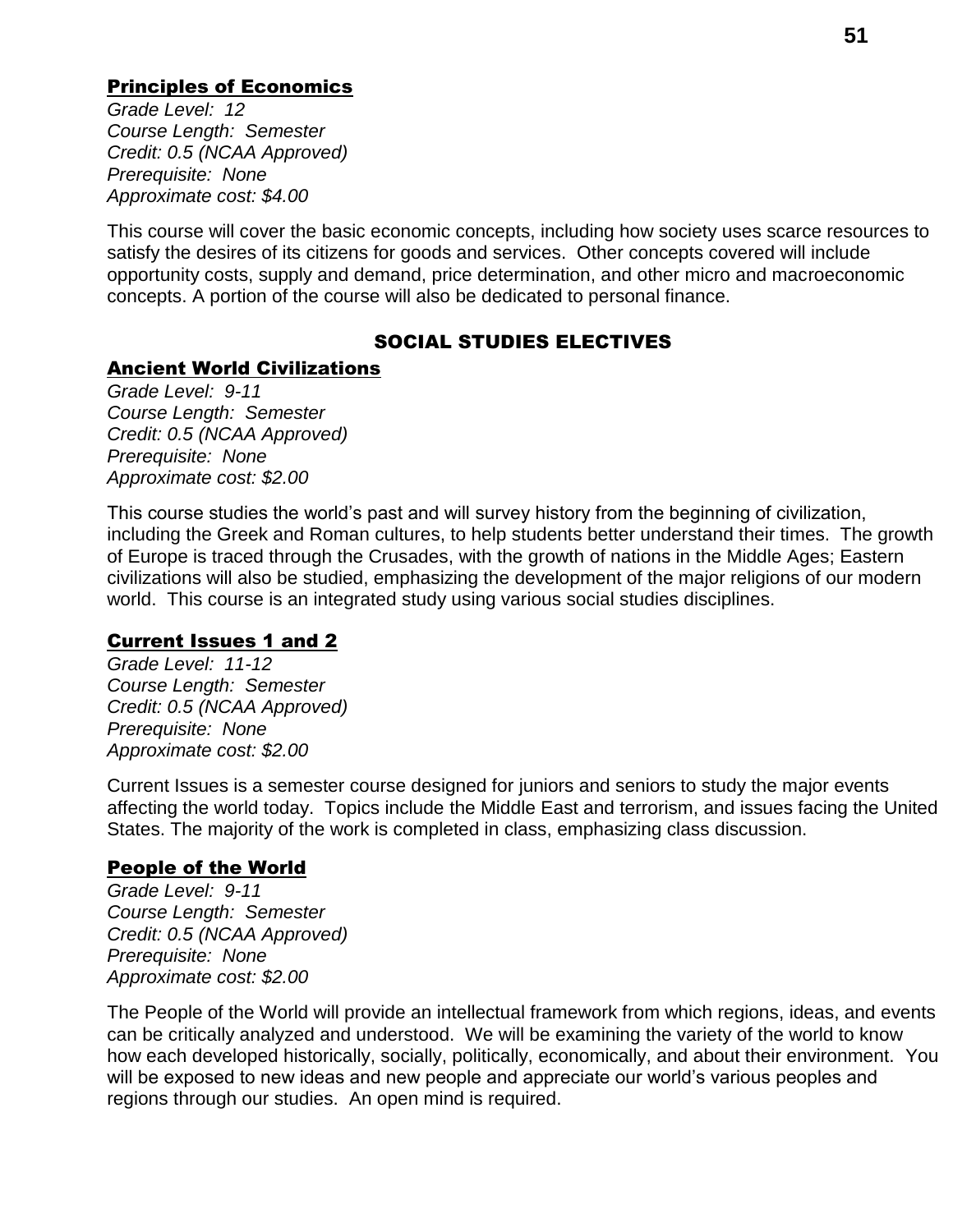### Principles of Economics

*Grade Level: 12*
*Course Length: Semester*
*Credit: 0.5 (NCAA Approved)*
*Prerequisite: None*
*Approximate cost: $4.00*

This course will cover the basic economic concepts, including how society uses scarce resources to satisfy the desires of its citizens for goods and services. Other concepts covered will include opportunity costs, supply and demand, price determination, and other micro and macroeconomic concepts. A portion of the course will also be dedicated to personal finance.

## SOCIAL STUDIES ELECTIVES

### Ancient World Civilizations

*Grade Level: 9-11*
*Course Length: Semester*
*Credit: 0.5 (NCAA Approved)*
*Prerequisite: None*
*Approximate cost: $2.00*

This course studies the world's past and will survey history from the beginning of civilization, including the Greek and Roman cultures, to help students better understand their times. The growth of Europe is traced through the Crusades, with the growth of nations in the Middle Ages; Eastern civilizations will also be studied, emphasizing the development of the major religions of our modern world. This course is an integrated study using various social studies disciplines.

### Current Issues 1 and 2

*Grade Level: 11-12*
*Course Length: Semester*
*Credit: 0.5 (NCAA Approved)*
*Prerequisite: None*
*Approximate cost: $2.00*

Current Issues is a semester course designed for juniors and seniors to study the major events affecting the world today. Topics include the Middle East and terrorism, and issues facing the United States. The majority of the work is completed in class, emphasizing class discussion.

### People of the World

*Grade Level: 9-11*
*Course Length: Semester*
*Credit: 0.5 (NCAA Approved)*
*Prerequisite: None*
*Approximate cost: $2.00*

The People of the World will provide an intellectual framework from which regions, ideas, and events can be critically analyzed and understood. We will be examining the variety of the world to know how each developed historically, socially, politically, economically, and about their environment. You will be exposed to new ideas and new people and appreciate our world's various peoples and regions through our studies. An open mind is required.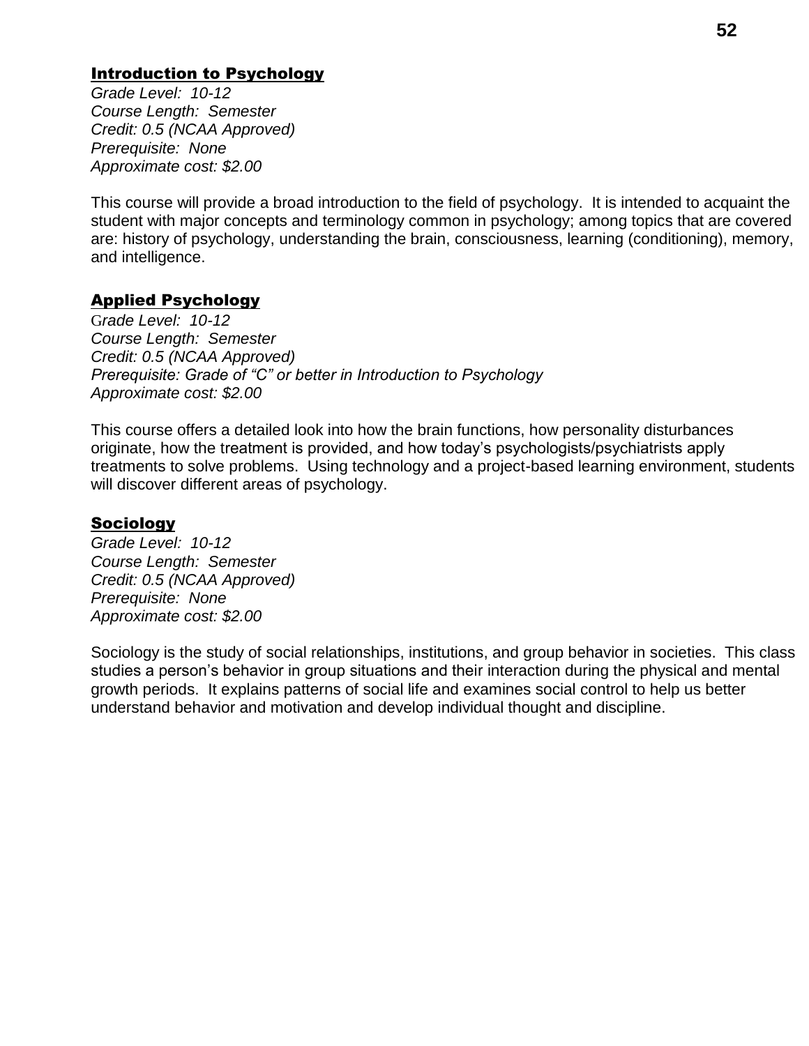## Introduction to Psychology

*Grade Level: 10-12*
*Course Length: Semester*
*Credit: 0.5 (NCAA Approved)*
*Prerequisite: None*
*Approximate cost: $2.00*

This course will provide a broad introduction to the field of psychology. It is intended to acquaint the student with major concepts and terminology common in psychology; among topics that are covered are: history of psychology, understanding the brain, consciousness, learning (conditioning), memory, and intelligence.

## Applied Psychology

*Grade Level: 10-12*
*Course Length: Semester*
*Credit: 0.5 (NCAA Approved)*
*Prerequisite: Grade of "C" or better in Introduction to Psychology*
*Approximate cost: $2.00*

This course offers a detailed look into how the brain functions, how personality disturbances originate, how the treatment is provided, and how today's psychologists/psychiatrists apply treatments to solve problems. Using technology and a project-based learning environment, students will discover different areas of psychology.

## Sociology

*Grade Level: 10-12*
*Course Length: Semester*
*Credit: 0.5 (NCAA Approved)*
*Prerequisite: None*
*Approximate cost: $2.00*

Sociology is the study of social relationships, institutions, and group behavior in societies. This class studies a person's behavior in group situations and their interaction during the physical and mental growth periods. It explains patterns of social life and examines social control to help us better understand behavior and motivation and develop individual thought and discipline.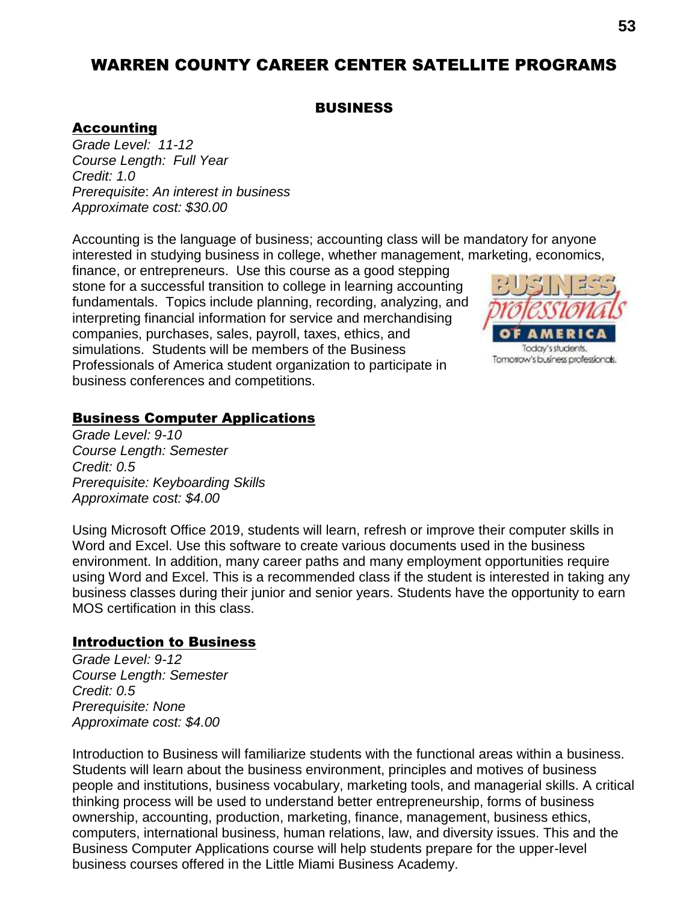# WARREN COUNTY CAREER CENTER SATELLITE PROGRAMS

## BUSINESS

### Accounting

*Grade Level: 11-12*
*Course Length: Full Year*
*Credit: 1.0*
*Prerequisite: An interest in business*
*Approximate cost: $30.00*

Accounting is the language of business; accounting class will be mandatory for anyone interested in studying business in college, whether management, marketing, economics, finance, or entrepreneurs. Use this course as a good stepping stone for a successful transition to college in learning accounting fundamentals. Topics include planning, recording, analyzing, and interpreting financial information for service and merchandising companies, purchases, sales, payroll, taxes, ethics, and simulations. Students will be members of the Business Professionals of America student organization to participate in business conferences and competitions.

### Business Computer Applications

*Grade Level: 9-10*
*Course Length: Semester*
*Credit: 0.5*
*Prerequisite: Keyboarding Skills*
*Approximate cost: $4.00*

Using Microsoft Office 2019, students will learn, refresh or improve their computer skills in Word and Excel. Use this software to create various documents used in the business environment. In addition, many career paths and many employment opportunities require using Word and Excel. This is a recommended class if the student is interested in taking any business classes during their junior and senior years. Students have the opportunity to earn MOS certification in this class.

### Introduction to Business

*Grade Level: 9-12*
*Course Length: Semester*
*Credit: 0.5*
*Prerequisite: None*
*Approximate cost: $4.00*

Introduction to Business will familiarize students with the functional areas within a business. Students will learn about the business environment, principles and motives of business people and institutions, business vocabulary, marketing tools, and managerial skills. A critical thinking process will be used to understand better entrepreneurship, forms of business ownership, accounting, production, marketing, finance, management, business ethics, computers, international business, human relations, law, and diversity issues. This and the Business Computer Applications course will help students prepare for the upper-level business courses offered in the Little Miami Business Academy.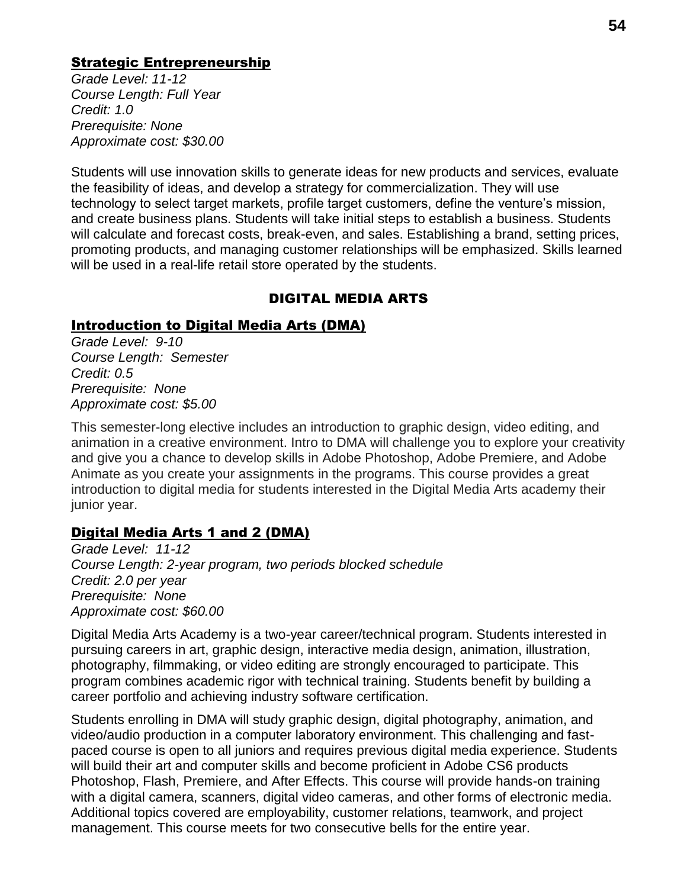### Strategic Entrepreneurship

*Grade Level: 11-12*
*Course Length: Full Year*
*Credit: 1.0*
*Prerequisite: None*
*Approximate cost: $30.00*

Students will use innovation skills to generate ideas for new products and services, evaluate the feasibility of ideas, and develop a strategy for commercialization. They will use technology to select target markets, profile target customers, define the venture's mission, and create business plans. Students will take initial steps to establish a business. Students will calculate and forecast costs, break-even, and sales. Establishing a brand, setting prices, promoting products, and managing customer relationships will be emphasized. Skills learned will be used in a real-life retail store operated by the students.

## DIGITAL MEDIA ARTS

### Introduction to Digital Media Arts (DMA)

*Grade Level: 9-10*
*Course Length: Semester*
*Credit: 0.5*
*Prerequisite: None*
*Approximate cost: $5.00*

This semester-long elective includes an introduction to graphic design, video editing, and animation in a creative environment. Intro to DMA will challenge you to explore your creativity and give you a chance to develop skills in Adobe Photoshop, Adobe Premiere, and Adobe Animate as you create your assignments in the programs. This course provides a great introduction to digital media for students interested in the Digital Media Arts academy their junior year.

### Digital Media Arts 1 and 2 (DMA)

*Grade Level: 11-12*
*Course Length: 2-year program, two periods blocked schedule*
*Credit: 2.0 per year*
*Prerequisite: None*
*Approximate cost: $60.00*

Digital Media Arts Academy is a two-year career/technical program. Students interested in pursuing careers in art, graphic design, interactive media design, animation, illustration, photography, filmmaking, or video editing are strongly encouraged to participate. This program combines academic rigor with technical training. Students benefit by building a career portfolio and achieving industry software certification.

Students enrolling in DMA will study graphic design, digital photography, animation, and video/audio production in a computer laboratory environment. This challenging and fast-paced course is open to all juniors and requires previous digital media experience. Students will build their art and computer skills and become proficient in Adobe CS6 products Photoshop, Flash, Premiere, and After Effects. This course will provide hands-on training with a digital camera, scanners, digital video cameras, and other forms of electronic media. Additional topics covered are employability, customer relations, teamwork, and project management. This course meets for two consecutive bells for the entire year.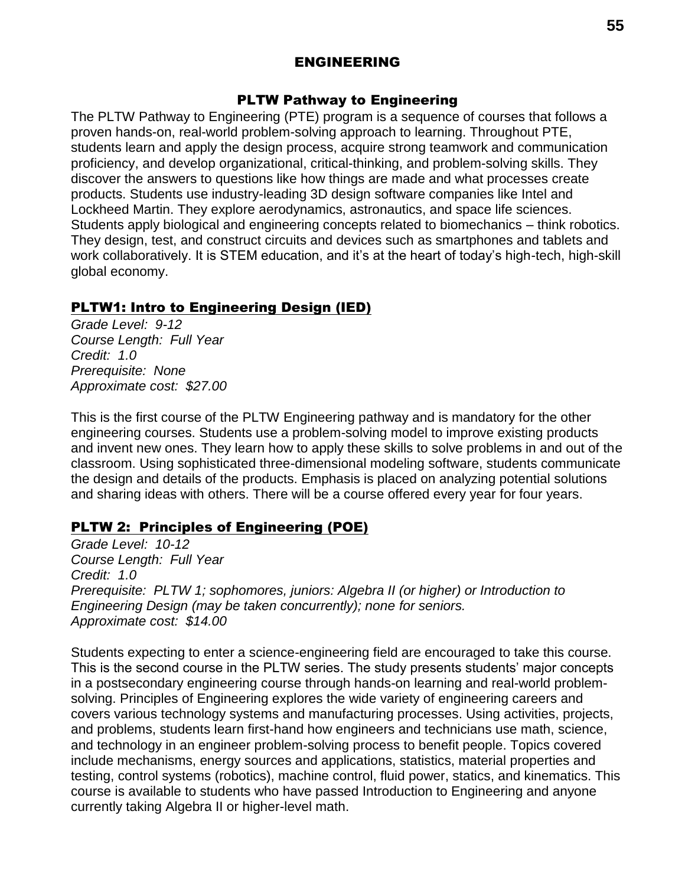# ENGINEERING

## PLTW Pathway to Engineering

The PLTW Pathway to Engineering (PTE) program is a sequence of courses that follows a proven hands-on, real-world problem-solving approach to learning. Throughout PTE, students learn and apply the design process, acquire strong teamwork and communication proficiency, and develop organizational, critical-thinking, and problem-solving skills. They discover the answers to questions like how things are made and what processes create products. Students use industry-leading 3D design software companies like Intel and Lockheed Martin. They explore aerodynamics, astronautics, and space life sciences. Students apply biological and engineering concepts related to biomechanics – think robotics. They design, test, and construct circuits and devices such as smartphones and tablets and work collaboratively. It is STEM education, and it's at the heart of today's high-tech, high-skill global economy.

### PLTW1: Intro to Engineering Design (IED)

*Grade Level: 9-12*
*Course Length: Full Year*
*Credit: 1.0*
*Prerequisite: None*
*Approximate cost: $27.00*

This is the first course of the PLTW Engineering pathway and is mandatory for the other engineering courses. Students use a problem-solving model to improve existing products and invent new ones. They learn how to apply these skills to solve problems in and out of the classroom. Using sophisticated three-dimensional modeling software, students communicate the design and details of the products. Emphasis is placed on analyzing potential solutions and sharing ideas with others. There will be a course offered every year for four years.

### PLTW 2: Principles of Engineering (POE)

*Grade Level: 10-12*
*Course Length: Full Year*
*Credit: 1.0*
*Prerequisite: PLTW 1; sophomores, juniors: Algebra II (or higher) or Introduction to Engineering Design (may be taken concurrently); none for seniors.*
*Approximate cost: $14.00*

Students expecting to enter a science-engineering field are encouraged to take this course. This is the second course in the PLTW series. The study presents students' major concepts in a postsecondary engineering course through hands-on learning and real-world problem-solving. Principles of Engineering explores the wide variety of engineering careers and covers various technology systems and manufacturing processes. Using activities, projects, and problems, students learn first-hand how engineers and technicians use math, science, and technology in an engineer problem-solving process to benefit people. Topics covered include mechanisms, energy sources and applications, statistics, material properties and testing, control systems (robotics), machine control, fluid power, statics, and kinematics. This course is available to students who have passed Introduction to Engineering and anyone currently taking Algebra II or higher-level math.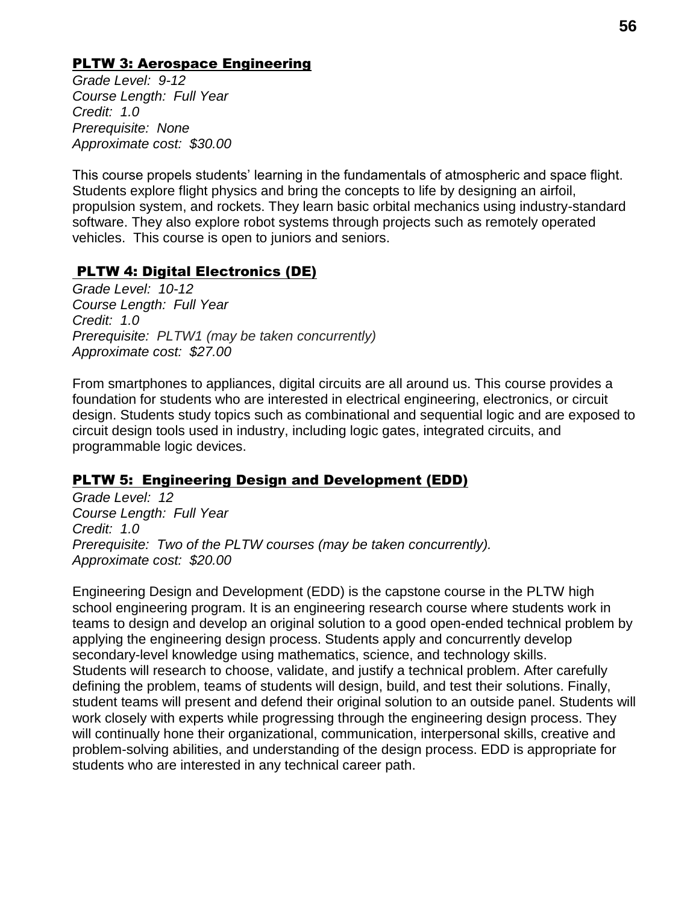## PLTW 3: Aerospace Engineering

*Grade Level: 9-12*
*Course Length: Full Year*
*Credit: 1.0*
*Prerequisite: None*
*Approximate cost: $30.00*

This course propels students' learning in the fundamentals of atmospheric and space flight. Students explore flight physics and bring the concepts to life by designing an airfoil, propulsion system, and rockets. They learn basic orbital mechanics using industry-standard software. They also explore robot systems through projects such as remotely operated vehicles. This course is open to juniors and seniors.

## PLTW 4: Digital Electronics (DE)

*Grade Level: 10-12*
*Course Length: Full Year*
*Credit: 1.0*
*Prerequisite: PLTW1 (may be taken concurrently)*
*Approximate cost: $27.00*

From smartphones to appliances, digital circuits are all around us. This course provides a foundation for students who are interested in electrical engineering, electronics, or circuit design. Students study topics such as combinational and sequential logic and are exposed to circuit design tools used in industry, including logic gates, integrated circuits, and programmable logic devices.

## PLTW 5: Engineering Design and Development (EDD)

*Grade Level: 12*
*Course Length: Full Year*
*Credit: 1.0*
*Prerequisite: Two of the PLTW courses (may be taken concurrently).*
*Approximate cost: $20.00*

Engineering Design and Development (EDD) is the capstone course in the PLTW high school engineering program. It is an engineering research course where students work in teams to design and develop an original solution to a good open-ended technical problem by applying the engineering design process. Students apply and concurrently develop secondary-level knowledge using mathematics, science, and technology skills.
Students will research to choose, validate, and justify a technical problem. After carefully defining the problem, teams of students will design, build, and test their solutions. Finally, student teams will present and defend their original solution to an outside panel. Students will work closely with experts while progressing through the engineering design process. They will continually hone their organizational, communication, interpersonal skills, creative and problem-solving abilities, and understanding of the design process. EDD is appropriate for students who are interested in any technical career path.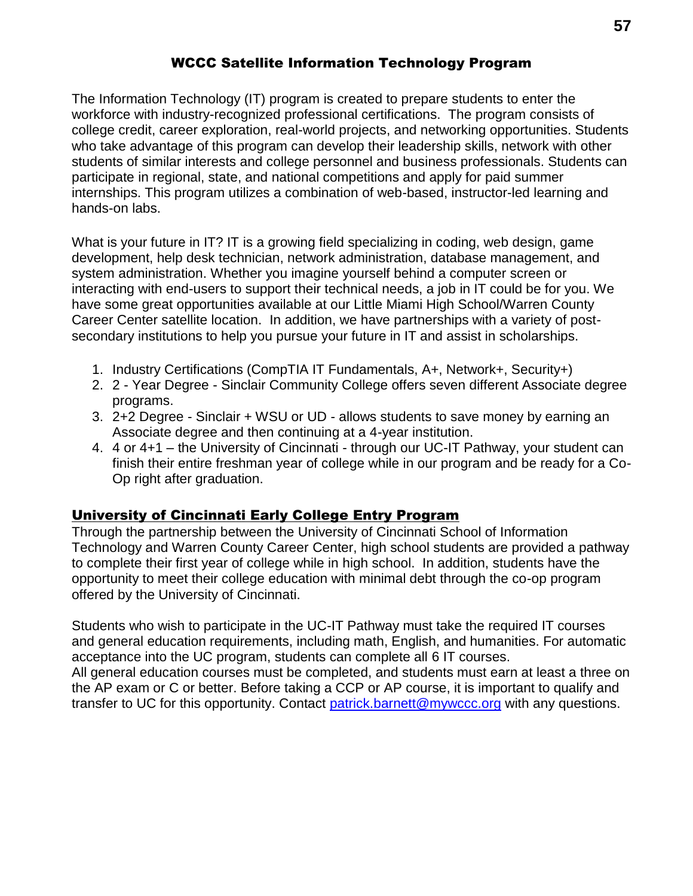## WCCC Satellite Information Technology Program

The Information Technology (IT) program is created to prepare students to enter the workforce with industry-recognized professional certifications. The program consists of college credit, career exploration, real-world projects, and networking opportunities. Students who take advantage of this program can develop their leadership skills, network with other students of similar interests and college personnel and business professionals. Students can participate in regional, state, and national competitions and apply for paid summer internships. This program utilizes a combination of web-based, instructor-led learning and hands-on labs.

What is your future in IT? IT is a growing field specializing in coding, web design, game development, help desk technician, network administration, database management, and system administration. Whether you imagine yourself behind a computer screen or interacting with end-users to support their technical needs, a job in IT could be for you. We have some great opportunities available at our Little Miami High School/Warren County Career Center satellite location. In addition, we have partnerships with a variety of post-secondary institutions to help you pursue your future in IT and assist in scholarships.

1. Industry Certifications (CompTIA IT Fundamentals, A+, Network+, Security+)
2. 2 - Year Degree - Sinclair Community College offers seven different Associate degree programs.
3. 2+2 Degree - Sinclair + WSU or UD - allows students to save money by earning an Associate degree and then continuing at a 4-year institution.
4. 4 or 4+1 – the University of Cincinnati - through our UC-IT Pathway, your student can finish their entire freshman year of college while in our program and be ready for a Co-Op right after graduation.

### University of Cincinnati Early College Entry Program

Through the partnership between the University of Cincinnati School of Information Technology and Warren County Career Center, high school students are provided a pathway to complete their first year of college while in high school. In addition, students have the opportunity to meet their college education with minimal debt through the co-op program offered by the University of Cincinnati.

Students who wish to participate in the UC-IT Pathway must take the required IT courses and general education requirements, including math, English, and humanities. For automatic acceptance into the UC program, students can complete all 6 IT courses.
All general education courses must be completed, and students must earn at least a three on the AP exam or C or better. Before taking a CCP or AP course, it is important to qualify and transfer to UC for this opportunity. Contact patrick.barnett@mywccc.org with any questions.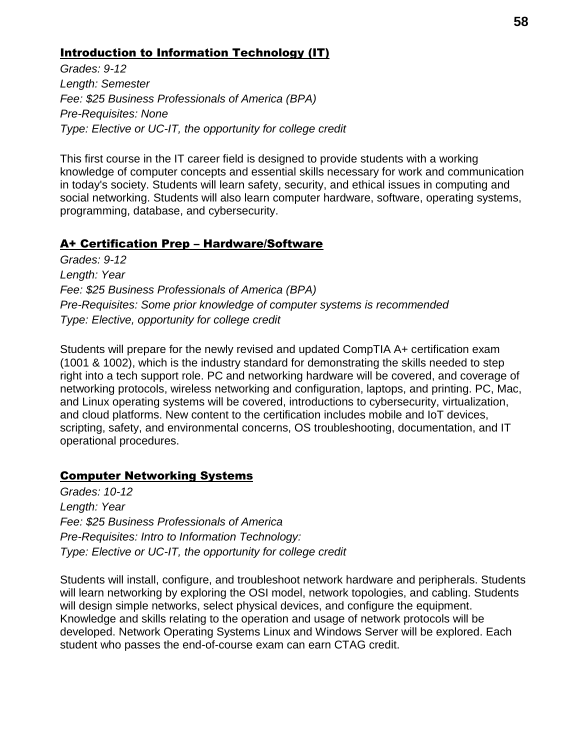## Introduction to Information Technology (IT)

*Grades: 9-12*
*Length: Semester*
*Fee: $25 Business Professionals of America (BPA)*
*Pre-Requisites: None*
*Type: Elective or UC-IT, the opportunity for college credit*

This first course in the IT career field is designed to provide students with a working knowledge of computer concepts and essential skills necessary for work and communication in today's society. Students will learn safety, security, and ethical issues in computing and social networking. Students will also learn computer hardware, software, operating systems, programming, database, and cybersecurity.

## A+ Certification Prep – Hardware/Software

*Grades: 9-12*
*Length: Year*
*Fee: $25 Business Professionals of America (BPA)*
*Pre-Requisites: Some prior knowledge of computer systems is recommended*
*Type: Elective, opportunity for college credit*

Students will prepare for the newly revised and updated CompTIA A+ certification exam (1001 & 1002), which is the industry standard for demonstrating the skills needed to step right into a tech support role. PC and networking hardware will be covered, and coverage of networking protocols, wireless networking and configuration, laptops, and printing. PC, Mac, and Linux operating systems will be covered, introductions to cybersecurity, virtualization, and cloud platforms. New content to the certification includes mobile and IoT devices, scripting, safety, and environmental concerns, OS troubleshooting, documentation, and IT operational procedures.

## Computer Networking Systems

*Grades: 10-12*
*Length: Year*
*Fee: $25 Business Professionals of America*
*Pre-Requisites: Intro to Information Technology:*
*Type: Elective or UC-IT, the opportunity for college credit*

Students will install, configure, and troubleshoot network hardware and peripherals. Students will learn networking by exploring the OSI model, network topologies, and cabling. Students will design simple networks, select physical devices, and configure the equipment. Knowledge and skills relating to the operation and usage of network protocols will be developed. Network Operating Systems Linux and Windows Server will be explored. Each student who passes the end-of-course exam can earn CTAG credit.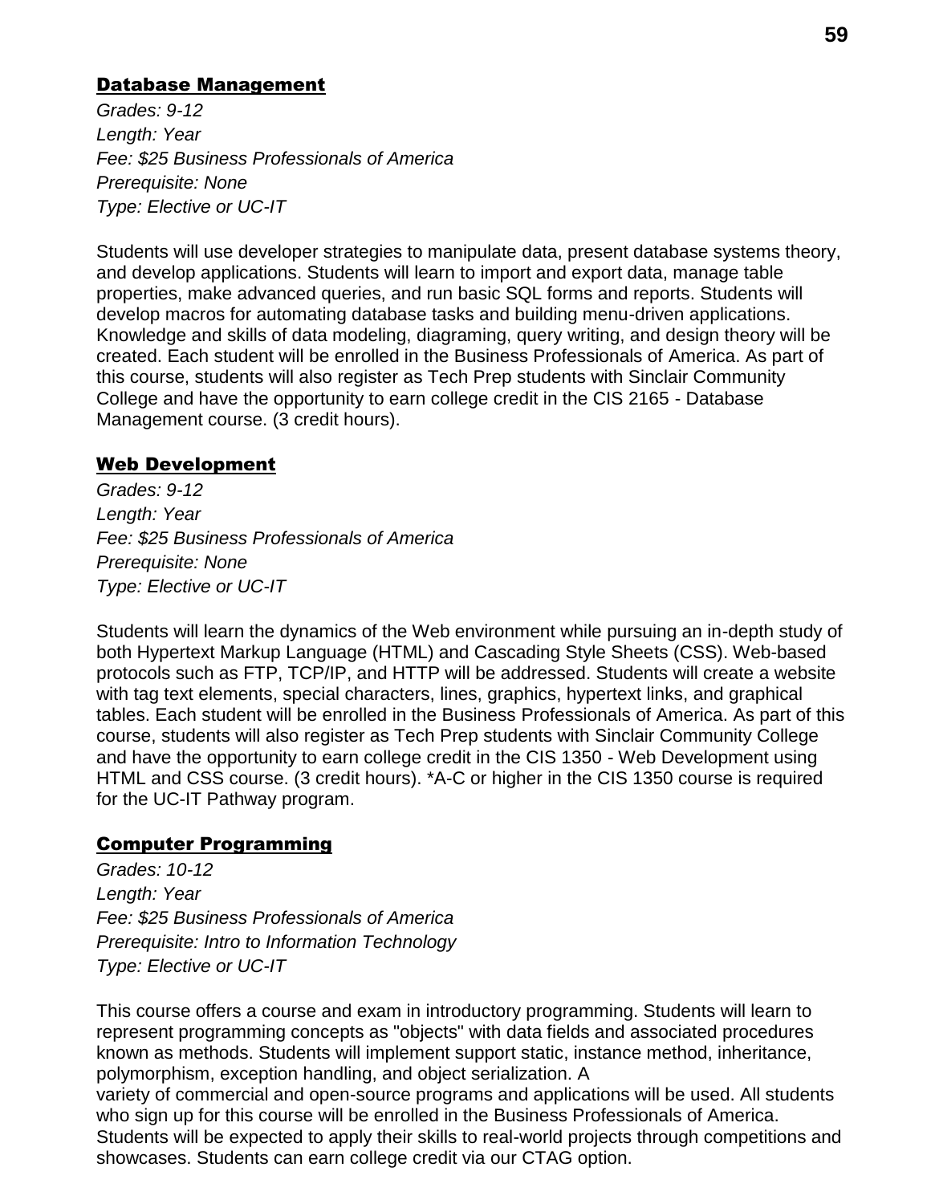## Database Management

*Grades: 9-12*
*Length: Year*
*Fee: $25 Business Professionals of America*
*Prerequisite: None*
*Type: Elective or UC-IT*

Students will use developer strategies to manipulate data, present database systems theory, and develop applications. Students will learn to import and export data, manage table properties, make advanced queries, and run basic SQL forms and reports. Students will develop macros for automating database tasks and building menu-driven applications. Knowledge and skills of data modeling, diagraming, query writing, and design theory will be created. Each student will be enrolled in the Business Professionals of America. As part of this course, students will also register as Tech Prep students with Sinclair Community College and have the opportunity to earn college credit in the CIS 2165 - Database Management course. (3 credit hours).

## Web Development

*Grades: 9-12*
*Length: Year*
*Fee: $25 Business Professionals of America*
*Prerequisite: None*
*Type: Elective or UC-IT*

Students will learn the dynamics of the Web environment while pursuing an in-depth study of both Hypertext Markup Language (HTML) and Cascading Style Sheets (CSS). Web-based protocols such as FTP, TCP/IP, and HTTP will be addressed. Students will create a website with tag text elements, special characters, lines, graphics, hypertext links, and graphical tables. Each student will be enrolled in the Business Professionals of America. As part of this course, students will also register as Tech Prep students with Sinclair Community College and have the opportunity to earn college credit in the CIS 1350 - Web Development using HTML and CSS course. (3 credit hours). *A-C or higher in the CIS 1350 course is required for the UC-IT Pathway program.

## Computer Programming

*Grades: 10-12*
*Length: Year*
*Fee: $25 Business Professionals of America*
*Prerequisite: Intro to Information Technology*
*Type: Elective or UC-IT*

This course offers a course and exam in introductory programming. Students will learn to represent programming concepts as "objects" with data fields and associated procedures known as methods. Students will implement support static, instance method, inheritance, polymorphism, exception handling, and object serialization. A variety of commercial and open-source programs and applications will be used. All students who sign up for this course will be enrolled in the Business Professionals of America. Students will be expected to apply their skills to real-world projects through competitions and showcases. Students can earn college credit via our CTAG option.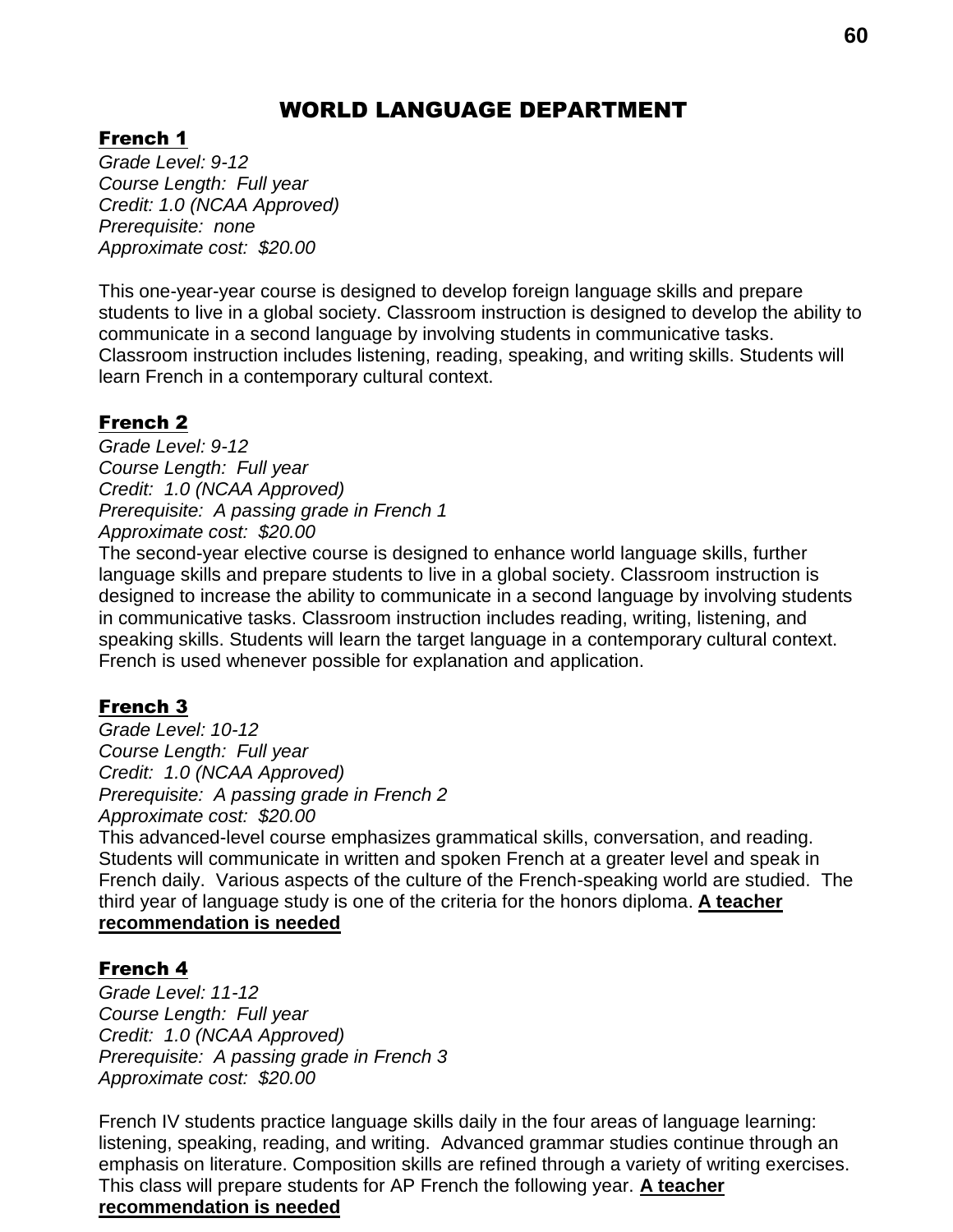# WORLD LANGUAGE DEPARTMENT

## French 1

*Grade Level: 9-12*
*Course Length: Full year*
*Credit: 1.0 (NCAA Approved)*
*Prerequisite: none*
*Approximate cost: $20.00*

This one-year-year course is designed to develop foreign language skills and prepare students to live in a global society. Classroom instruction is designed to develop the ability to communicate in a second language by involving students in communicative tasks. Classroom instruction includes listening, reading, speaking, and writing skills. Students will learn French in a contemporary cultural context.

## French 2

*Grade Level: 9-12*
*Course Length: Full year*
*Credit: 1.0 (NCAA Approved)*
*Prerequisite: A passing grade in French 1*
*Approximate cost: $20.00*

The second-year elective course is designed to enhance world language skills, further language skills and prepare students to live in a global society. Classroom instruction is designed to increase the ability to communicate in a second language by involving students in communicative tasks. Classroom instruction includes reading, writing, listening, and speaking skills. Students will learn the target language in a contemporary cultural context. French is used whenever possible for explanation and application.

## French 3

*Grade Level: 10-12*
*Course Length: Full year*
*Credit: 1.0 (NCAA Approved)*
*Prerequisite: A passing grade in French 2*
*Approximate cost: $20.00*

This advanced-level course emphasizes grammatical skills, conversation, and reading. Students will communicate in written and spoken French at a greater level and speak in French daily. Various aspects of the culture of the French-speaking world are studied. The third year of language study is one of the criteria for the honors diploma. **A teacher recommendation is needed**

## French 4

*Grade Level: 11-12*
*Course Length: Full year*
*Credit: 1.0 (NCAA Approved)*
*Prerequisite: A passing grade in French 3*
*Approximate cost: $20.00*

French IV students practice language skills daily in the four areas of language learning: listening, speaking, reading, and writing. Advanced grammar studies continue through an emphasis on literature. Composition skills are refined through a variety of writing exercises. This class will prepare students for AP French the following year. **A teacher recommendation is needed**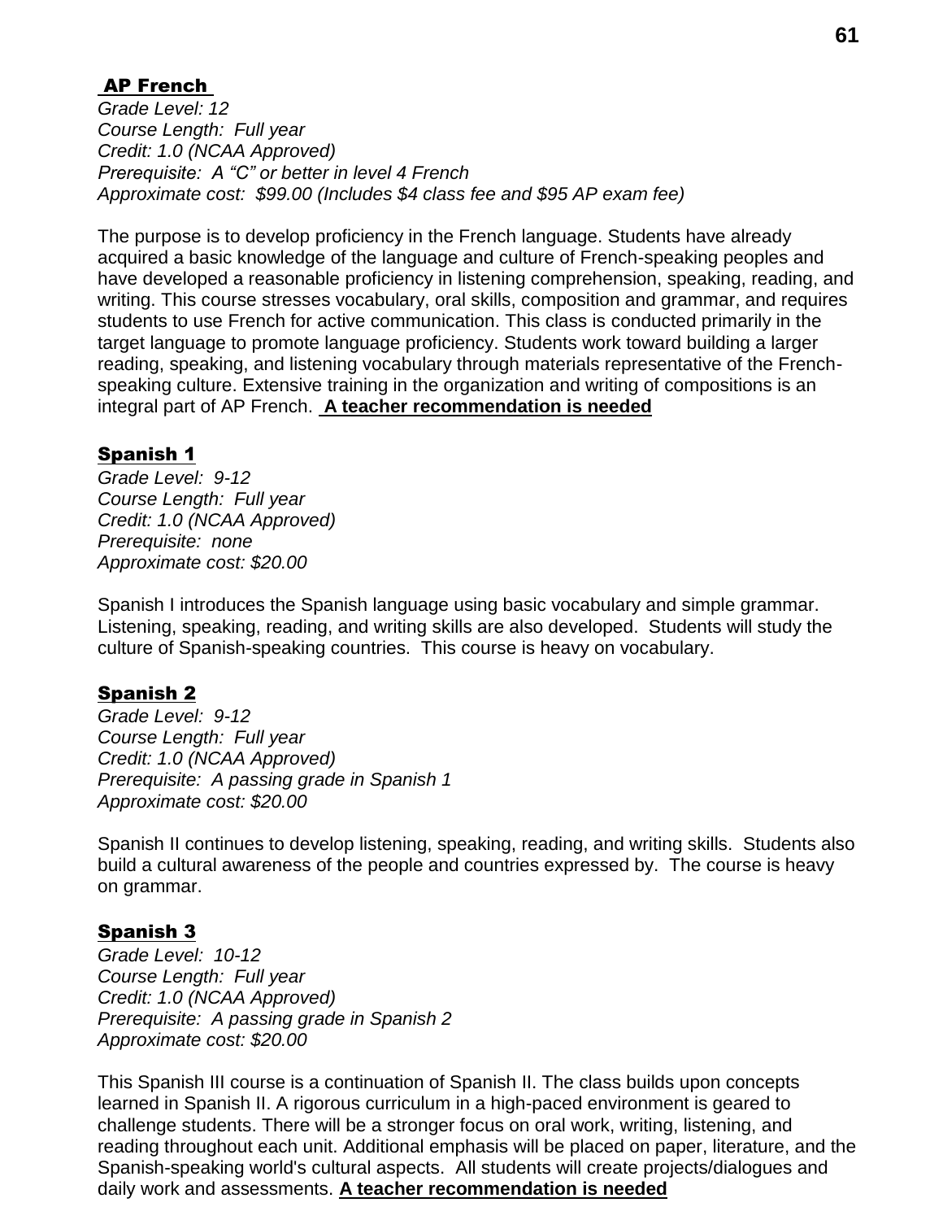## AP French

*Grade Level: 12*
*Course Length: Full year*
*Credit: 1.0 (NCAA Approved)*
*Prerequisite: A "C" or better in level 4 French*
*Approximate cost: $99.00 (Includes $4 class fee and $95 AP exam fee)*

The purpose is to develop proficiency in the French language. Students have already acquired a basic knowledge of the language and culture of French-speaking peoples and have developed a reasonable proficiency in listening comprehension, speaking, reading, and writing. This course stresses vocabulary, oral skills, composition and grammar, and requires students to use French for active communication. This class is conducted primarily in the target language to promote language proficiency. Students work toward building a larger reading, speaking, and listening vocabulary through materials representative of the French-speaking culture. Extensive training in the organization and writing of compositions is an integral part of AP French. **A teacher recommendation is needed**

## Spanish 1

*Grade Level: 9-12*
*Course Length: Full year*
*Credit: 1.0 (NCAA Approved)*
*Prerequisite: none*
*Approximate cost: $20.00*

Spanish I introduces the Spanish language using basic vocabulary and simple grammar. Listening, speaking, reading, and writing skills are also developed. Students will study the culture of Spanish-speaking countries. This course is heavy on vocabulary.

## Spanish 2

*Grade Level: 9-12*
*Course Length: Full year*
*Credit: 1.0 (NCAA Approved)*
*Prerequisite: A passing grade in Spanish 1*
*Approximate cost: $20.00*

Spanish II continues to develop listening, speaking, reading, and writing skills. Students also build a cultural awareness of the people and countries expressed by. The course is heavy on grammar.

## Spanish 3

*Grade Level: 10-12*
*Course Length: Full year*
*Credit: 1.0 (NCAA Approved)*
*Prerequisite: A passing grade in Spanish 2*
*Approximate cost: $20.00*

This Spanish III course is a continuation of Spanish II. The class builds upon concepts learned in Spanish II. A rigorous curriculum in a high-paced environment is geared to challenge students. There will be a stronger focus on oral work, writing, listening, and reading throughout each unit. Additional emphasis will be placed on paper, literature, and the Spanish-speaking world's cultural aspects. All students will create projects/dialogues and daily work and assessments. **A teacher recommendation is needed**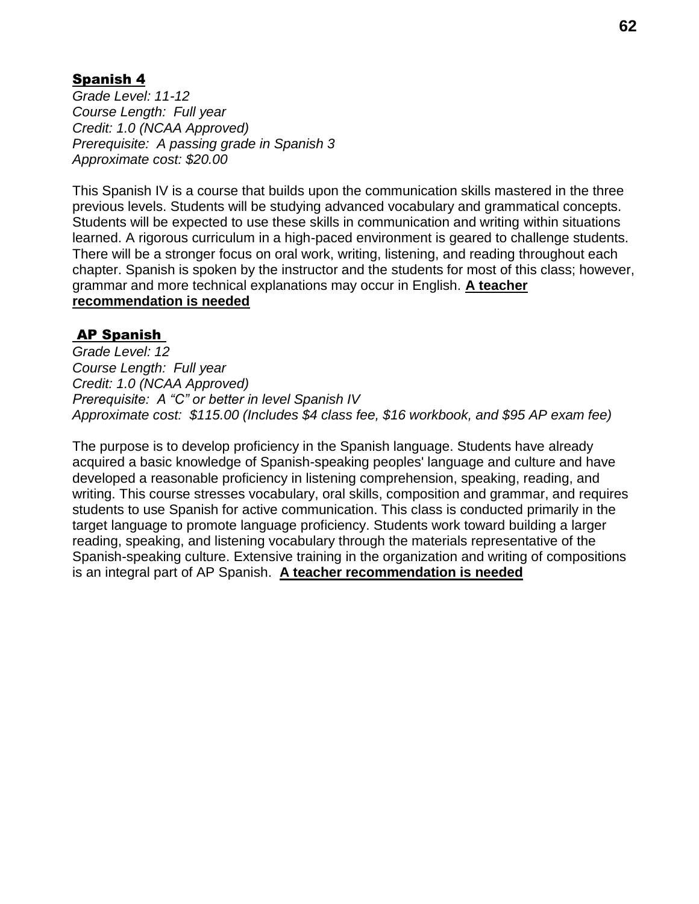## Spanish 4

*Grade Level: 11-12*
*Course Length: Full year*
*Credit: 1.0 (NCAA Approved)*
*Prerequisite: A passing grade in Spanish 3*
*Approximate cost: $20.00*

This Spanish IV is a course that builds upon the communication skills mastered in the three previous levels. Students will be studying advanced vocabulary and grammatical concepts. Students will be expected to use these skills in communication and writing within situations learned. A rigorous curriculum in a high-paced environment is geared to challenge students. There will be a stronger focus on oral work, writing, listening, and reading throughout each chapter. Spanish is spoken by the instructor and the students for most of this class; however, grammar and more technical explanations may occur in English. **A teacher recommendation is needed**

## AP Spanish

*Grade Level: 12*
*Course Length: Full year*
*Credit: 1.0 (NCAA Approved)*
*Prerequisite: A "C" or better in level Spanish IV*
*Approximate cost: $115.00 (Includes $4 class fee, $16 workbook, and $95 AP exam fee)*

The purpose is to develop proficiency in the Spanish language. Students have already acquired a basic knowledge of Spanish-speaking peoples' language and culture and have developed a reasonable proficiency in listening comprehension, speaking, reading, and writing. This course stresses vocabulary, oral skills, composition and grammar, and requires students to use Spanish for active communication. This class is conducted primarily in the target language to promote language proficiency. Students work toward building a larger reading, speaking, and listening vocabulary through the materials representative of the Spanish-speaking culture. Extensive training in the organization and writing of compositions is an integral part of AP Spanish. **A teacher recommendation is needed**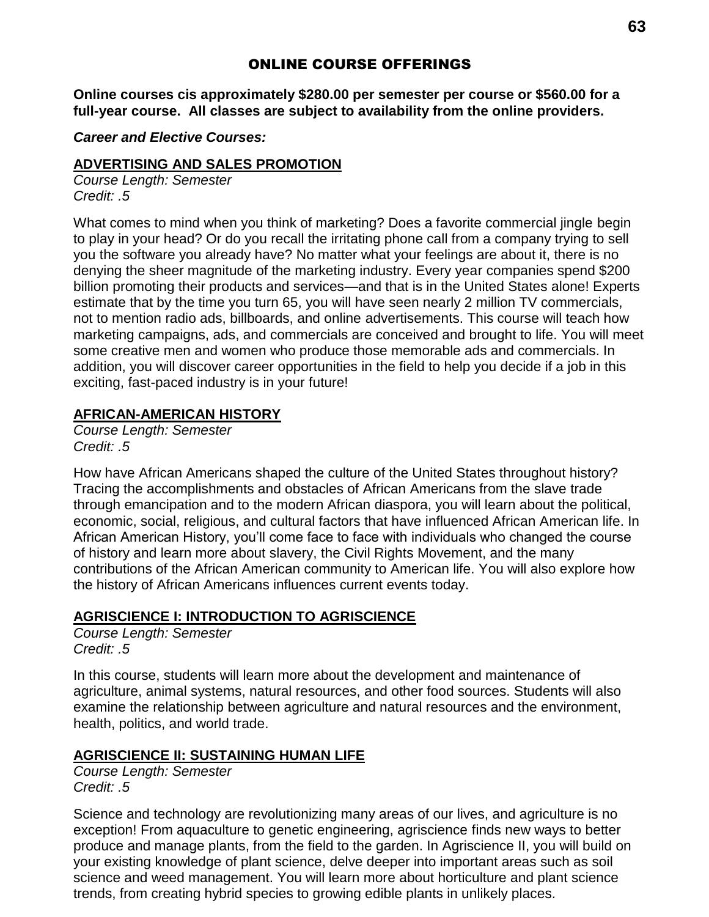# ONLINE COURSE OFFERINGS

**Online courses cis approximately $280.00 per semester per course or $560.00 for a full-year course. All classes are subject to availability from the online providers.**

***Career and Elective Courses:***

## ADVERTISING AND SALES PROMOTION

*Course Length: Semester*
*Credit: .5*

What comes to mind when you think of marketing? Does a favorite commercial jingle begin to play in your head? Or do you recall the irritating phone call from a company trying to sell you the software you already have? No matter what your feelings are about it, there is no denying the sheer magnitude of the marketing industry. Every year companies spend $200 billion promoting their products and services—and that is in the United States alone! Experts estimate that by the time you turn 65, you will have seen nearly 2 million TV commercials, not to mention radio ads, billboards, and online advertisements. This course will teach how marketing campaigns, ads, and commercials are conceived and brought to life. You will meet some creative men and women who produce those memorable ads and commercials. In addition, you will discover career opportunities in the field to help you decide if a job in this exciting, fast-paced industry is in your future!

## AFRICAN-AMERICAN HISTORY

*Course Length: Semester*
*Credit: .5*

How have African Americans shaped the culture of the United States throughout history? Tracing the accomplishments and obstacles of African Americans from the slave trade through emancipation and to the modern African diaspora, you will learn about the political, economic, social, religious, and cultural factors that have influenced African American life. In African American History, you'll come face to face with individuals who changed the course of history and learn more about slavery, the Civil Rights Movement, and the many contributions of the African American community to American life. You will also explore how the history of African Americans influences current events today.

## AGRISCIENCE I: INTRODUCTION TO AGRISCIENCE

*Course Length: Semester*
*Credit: .5*

In this course, students will learn more about the development and maintenance of agriculture, animal systems, natural resources, and other food sources. Students will also examine the relationship between agriculture and natural resources and the environment, health, politics, and world trade.

## AGRISCIENCE II: SUSTAINING HUMAN LIFE

*Course Length: Semester*
*Credit: .5*

Science and technology are revolutionizing many areas of our lives, and agriculture is no exception! From aquaculture to genetic engineering, agriscience finds new ways to better produce and manage plants, from the field to the garden. In Agriscience II, you will build on your existing knowledge of plant science, delve deeper into important areas such as soil science and weed management. You will learn more about horticulture and plant science trends, from creating hybrid species to growing edible plants in unlikely places.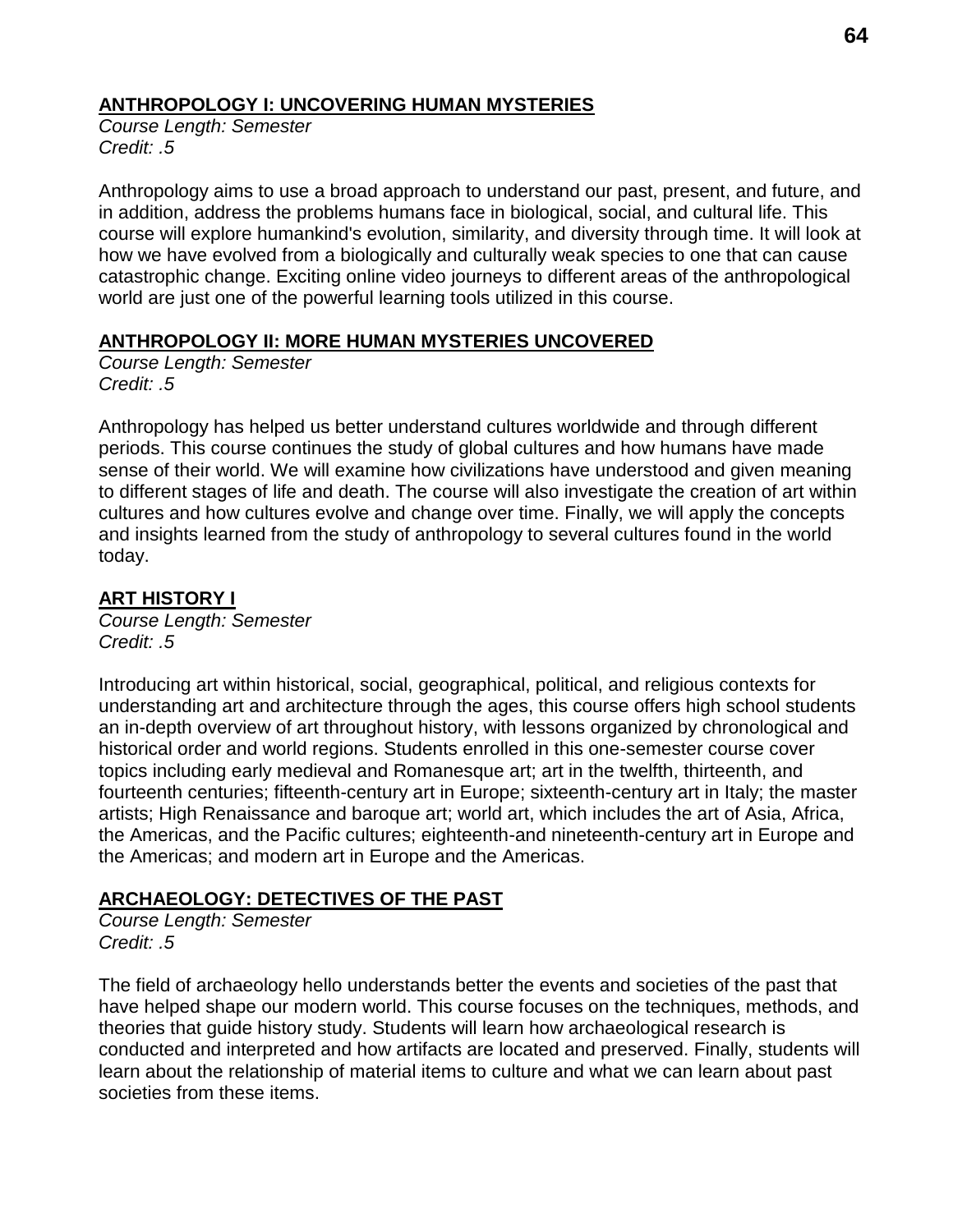## ANTHROPOLOGY I: UNCOVERING HUMAN MYSTERIES

*Course Length: Semester*
*Credit: .5*

Anthropology aims to use a broad approach to understand our past, present, and future, and in addition, address the problems humans face in biological, social, and cultural life. This course will explore humankind's evolution, similarity, and diversity through time. It will look at how we have evolved from a biologically and culturally weak species to one that can cause catastrophic change. Exciting online video journeys to different areas of the anthropological world are just one of the powerful learning tools utilized in this course.

## ANTHROPOLOGY II: MORE HUMAN MYSTERIES UNCOVERED

*Course Length: Semester*
*Credit: .5*

Anthropology has helped us better understand cultures worldwide and through different periods. This course continues the study of global cultures and how humans have made sense of their world. We will examine how civilizations have understood and given meaning to different stages of life and death. The course will also investigate the creation of art within cultures and how cultures evolve and change over time. Finally, we will apply the concepts and insights learned from the study of anthropology to several cultures found in the world today.

## ART HISTORY I

*Course Length: Semester*
*Credit: .5*

Introducing art within historical, social, geographical, political, and religious contexts for understanding art and architecture through the ages, this course offers high school students an in-depth overview of art throughout history, with lessons organized by chronological and historical order and world regions. Students enrolled in this one-semester course cover topics including early medieval and Romanesque art; art in the twelfth, thirteenth, and fourteenth centuries; fifteenth-century art in Europe; sixteenth-century art in Italy; the master artists; High Renaissance and baroque art; world art, which includes the art of Asia, Africa, the Americas, and the Pacific cultures; eighteenth-and nineteenth-century art in Europe and the Americas; and modern art in Europe and the Americas.

## ARCHAEOLOGY: DETECTIVES OF THE PAST

*Course Length: Semester*
*Credit: .5*

The field of archaeology hello understands better the events and societies of the past that have helped shape our modern world. This course focuses on the techniques, methods, and theories that guide history study. Students will learn how archaeological research is conducted and interpreted and how artifacts are located and preserved. Finally, students will learn about the relationship of material items to culture and what we can learn about past societies from these items.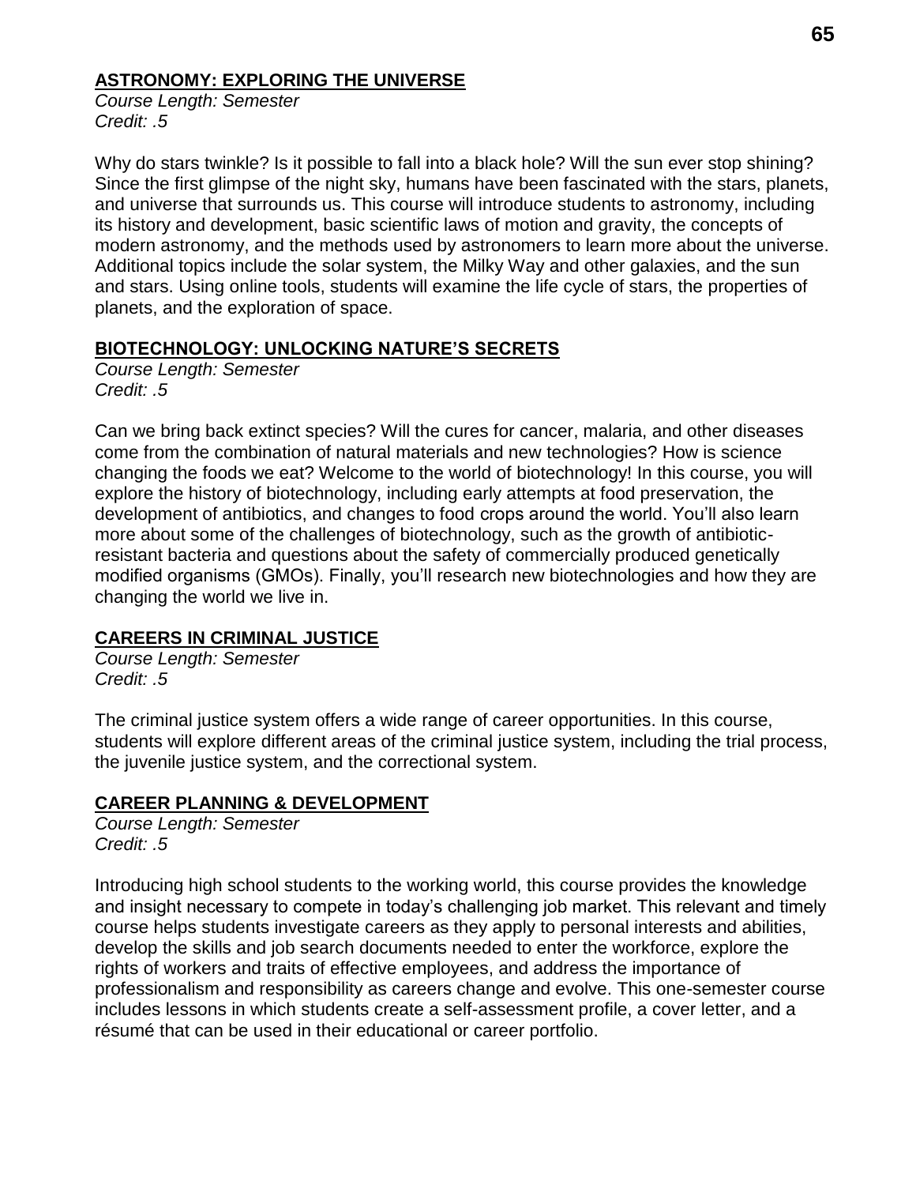## ASTRONOMY: EXPLORING THE UNIVERSE

*Course Length: Semester*
*Credit: .5*

Why do stars twinkle? Is it possible to fall into a black hole? Will the sun ever stop shining? Since the first glimpse of the night sky, humans have been fascinated with the stars, planets, and universe that surrounds us. This course will introduce students to astronomy, including its history and development, basic scientific laws of motion and gravity, the concepts of modern astronomy, and the methods used by astronomers to learn more about the universe. Additional topics include the solar system, the Milky Way and other galaxies, and the sun and stars. Using online tools, students will examine the life cycle of stars, the properties of planets, and the exploration of space.

## BIOTECHNOLOGY: UNLOCKING NATURE'S SECRETS

*Course Length: Semester*
*Credit: .5*

Can we bring back extinct species? Will the cures for cancer, malaria, and other diseases come from the combination of natural materials and new technologies? How is science changing the foods we eat? Welcome to the world of biotechnology! In this course, you will explore the history of biotechnology, including early attempts at food preservation, the development of antibiotics, and changes to food crops around the world. You'll also learn more about some of the challenges of biotechnology, such as the growth of antibiotic-resistant bacteria and questions about the safety of commercially produced genetically modified organisms (GMOs). Finally, you'll research new biotechnologies and how they are changing the world we live in.

## CAREERS IN CRIMINAL JUSTICE

*Course Length: Semester*
*Credit: .5*

The criminal justice system offers a wide range of career opportunities. In this course, students will explore different areas of the criminal justice system, including the trial process, the juvenile justice system, and the correctional system.

## CAREER PLANNING & DEVELOPMENT

*Course Length: Semester*
*Credit: .5*

Introducing high school students to the working world, this course provides the knowledge and insight necessary to compete in today's challenging job market. This relevant and timely course helps students investigate careers as they apply to personal interests and abilities, develop the skills and job search documents needed to enter the workforce, explore the rights of workers and traits of effective employees, and address the importance of professionalism and responsibility as careers change and evolve. This one-semester course includes lessons in which students create a self-assessment profile, a cover letter, and a résumé that can be used in their educational or career portfolio.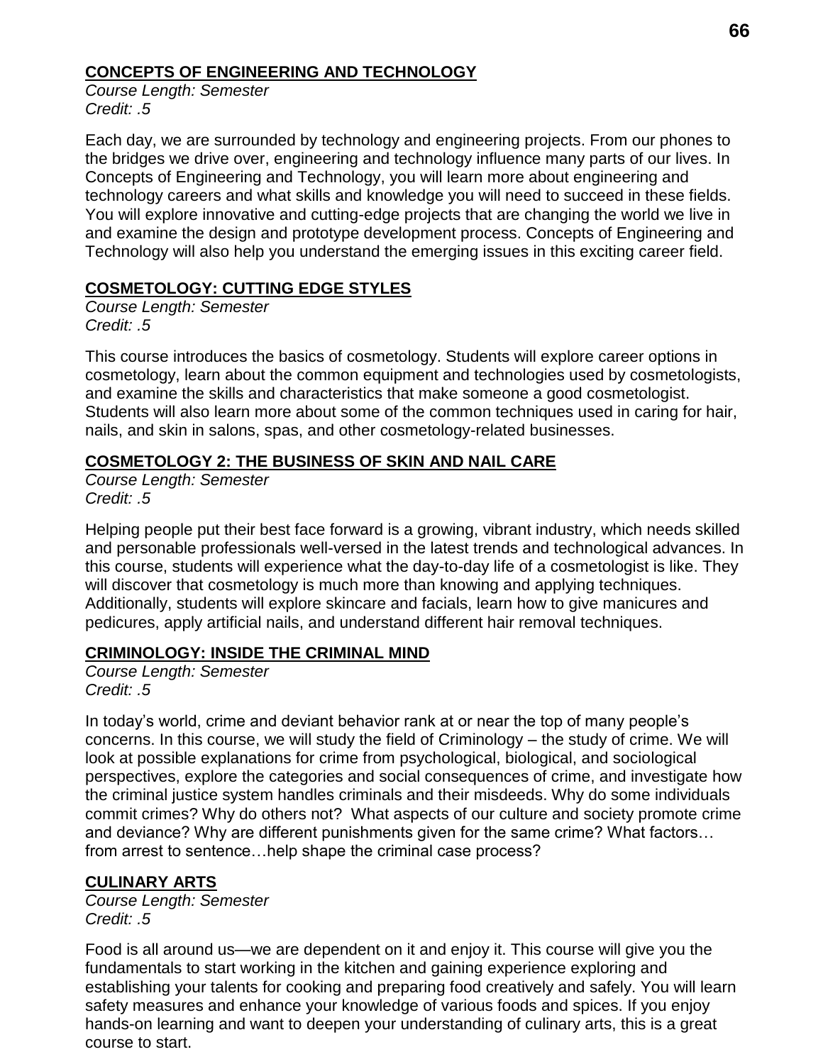## CONCEPTS OF ENGINEERING AND TECHNOLOGY

*Course Length: Semester*
*Credit: .5*

Each day, we are surrounded by technology and engineering projects. From our phones to the bridges we drive over, engineering and technology influence many parts of our lives. In Concepts of Engineering and Technology, you will learn more about engineering and technology careers and what skills and knowledge you will need to succeed in these fields. You will explore innovative and cutting-edge projects that are changing the world we live in and examine the design and prototype development process. Concepts of Engineering and Technology will also help you understand the emerging issues in this exciting career field.

## COSMETOLOGY: CUTTING EDGE STYLES

*Course Length: Semester*
*Credit: .5*

This course introduces the basics of cosmetology. Students will explore career options in cosmetology, learn about the common equipment and technologies used by cosmetologists, and examine the skills and characteristics that make someone a good cosmetologist. Students will also learn more about some of the common techniques used in caring for hair, nails, and skin in salons, spas, and other cosmetology-related businesses.

## COSMETOLOGY 2: THE BUSINESS OF SKIN AND NAIL CARE

*Course Length: Semester*
*Credit: .5*

Helping people put their best face forward is a growing, vibrant industry, which needs skilled and personable professionals well-versed in the latest trends and technological advances. In this course, students will experience what the day-to-day life of a cosmetologist is like. They will discover that cosmetology is much more than knowing and applying techniques. Additionally, students will explore skincare and facials, learn how to give manicures and pedicures, apply artificial nails, and understand different hair removal techniques.

## CRIMINOLOGY: INSIDE THE CRIMINAL MIND

*Course Length: Semester*
*Credit: .5*

In today's world, crime and deviant behavior rank at or near the top of many people's concerns. In this course, we will study the field of Criminology – the study of crime. We will look at possible explanations for crime from psychological, biological, and sociological perspectives, explore the categories and social consequences of crime, and investigate how the criminal justice system handles criminals and their misdeeds. Why do some individuals commit crimes? Why do others not? What aspects of our culture and society promote crime and deviance? Why are different punishments given for the same crime? What factors… from arrest to sentence…help shape the criminal case process?

## CULINARY ARTS

*Course Length: Semester*
*Credit: .5*

Food is all around us—we are dependent on it and enjoy it. This course will give you the fundamentals to start working in the kitchen and gaining experience exploring and establishing your talents for cooking and preparing food creatively and safely. You will learn safety measures and enhance your knowledge of various foods and spices. If you enjoy hands-on learning and want to deepen your understanding of culinary arts, this is a great course to start.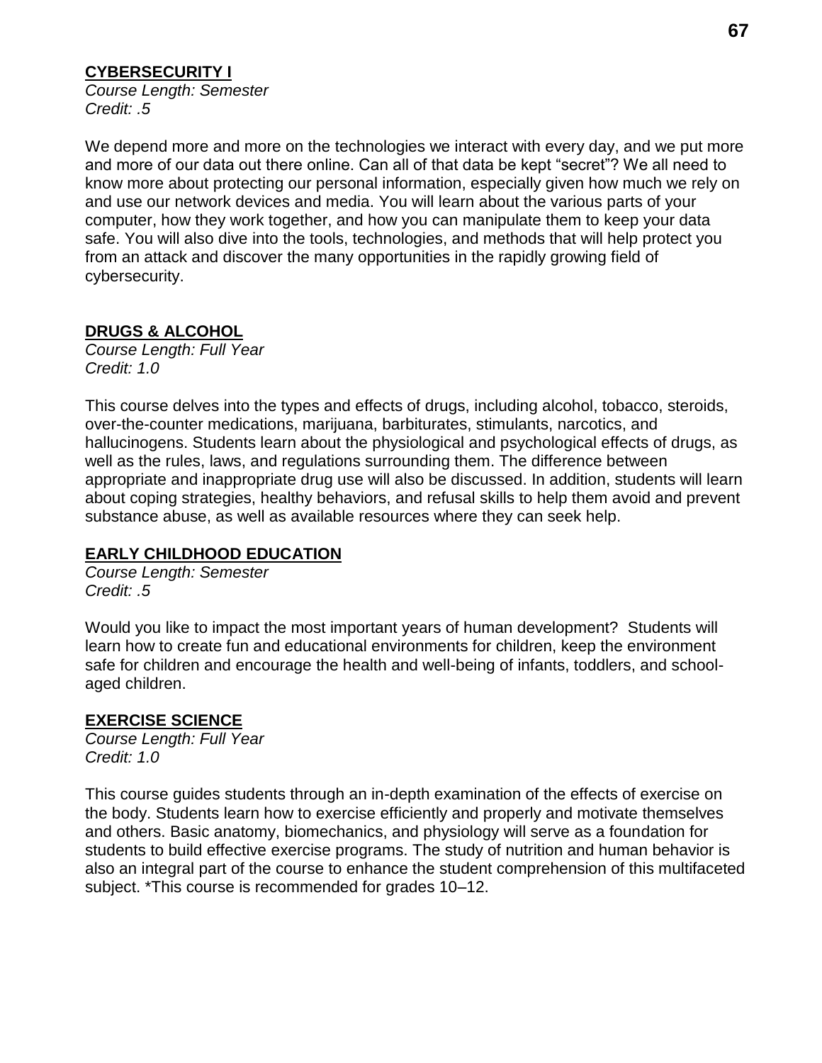## CYBERSECURITY I

*Course Length: Semester*
*Credit: .5*

We depend more and more on the technologies we interact with every day, and we put more and more of our data out there online. Can all of that data be kept “secret”? We all need to know more about protecting our personal information, especially given how much we rely on and use our network devices and media. You will learn about the various parts of your computer, how they work together, and how you can manipulate them to keep your data safe. You will also dive into the tools, technologies, and methods that will help protect you from an attack and discover the many opportunities in the rapidly growing field of cybersecurity.

## DRUGS & ALCOHOL

*Course Length: Full Year*
*Credit: 1.0*

This course delves into the types and effects of drugs, including alcohol, tobacco, steroids, over-the-counter medications, marijuana, barbiturates, stimulants, narcotics, and hallucinogens. Students learn about the physiological and psychological effects of drugs, as well as the rules, laws, and regulations surrounding them. The difference between appropriate and inappropriate drug use will also be discussed. In addition, students will learn about coping strategies, healthy behaviors, and refusal skills to help them avoid and prevent substance abuse, as well as available resources where they can seek help.

## EARLY CHILDHOOD EDUCATION

*Course Length: Semester*
*Credit: .5*

Would you like to impact the most important years of human development? Students will learn how to create fun and educational environments for children, keep the environment safe for children and encourage the health and well-being of infants, toddlers, and school-aged children.

## EXERCISE SCIENCE

*Course Length: Full Year*
*Credit: 1.0*

This course guides students through an in-depth examination of the effects of exercise on the body. Students learn how to exercise efficiently and properly and motivate themselves and others. Basic anatomy, biomechanics, and physiology will serve as a foundation for students to build effective exercise programs. The study of nutrition and human behavior is also an integral part of the course to enhance the student comprehension of this multifaceted subject. *This course is recommended for grades 10–12.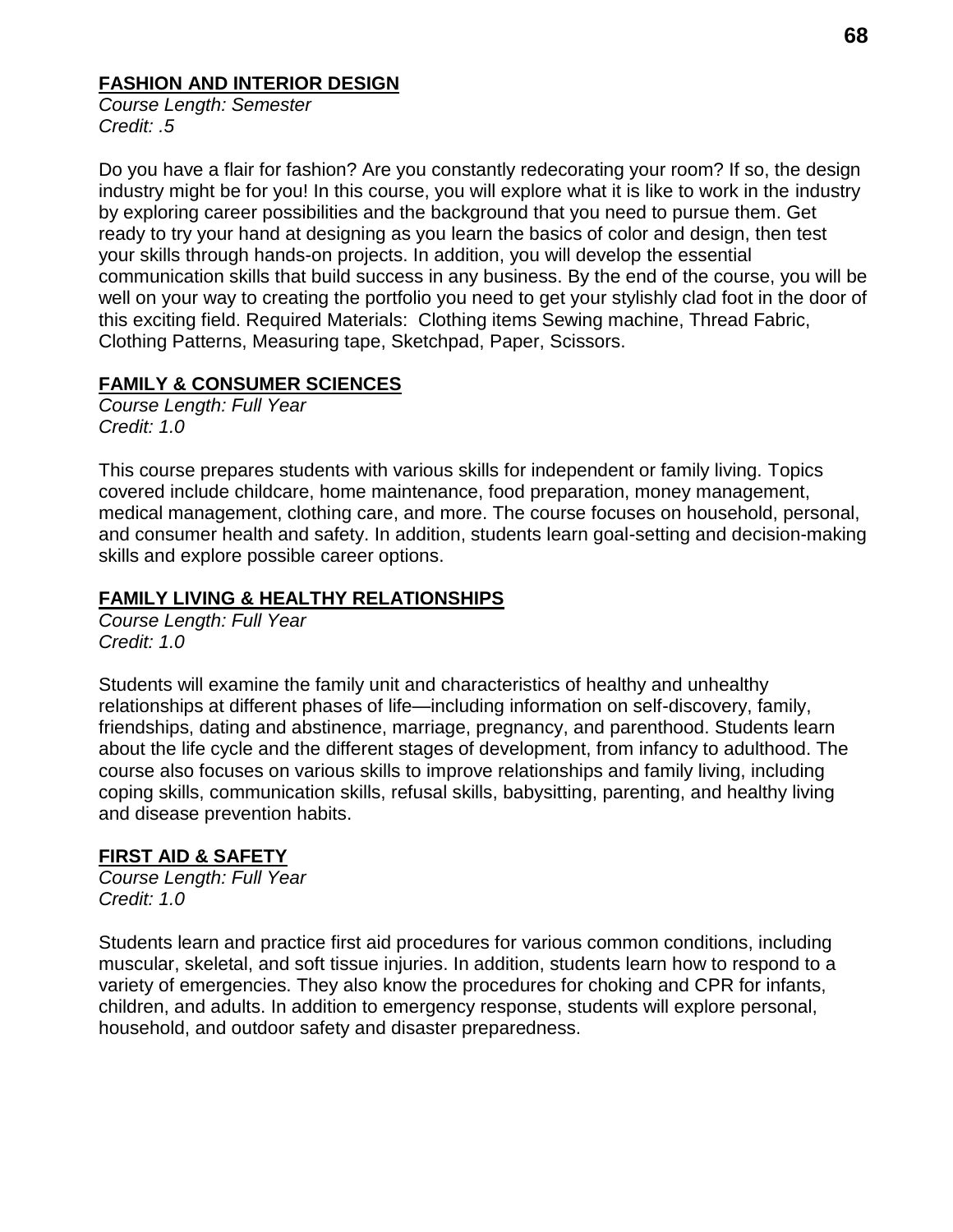## FASHION AND INTERIOR DESIGN

*Course Length: Semester*
*Credit: .5*

Do you have a flair for fashion? Are you constantly redecorating your room? If so, the design industry might be for you! In this course, you will explore what it is like to work in the industry by exploring career possibilities and the background that you need to pursue them. Get ready to try your hand at designing as you learn the basics of color and design, then test your skills through hands-on projects. In addition, you will develop the essential communication skills that build success in any business. By the end of the course, you will be well on your way to creating the portfolio you need to get your stylishly clad foot in the door of this exciting field. Required Materials: Clothing items Sewing machine, Thread Fabric, Clothing Patterns, Measuring tape, Sketchpad, Paper, Scissors.

## FAMILY & CONSUMER SCIENCES

*Course Length: Full Year*
*Credit: 1.0*

This course prepares students with various skills for independent or family living. Topics covered include childcare, home maintenance, food preparation, money management, medical management, clothing care, and more. The course focuses on household, personal, and consumer health and safety. In addition, students learn goal-setting and decision-making skills and explore possible career options.

## FAMILY LIVING & HEALTHY RELATIONSHIPS

*Course Length: Full Year*
*Credit: 1.0*

Students will examine the family unit and characteristics of healthy and unhealthy relationships at different phases of life—including information on self-discovery, family, friendships, dating and abstinence, marriage, pregnancy, and parenthood. Students learn about the life cycle and the different stages of development, from infancy to adulthood. The course also focuses on various skills to improve relationships and family living, including coping skills, communication skills, refusal skills, babysitting, parenting, and healthy living and disease prevention habits.

## FIRST AID & SAFETY

*Course Length: Full Year*
*Credit: 1.0*

Students learn and practice first aid procedures for various common conditions, including muscular, skeletal, and soft tissue injuries. In addition, students learn how to respond to a variety of emergencies. They also know the procedures for choking and CPR for infants, children, and adults. In addition to emergency response, students will explore personal, household, and outdoor safety and disaster preparedness.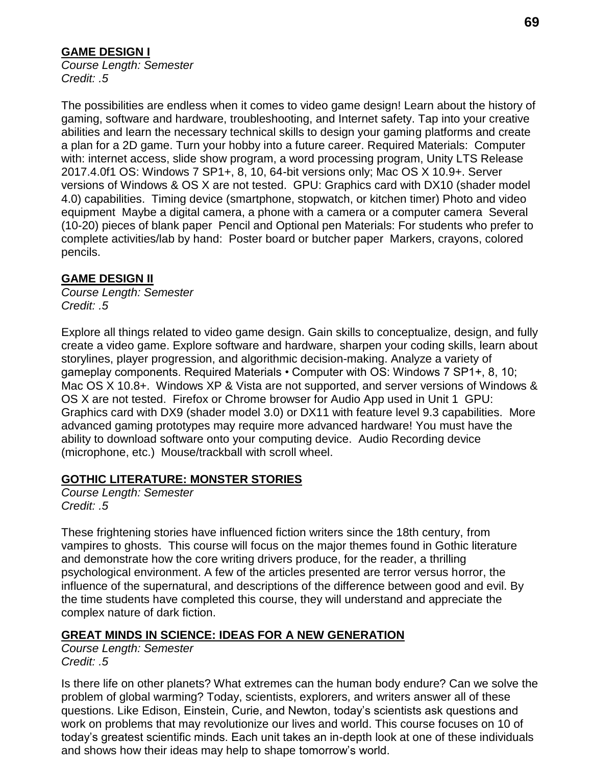## GAME DESIGN I

*Course Length: Semester*
*Credit: .5*

The possibilities are endless when it comes to video game design! Learn about the history of gaming, software and hardware, troubleshooting, and Internet safety. Tap into your creative abilities and learn the necessary technical skills to design your gaming platforms and create a plan for a 2D game. Turn your hobby into a future career. Required Materials: Computer with: internet access, slide show program, a word processing program, Unity LTS Release 2017.4.0f1 OS: Windows 7 SP1+, 8, 10, 64-bit versions only; Mac OS X 10.9+. Server versions of Windows & OS X are not tested. GPU: Graphics card with DX10 (shader model 4.0) capabilities. Timing device (smartphone, stopwatch, or kitchen timer) Photo and video equipment Maybe a digital camera, a phone with a camera or a computer camera Several (10-20) pieces of blank paper Pencil and Optional pen Materials: For students who prefer to complete activities/lab by hand: Poster board or butcher paper Markers, crayons, colored pencils.

## GAME DESIGN II

*Course Length: Semester*
*Credit: .5*

Explore all things related to video game design. Gain skills to conceptualize, design, and fully create a video game. Explore software and hardware, sharpen your coding skills, learn about storylines, player progression, and algorithmic decision-making. Analyze a variety of gameplay components. Required Materials • Computer with OS: Windows 7 SP1+, 8, 10; Mac OS X 10.8+. Windows XP & Vista are not supported, and server versions of Windows & OS X are not tested. Firefox or Chrome browser for Audio App used in Unit 1 GPU: Graphics card with DX9 (shader model 3.0) or DX11 with feature level 9.3 capabilities. More advanced gaming prototypes may require more advanced hardware! You must have the ability to download software onto your computing device. Audio Recording device (microphone, etc.) Mouse/trackball with scroll wheel.

## GOTHIC LITERATURE: MONSTER STORIES

*Course Length: Semester*
*Credit: .5*

These frightening stories have influenced fiction writers since the 18th century, from vampires to ghosts. This course will focus on the major themes found in Gothic literature and demonstrate how the core writing drivers produce, for the reader, a thrilling psychological environment. A few of the articles presented are terror versus horror, the influence of the supernatural, and descriptions of the difference between good and evil. By the time students have completed this course, they will understand and appreciate the complex nature of dark fiction.

## GREAT MINDS IN SCIENCE: IDEAS FOR A NEW GENERATION

*Course Length: Semester*
*Credit: .5*

Is there life on other planets? What extremes can the human body endure? Can we solve the problem of global warming? Today, scientists, explorers, and writers answer all of these questions. Like Edison, Einstein, Curie, and Newton, today's scientists ask questions and work on problems that may revolutionize our lives and world. This course focuses on 10 of today's greatest scientific minds. Each unit takes an in-depth look at one of these individuals and shows how their ideas may help to shape tomorrow's world.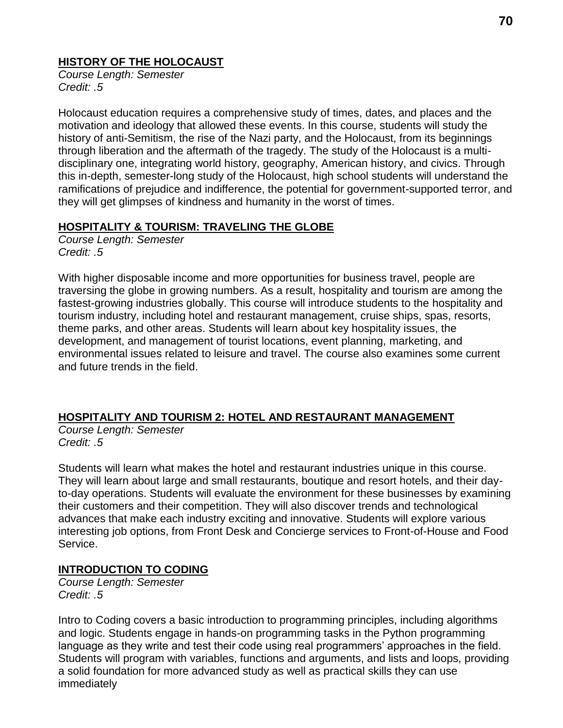## HISTORY OF THE HOLOCAUST

*Course Length: Semester*
*Credit: .5*

Holocaust education requires a comprehensive study of times, dates, and places and the motivation and ideology that allowed these events. In this course, students will study the history of anti-Semitism, the rise of the Nazi party, and the Holocaust, from its beginnings through liberation and the aftermath of the tragedy. The study of the Holocaust is a multi-disciplinary one, integrating world history, geography, American history, and civics. Through this in-depth, semester-long study of the Holocaust, high school students will understand the ramifications of prejudice and indifference, the potential for government-supported terror, and they will get glimpses of kindness and humanity in the worst of times.

## HOSPITALITY & TOURISM: TRAVELING THE GLOBE

*Course Length: Semester*
*Credit: .5*

With higher disposable income and more opportunities for business travel, people are traversing the globe in growing numbers. As a result, hospitality and tourism are among the fastest-growing industries globally. This course will introduce students to the hospitality and tourism industry, including hotel and restaurant management, cruise ships, spas, resorts, theme parks, and other areas. Students will learn about key hospitality issues, the development, and management of tourist locations, event planning, marketing, and environmental issues related to leisure and travel. The course also examines some current and future trends in the field.

## HOSPITALITY AND TOURISM 2: HOTEL AND RESTAURANT MANAGEMENT

*Course Length: Semester*
*Credit: .5*

Students will learn what makes the hotel and restaurant industries unique in this course. They will learn about large and small restaurants, boutique and resort hotels, and their day-to-day operations. Students will evaluate the environment for these businesses by examining their customers and their competition. They will also discover trends and technological advances that make each industry exciting and innovative. Students will explore various interesting job options, from Front Desk and Concierge services to Front-of-House and Food Service.

## INTRODUCTION TO CODING

*Course Length: Semester*
*Credit: .5*

Intro to Coding covers a basic introduction to programming principles, including algorithms and logic. Students engage in hands-on programming tasks in the Python programming language as they write and test their code using real programmers' approaches in the field. Students will program with variables, functions and arguments, and lists and loops, providing a solid foundation for more advanced study as well as practical skills they can use immediately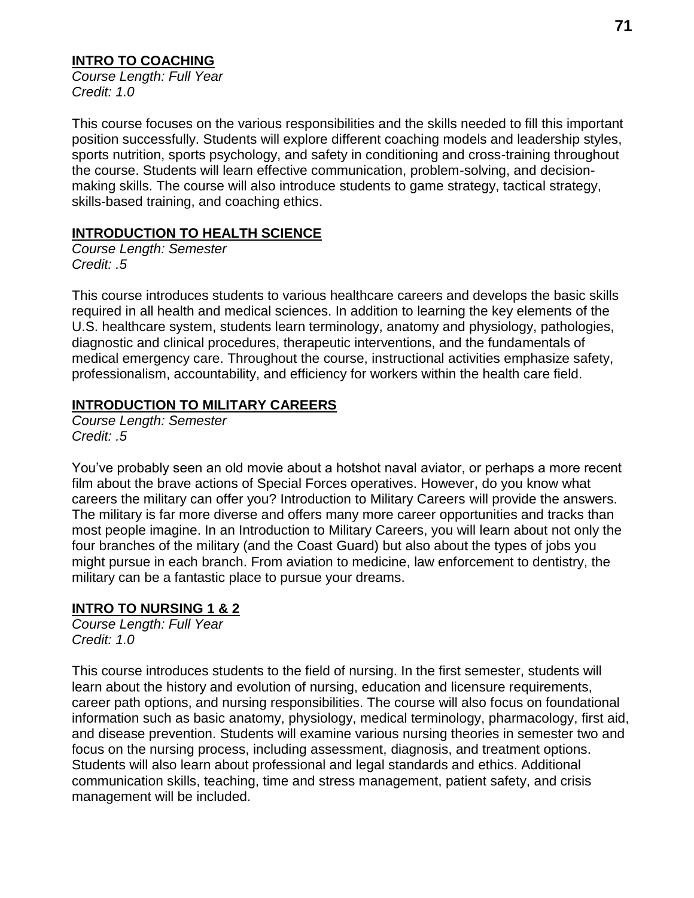## INTRO TO COACHING

*Course Length: Full Year*
*Credit: 1.0*

This course focuses on the various responsibilities and the skills needed to fill this important position successfully. Students will explore different coaching models and leadership styles, sports nutrition, sports psychology, and safety in conditioning and cross-training throughout the course. Students will learn effective communication, problem-solving, and decision-making skills. The course will also introduce students to game strategy, tactical strategy, skills-based training, and coaching ethics.

## INTRODUCTION TO HEALTH SCIENCE

*Course Length: Semester*
*Credit: .5*

This course introduces students to various healthcare careers and develops the basic skills required in all health and medical sciences. In addition to learning the key elements of the U.S. healthcare system, students learn terminology, anatomy and physiology, pathologies, diagnostic and clinical procedures, therapeutic interventions, and the fundamentals of medical emergency care. Throughout the course, instructional activities emphasize safety, professionalism, accountability, and efficiency for workers within the health care field.

## INTRODUCTION TO MILITARY CAREERS

*Course Length: Semester*
*Credit: .5*

You've probably seen an old movie about a hotshot naval aviator, or perhaps a more recent film about the brave actions of Special Forces operatives. However, do you know what careers the military can offer you? Introduction to Military Careers will provide the answers. The military is far more diverse and offers many more career opportunities and tracks than most people imagine. In an Introduction to Military Careers, you will learn about not only the four branches of the military (and the Coast Guard) but also about the types of jobs you might pursue in each branch. From aviation to medicine, law enforcement to dentistry, the military can be a fantastic place to pursue your dreams.

## INTRO TO NURSING 1 & 2

*Course Length: Full Year*
*Credit: 1.0*

This course introduces students to the field of nursing. In the first semester, students will learn about the history and evolution of nursing, education and licensure requirements, career path options, and nursing responsibilities. The course will also focus on foundational information such as basic anatomy, physiology, medical terminology, pharmacology, first aid, and disease prevention. Students will examine various nursing theories in semester two and focus on the nursing process, including assessment, diagnosis, and treatment options. Students will also learn about professional and legal standards and ethics. Additional communication skills, teaching, time and stress management, patient safety, and crisis management will be included.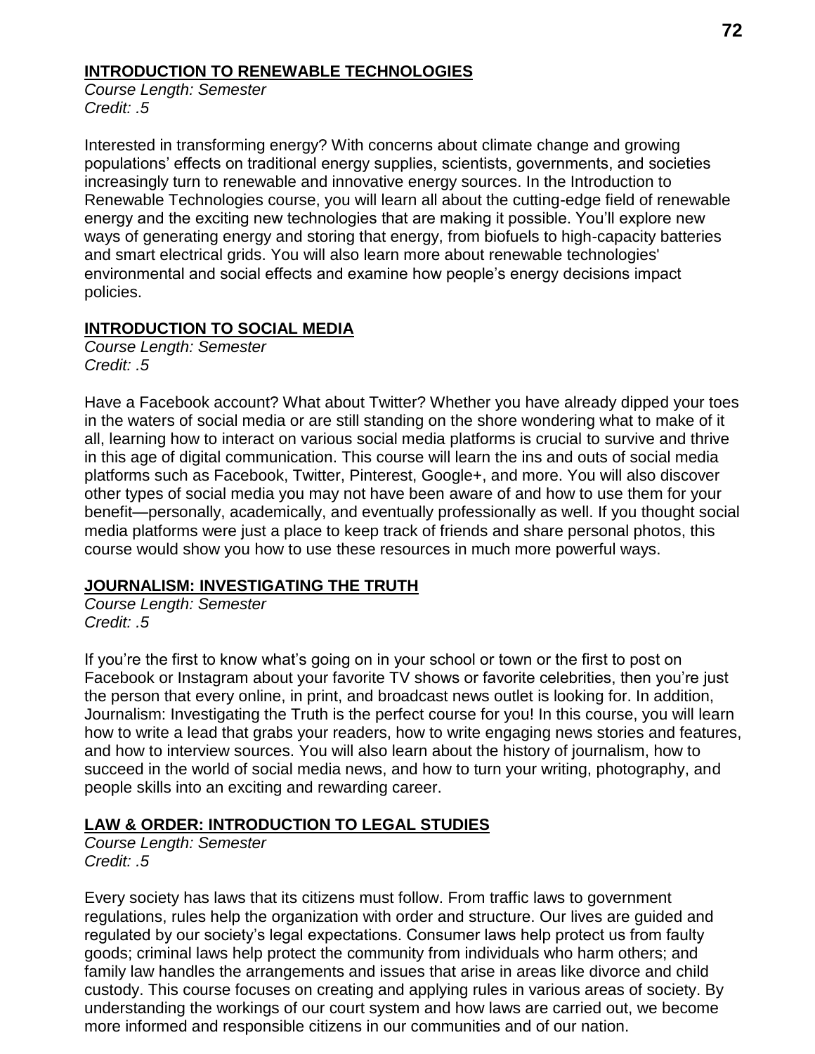**INTRODUCTION TO RENEWABLE TECHNOLOGIES**

*Course Length: Semester*
*Credit: .5*

Interested in transforming energy? With concerns about climate change and growing populations' effects on traditional energy supplies, scientists, governments, and societies increasingly turn to renewable and innovative energy sources. In the Introduction to Renewable Technologies course, you will learn all about the cutting-edge field of renewable energy and the exciting new technologies that are making it possible. You'll explore new ways of generating energy and storing that energy, from biofuels to high-capacity batteries and smart electrical grids. You will also learn more about renewable technologies' environmental and social effects and examine how people's energy decisions impact policies.

**INTRODUCTION TO SOCIAL MEDIA**

*Course Length: Semester*
*Credit: .5*

Have a Facebook account? What about Twitter? Whether you have already dipped your toes in the waters of social media or are still standing on the shore wondering what to make of it all, learning how to interact on various social media platforms is crucial to survive and thrive in this age of digital communication. This course will learn the ins and outs of social media platforms such as Facebook, Twitter, Pinterest, Google+, and more. You will also discover other types of social media you may not have been aware of and how to use them for your benefit—personally, academically, and eventually professionally as well. If you thought social media platforms were just a place to keep track of friends and share personal photos, this course would show you how to use these resources in much more powerful ways.

**JOURNALISM: INVESTIGATING THE TRUTH**

*Course Length: Semester*
*Credit: .5*

If you're the first to know what's going on in your school or town or the first to post on Facebook or Instagram about your favorite TV shows or favorite celebrities, then you're just the person that every online, in print, and broadcast news outlet is looking for. In addition, Journalism: Investigating the Truth is the perfect course for you! In this course, you will learn how to write a lead that grabs your readers, how to write engaging news stories and features, and how to interview sources. You will also learn about the history of journalism, how to succeed in the world of social media news, and how to turn your writing, photography, and people skills into an exciting and rewarding career.

**LAW & ORDER: INTRODUCTION TO LEGAL STUDIES**

*Course Length: Semester*
*Credit: .5*

Every society has laws that its citizens must follow. From traffic laws to government regulations, rules help the organization with order and structure. Our lives are guided and regulated by our society's legal expectations. Consumer laws help protect us from faulty goods; criminal laws help protect the community from individuals who harm others; and family law handles the arrangements and issues that arise in areas like divorce and child custody. This course focuses on creating and applying rules in various areas of society. By understanding the workings of our court system and how laws are carried out, we become more informed and responsible citizens in our communities and of our nation.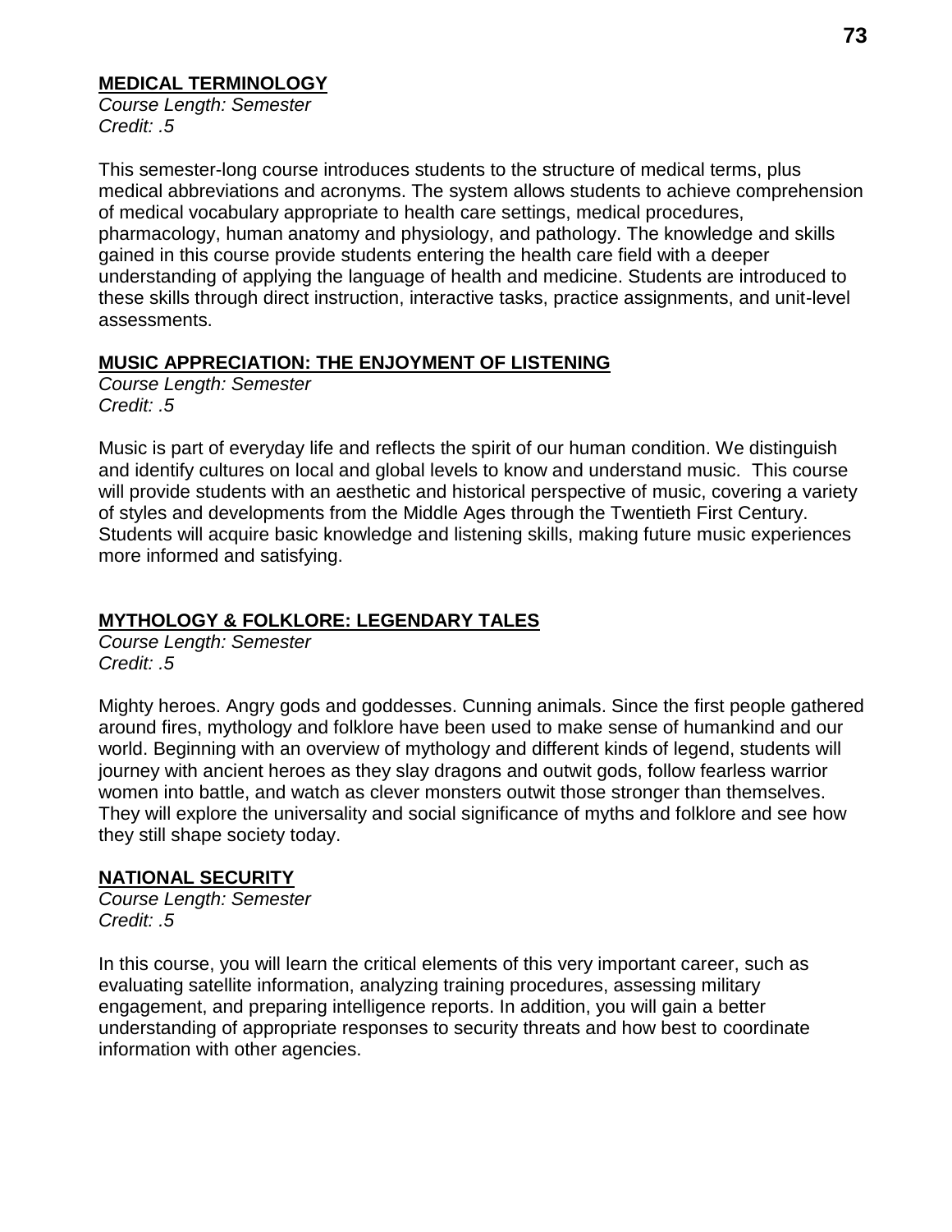## MEDICAL TERMINOLOGY

*Course Length: Semester*
*Credit: .5*

This semester-long course introduces students to the structure of medical terms, plus medical abbreviations and acronyms. The system allows students to achieve comprehension of medical vocabulary appropriate to health care settings, medical procedures, pharmacology, human anatomy and physiology, and pathology. The knowledge and skills gained in this course provide students entering the health care field with a deeper understanding of applying the language of health and medicine. Students are introduced to these skills through direct instruction, interactive tasks, practice assignments, and unit-level assessments.

## MUSIC APPRECIATION: THE ENJOYMENT OF LISTENING

*Course Length: Semester*
*Credit: .5*

Music is part of everyday life and reflects the spirit of our human condition. We distinguish and identify cultures on local and global levels to know and understand music. This course will provide students with an aesthetic and historical perspective of music, covering a variety of styles and developments from the Middle Ages through the Twentieth First Century. Students will acquire basic knowledge and listening skills, making future music experiences more informed and satisfying.

## MYTHOLOGY & FOLKLORE: LEGENDARY TALES

*Course Length: Semester*
*Credit: .5*

Mighty heroes. Angry gods and goddesses. Cunning animals. Since the first people gathered around fires, mythology and folklore have been used to make sense of humankind and our world. Beginning with an overview of mythology and different kinds of legend, students will journey with ancient heroes as they slay dragons and outwit gods, follow fearless warrior women into battle, and watch as clever monsters outwit those stronger than themselves. They will explore the universality and social significance of myths and folklore and see how they still shape society today.

## NATIONAL SECURITY

*Course Length: Semester*
*Credit: .5*

In this course, you will learn the critical elements of this very important career, such as evaluating satellite information, analyzing training procedures, assessing military engagement, and preparing intelligence reports. In addition, you will gain a better understanding of appropriate responses to security threats and how best to coordinate information with other agencies.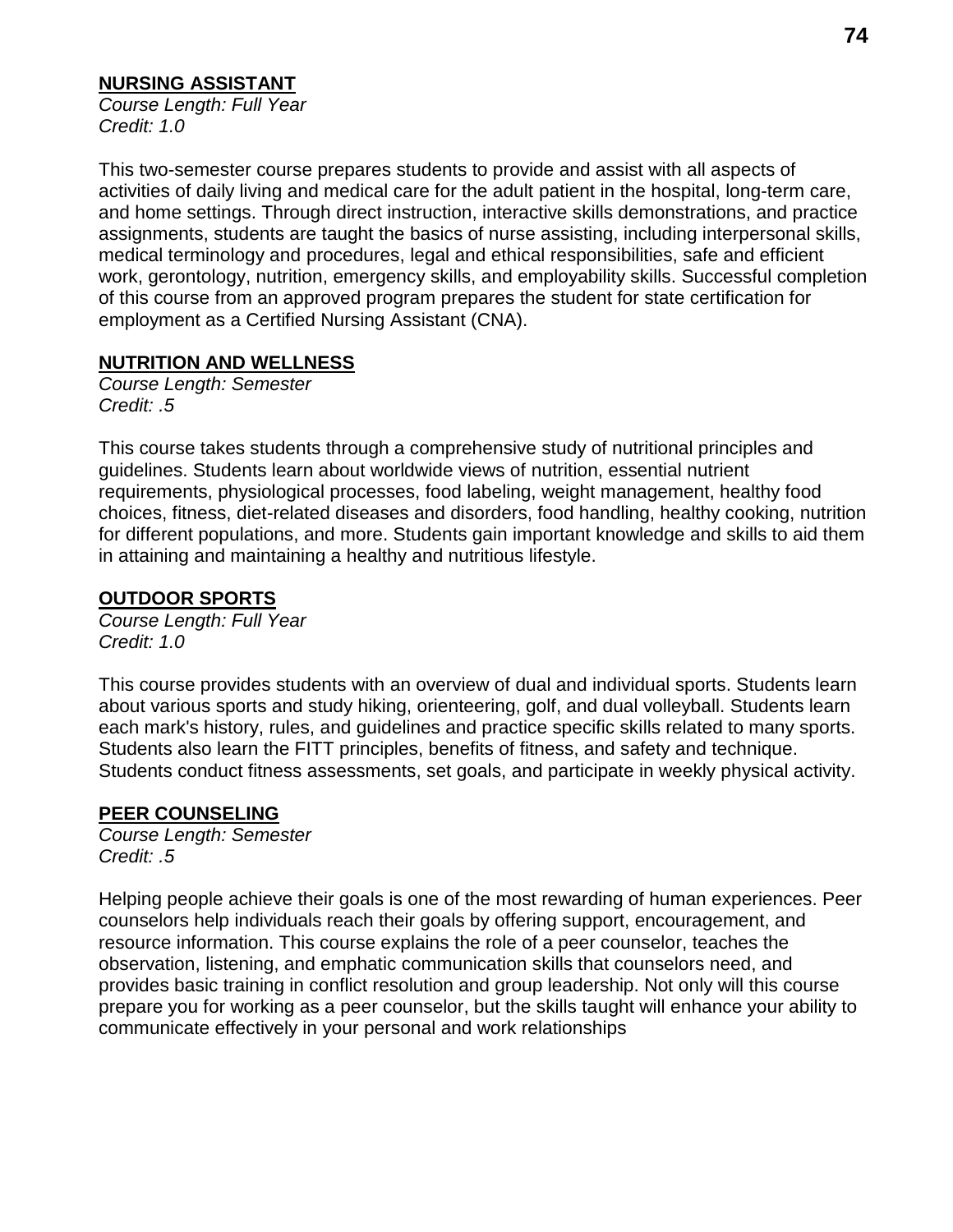**NURSING ASSISTANT**

*Course Length: Full Year*
*Credit: 1.0*

This two-semester course prepares students to provide and assist with all aspects of activities of daily living and medical care for the adult patient in the hospital, long-term care, and home settings. Through direct instruction, interactive skills demonstrations, and practice assignments, students are taught the basics of nurse assisting, including interpersonal skills, medical terminology and procedures, legal and ethical responsibilities, safe and efficient work, gerontology, nutrition, emergency skills, and employability skills. Successful completion of this course from an approved program prepares the student for state certification for employment as a Certified Nursing Assistant (CNA).

**NUTRITION AND WELLNESS**

*Course Length: Semester*
*Credit: .5*

This course takes students through a comprehensive study of nutritional principles and guidelines. Students learn about worldwide views of nutrition, essential nutrient requirements, physiological processes, food labeling, weight management, healthy food choices, fitness, diet-related diseases and disorders, food handling, healthy cooking, nutrition for different populations, and more. Students gain important knowledge and skills to aid them in attaining and maintaining a healthy and nutritious lifestyle.

**OUTDOOR SPORTS**

*Course Length: Full Year*
*Credit: 1.0*

This course provides students with an overview of dual and individual sports. Students learn about various sports and study hiking, orienteering, golf, and dual volleyball. Students learn each mark's history, rules, and guidelines and practice specific skills related to many sports. Students also learn the FITT principles, benefits of fitness, and safety and technique. Students conduct fitness assessments, set goals, and participate in weekly physical activity.

**PEER COUNSELING**

*Course Length: Semester*
*Credit: .5*

Helping people achieve their goals is one of the most rewarding of human experiences. Peer counselors help individuals reach their goals by offering support, encouragement, and resource information. This course explains the role of a peer counselor, teaches the observation, listening, and emphatic communication skills that counselors need, and provides basic training in conflict resolution and group leadership. Not only will this course prepare you for working as a peer counselor, but the skills taught will enhance your ability to communicate effectively in your personal and work relationships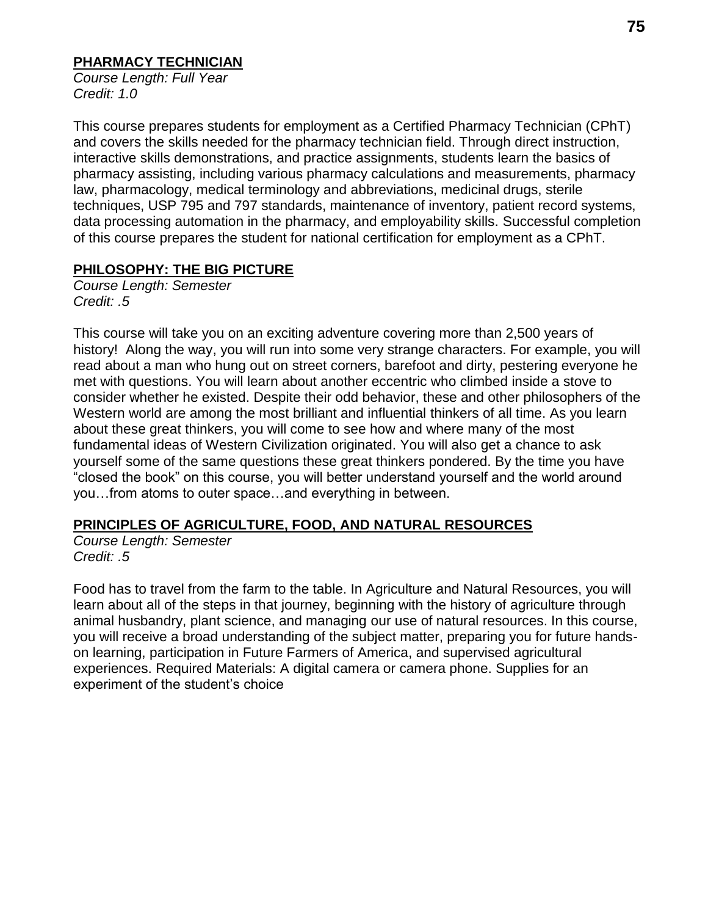## PHARMACY TECHNICIAN

*Course Length: Full Year*
*Credit: 1.0*

This course prepares students for employment as a Certified Pharmacy Technician (CPhT) and covers the skills needed for the pharmacy technician field. Through direct instruction, interactive skills demonstrations, and practice assignments, students learn the basics of pharmacy assisting, including various pharmacy calculations and measurements, pharmacy law, pharmacology, medical terminology and abbreviations, medicinal drugs, sterile techniques, USP 795 and 797 standards, maintenance of inventory, patient record systems, data processing automation in the pharmacy, and employability skills. Successful completion of this course prepares the student for national certification for employment as a CPhT.

## PHILOSOPHY: THE BIG PICTURE

*Course Length: Semester*
*Credit: .5*

This course will take you on an exciting adventure covering more than 2,500 years of history! Along the way, you will run into some very strange characters. For example, you will read about a man who hung out on street corners, barefoot and dirty, pestering everyone he met with questions. You will learn about another eccentric who climbed inside a stove to consider whether he existed. Despite their odd behavior, these and other philosophers of the Western world are among the most brilliant and influential thinkers of all time. As you learn about these great thinkers, you will come to see how and where many of the most fundamental ideas of Western Civilization originated. You will also get a chance to ask yourself some of the same questions these great thinkers pondered. By the time you have "closed the book" on this course, you will better understand yourself and the world around you…from atoms to outer space…and everything in between.

## PRINCIPLES OF AGRICULTURE, FOOD, AND NATURAL RESOURCES

*Course Length: Semester*
*Credit: .5*

Food has to travel from the farm to the table. In Agriculture and Natural Resources, you will learn about all of the steps in that journey, beginning with the history of agriculture through animal husbandry, plant science, and managing our use of natural resources. In this course, you will receive a broad understanding of the subject matter, preparing you for future hands-on learning, participation in Future Farmers of America, and supervised agricultural experiences. Required Materials: A digital camera or camera phone. Supplies for an experiment of the student's choice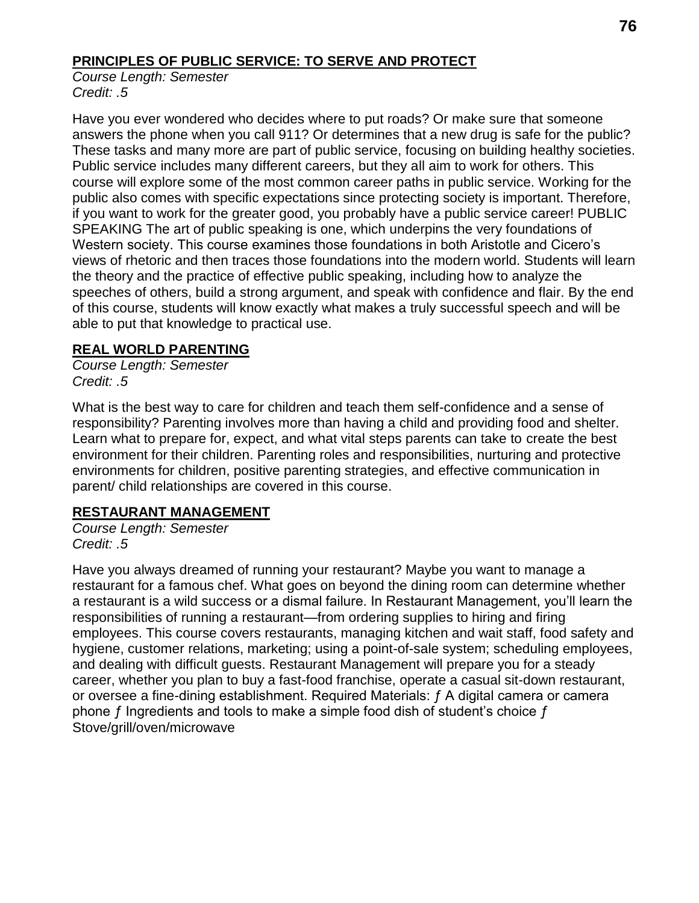## PRINCIPLES OF PUBLIC SERVICE: TO SERVE AND PROTECT

*Course Length: Semester*
*Credit: .5*

Have you ever wondered who decides where to put roads? Or make sure that someone answers the phone when you call 911? Or determines that a new drug is safe for the public? These tasks and many more are part of public service, focusing on building healthy societies. Public service includes many different careers, but they all aim to work for others. This course will explore some of the most common career paths in public service. Working for the public also comes with specific expectations since protecting society is important. Therefore, if you want to work for the greater good, you probably have a public service career! PUBLIC SPEAKING The art of public speaking is one, which underpins the very foundations of Western society. This course examines those foundations in both Aristotle and Cicero's views of rhetoric and then traces those foundations into the modern world. Students will learn the theory and the practice of effective public speaking, including how to analyze the speeches of others, build a strong argument, and speak with confidence and flair. By the end of this course, students will know exactly what makes a truly successful speech and will be able to put that knowledge to practical use.

## REAL WORLD PARENTING

*Course Length: Semester*
*Credit: .5*

What is the best way to care for children and teach them self-confidence and a sense of responsibility? Parenting involves more than having a child and providing food and shelter. Learn what to prepare for, expect, and what vital steps parents can take to create the best environment for their children. Parenting roles and responsibilities, nurturing and protective environments for children, positive parenting strategies, and effective communication in parent/ child relationships are covered in this course.

## RESTAURANT MANAGEMENT

*Course Length: Semester*
*Credit: .5*

Have you always dreamed of running your restaurant? Maybe you want to manage a restaurant for a famous chef. What goes on beyond the dining room can determine whether a restaurant is a wild success or a dismal failure. In Restaurant Management, you'll learn the responsibilities of running a restaurant—from ordering supplies to hiring and firing employees. This course covers restaurants, managing kitchen and wait staff, food safety and hygiene, customer relations, marketing; using a point-of-sale system; scheduling employees, and dealing with difficult guests. Restaurant Management will prepare you for a steady career, whether you plan to buy a fast-food franchise, operate a casual sit-down restaurant, or oversee a fine-dining establishment. Required Materials: ƒ A digital camera or camera phone ƒ Ingredients and tools to make a simple food dish of student's choice ƒ Stove/grill/oven/microwave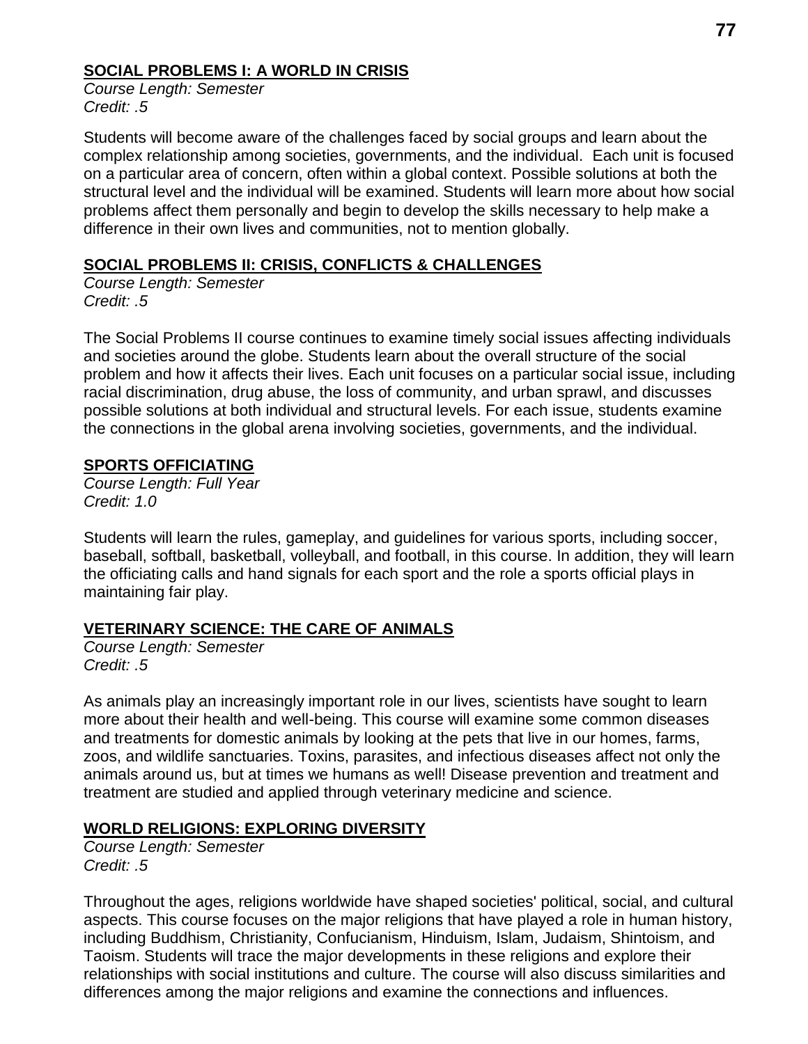## SOCIAL PROBLEMS I: A WORLD IN CRISIS

*Course Length: Semester*
*Credit: .5*

Students will become aware of the challenges faced by social groups and learn about the complex relationship among societies, governments, and the individual. Each unit is focused on a particular area of concern, often within a global context. Possible solutions at both the structural level and the individual will be examined. Students will learn more about how social problems affect them personally and begin to develop the skills necessary to help make a difference in their own lives and communities, not to mention globally.

## SOCIAL PROBLEMS II: CRISIS, CONFLICTS & CHALLENGES

*Course Length: Semester*
*Credit: .5*

The Social Problems II course continues to examine timely social issues affecting individuals and societies around the globe. Students learn about the overall structure of the social problem and how it affects their lives. Each unit focuses on a particular social issue, including racial discrimination, drug abuse, the loss of community, and urban sprawl, and discusses possible solutions at both individual and structural levels. For each issue, students examine the connections in the global arena involving societies, governments, and the individual.

## SPORTS OFFICIATING

*Course Length: Full Year*
*Credit: 1.0*

Students will learn the rules, gameplay, and guidelines for various sports, including soccer, baseball, softball, basketball, volleyball, and football, in this course. In addition, they will learn the officiating calls and hand signals for each sport and the role a sports official plays in maintaining fair play.

## VETERINARY SCIENCE: THE CARE OF ANIMALS

*Course Length: Semester*
*Credit: .5*

As animals play an increasingly important role in our lives, scientists have sought to learn more about their health and well-being. This course will examine some common diseases and treatments for domestic animals by looking at the pets that live in our homes, farms, zoos, and wildlife sanctuaries. Toxins, parasites, and infectious diseases affect not only the animals around us, but at times we humans as well! Disease prevention and treatment and treatment are studied and applied through veterinary medicine and science.

## WORLD RELIGIONS: EXPLORING DIVERSITY

*Course Length: Semester*
*Credit: .5*

Throughout the ages, religions worldwide have shaped societies' political, social, and cultural aspects. This course focuses on the major religions that have played a role in human history, including Buddhism, Christianity, Confucianism, Hinduism, Islam, Judaism, Shintoism, and Taoism. Students will trace the major developments in these religions and explore their relationships with social institutions and culture. The course will also discuss similarities and differences among the major religions and examine the connections and influences.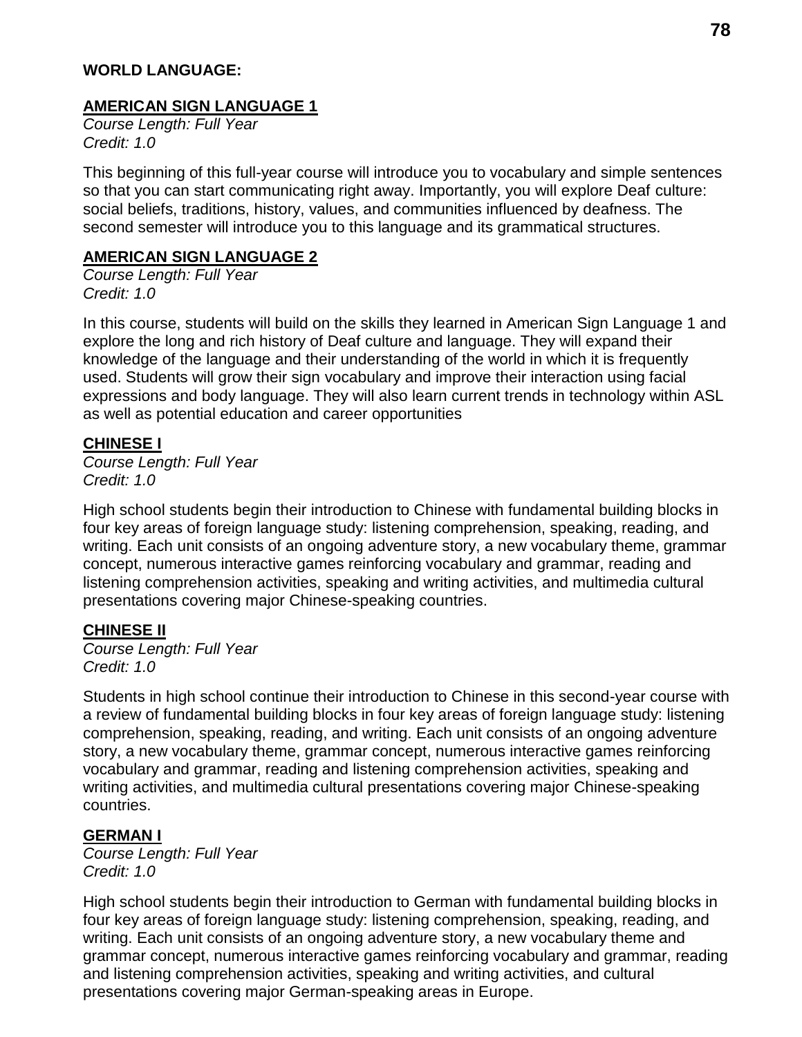**WORLD LANGUAGE:**

## AMERICAN SIGN LANGUAGE 1

*Course Length: Full Year*
*Credit: 1.0*

This beginning of this full-year course will introduce you to vocabulary and simple sentences so that you can start communicating right away. Importantly, you will explore Deaf culture: social beliefs, traditions, history, values, and communities influenced by deafness. The second semester will introduce you to this language and its grammatical structures.

## AMERICAN SIGN LANGUAGE 2

*Course Length: Full Year*
*Credit: 1.0*

In this course, students will build on the skills they learned in American Sign Language 1 and explore the long and rich history of Deaf culture and language. They will expand their knowledge of the language and their understanding of the world in which it is frequently used. Students will grow their sign vocabulary and improve their interaction using facial expressions and body language. They will also learn current trends in technology within ASL as well as potential education and career opportunities

## CHINESE I

*Course Length: Full Year*
*Credit: 1.0*

High school students begin their introduction to Chinese with fundamental building blocks in four key areas of foreign language study: listening comprehension, speaking, reading, and writing. Each unit consists of an ongoing adventure story, a new vocabulary theme, grammar concept, numerous interactive games reinforcing vocabulary and grammar, reading and listening comprehension activities, speaking and writing activities, and multimedia cultural presentations covering major Chinese-speaking countries.

## CHINESE II

*Course Length: Full Year*
*Credit: 1.0*

Students in high school continue their introduction to Chinese in this second-year course with a review of fundamental building blocks in four key areas of foreign language study: listening comprehension, speaking, reading, and writing. Each unit consists of an ongoing adventure story, a new vocabulary theme, grammar concept, numerous interactive games reinforcing vocabulary and grammar, reading and listening comprehension activities, speaking and writing activities, and multimedia cultural presentations covering major Chinese-speaking countries.

## GERMAN I

*Course Length: Full Year*
*Credit: 1.0*

High school students begin their introduction to German with fundamental building blocks in four key areas of foreign language study: listening comprehension, speaking, reading, and writing. Each unit consists of an ongoing adventure story, a new vocabulary theme and grammar concept, numerous interactive games reinforcing vocabulary and grammar, reading and listening comprehension activities, speaking and writing activities, and cultural presentations covering major German-speaking areas in Europe.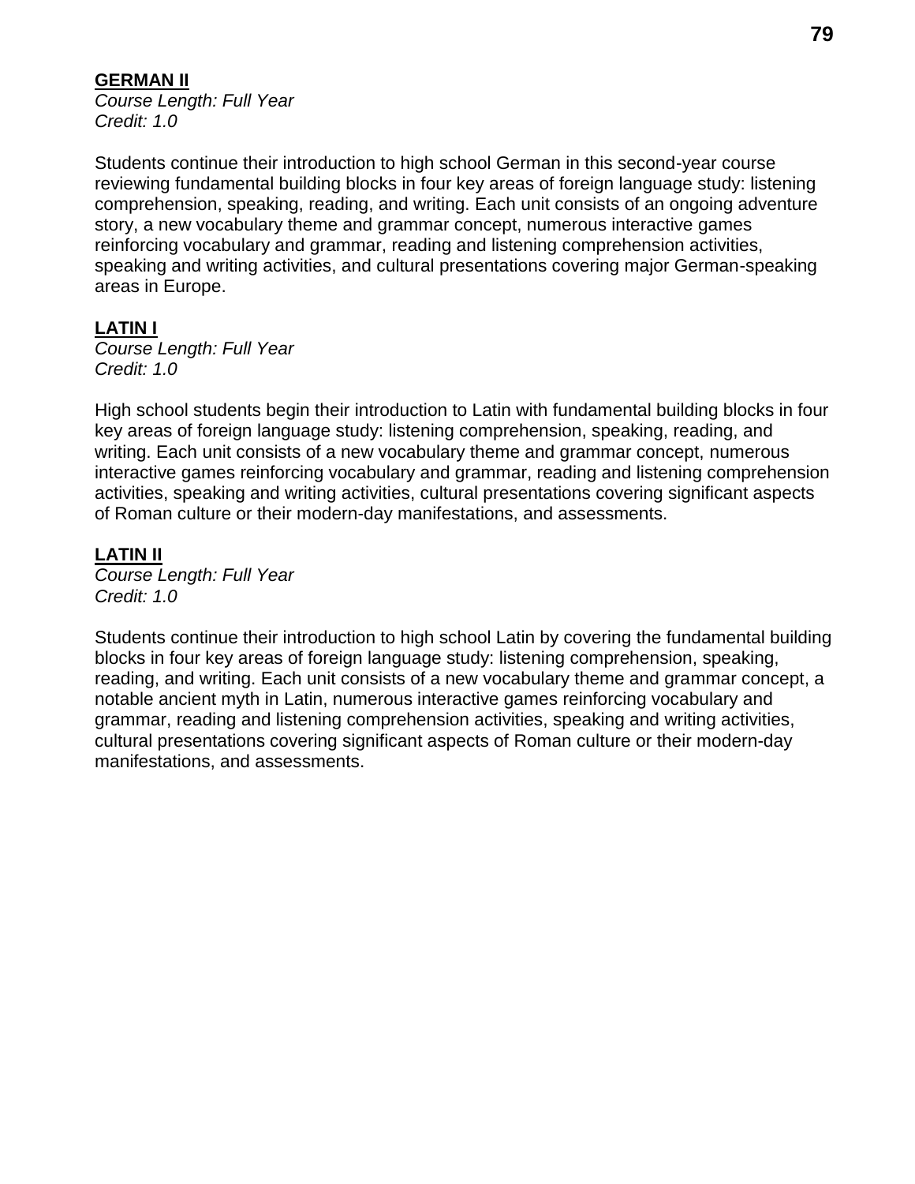## GERMAN II

*Course Length: Full Year*
*Credit: 1.0*

Students continue their introduction to high school German in this second-year course reviewing fundamental building blocks in four key areas of foreign language study: listening comprehension, speaking, reading, and writing. Each unit consists of an ongoing adventure story, a new vocabulary theme and grammar concept, numerous interactive games reinforcing vocabulary and grammar, reading and listening comprehension activities, speaking and writing activities, and cultural presentations covering major German-speaking areas in Europe.

## LATIN I

*Course Length: Full Year*
*Credit: 1.0*

High school students begin their introduction to Latin with fundamental building blocks in four key areas of foreign language study: listening comprehension, speaking, reading, and writing. Each unit consists of a new vocabulary theme and grammar concept, numerous interactive games reinforcing vocabulary and grammar, reading and listening comprehension activities, speaking and writing activities, cultural presentations covering significant aspects of Roman culture or their modern-day manifestations, and assessments.

## LATIN II

*Course Length: Full Year*
*Credit: 1.0*

Students continue their introduction to high school Latin by covering the fundamental building blocks in four key areas of foreign language study: listening comprehension, speaking, reading, and writing. Each unit consists of a new vocabulary theme and grammar concept, a notable ancient myth in Latin, numerous interactive games reinforcing vocabulary and grammar, reading and listening comprehension activities, speaking and writing activities, cultural presentations covering significant aspects of Roman culture or their modern-day manifestations, and assessments.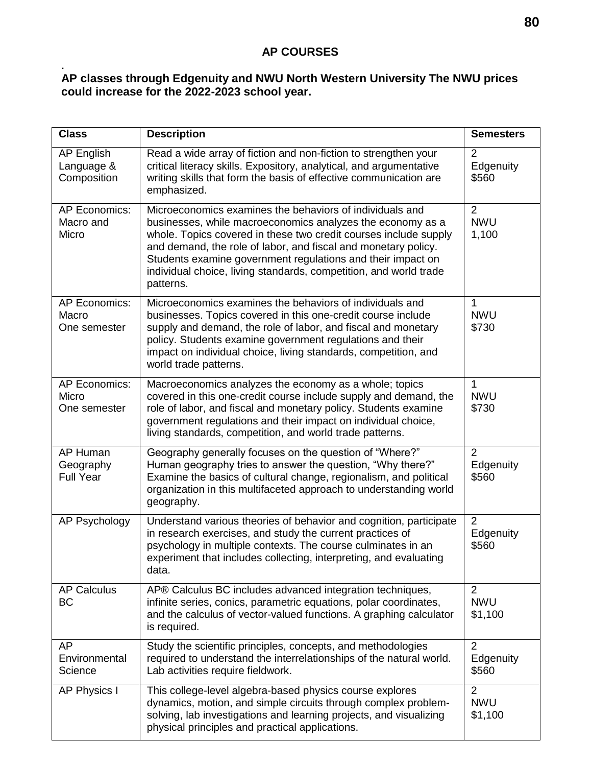## AP COURSES

.

**AP classes through Edgenuity and NWU North Western University The NWU prices could increase for the 2022-2023 school year.**

| Class | Description | Semesters |
|---|---|---|
| AP English Language & Composition | Read a wide array of fiction and non-fiction to strengthen your critical literacy skills. Expository, analytical, and argumentative writing skills that form the basis of effective communication are emphasized. | 2 Edgenuity $560 |
| AP Economics: Macro and Micro | Microeconomics examines the behaviors of individuals and businesses, while macroeconomics analyzes the economy as a whole. Topics covered in these two credit courses include supply and demand, the role of labor, and fiscal and monetary policy. Students examine government regulations and their impact on individual choice, living standards, competition, and world trade patterns. | 2 NWU 1,100 |
| AP Economics: Macro One semester | Microeconomics examines the behaviors of individuals and businesses. Topics covered in this one-credit course include supply and demand, the role of labor, and fiscal and monetary policy. Students examine government regulations and their impact on individual choice, living standards, competition, and world trade patterns. | 1 NWU $730 |
| AP Economics: Micro One semester | Macroeconomics analyzes the economy as a whole; topics covered in this one-credit course include supply and demand, the role of labor, and fiscal and monetary policy. Students examine government regulations and their impact on individual choice, living standards, competition, and world trade patterns. | 1 NWU $730 |
| AP Human Geography Full Year | Geography generally focuses on the question of "Where?" Human geography tries to answer the question, "Why there?" Examine the basics of cultural change, regionalism, and political organization in this multifaceted approach to understanding world geography. | 2 Edgenuity $560 |
| AP Psychology | Understand various theories of behavior and cognition, participate in research exercises, and study the current practices of psychology in multiple contexts. The course culminates in an experiment that includes collecting, interpreting, and evaluating data. | 2 Edgenuity $560 |
| AP Calculus BC | AP® Calculus BC includes advanced integration techniques, infinite series, conics, parametric equations, polar coordinates, and the calculus of vector-valued functions. A graphing calculator is required. | 2 NWU $1,100 |
| AP Environmental Science | Study the scientific principles, concepts, and methodologies required to understand the interrelationships of the natural world. Lab activities require fieldwork. | 2 Edgenuity $560 |
| AP Physics I | This college-level algebra-based physics course explores dynamics, motion, and simple circuits through complex problem-solving, lab investigations and learning projects, and visualizing physical principles and practical applications. | 2 NWU $1,100 |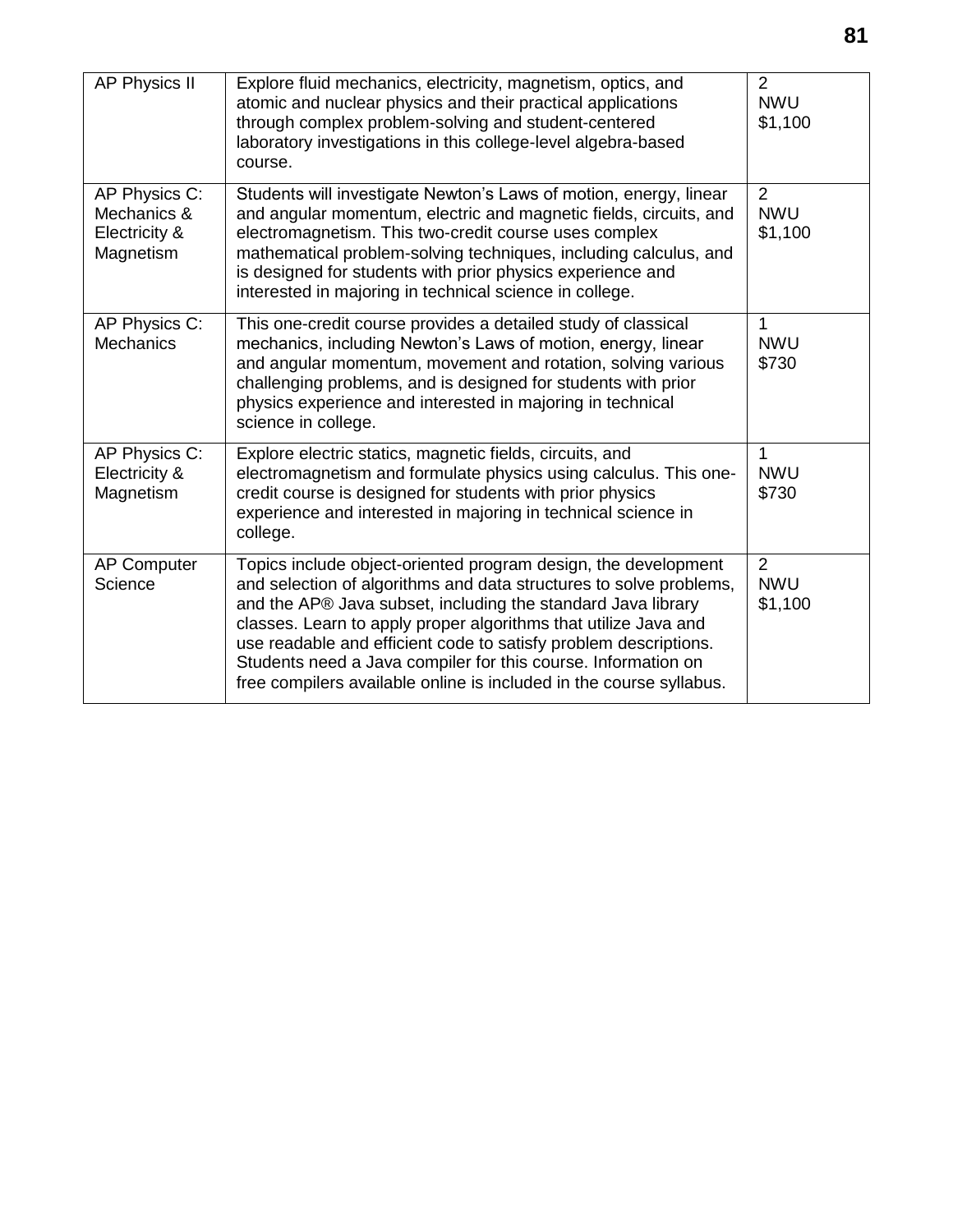| | | |
|---|---|---|
| AP Physics II | Explore fluid mechanics, electricity, magnetism, optics, and atomic and nuclear physics and their practical applications through complex problem-solving and student-centered laboratory investigations in this college-level algebra-based course. | 2<br>NWU<br>$1,100 |
| AP Physics C: Mechanics & Electricity & Magnetism | Students will investigate Newton's Laws of motion, energy, linear and angular momentum, electric and magnetic fields, circuits, and electromagnetism. This two-credit course uses complex mathematical problem-solving techniques, including calculus, and is designed for students with prior physics experience and interested in majoring in technical science in college. | 2<br>NWU<br>$1,100 |
| AP Physics C: Mechanics | This one-credit course provides a detailed study of classical mechanics, including Newton's Laws of motion, energy, linear and angular momentum, movement and rotation, solving various challenging problems, and is designed for students with prior physics experience and interested in majoring in technical science in college. | 1<br>NWU<br>$730 |
| AP Physics C: Electricity & Magnetism | Explore electric statics, magnetic fields, circuits, and electromagnetism and formulate physics using calculus. This one-credit course is designed for students with prior physics experience and interested in majoring in technical science in college. | 1<br>NWU<br>$730 |
| AP Computer Science | Topics include object-oriented program design, the development and selection of algorithms and data structures to solve problems, and the AP® Java subset, including the standard Java library classes. Learn to apply proper algorithms that utilize Java and use readable and efficient code to satisfy problem descriptions. Students need a Java compiler for this course. Information on free compilers available online is included in the course syllabus. | 2<br>NWU<br>$1,100 |